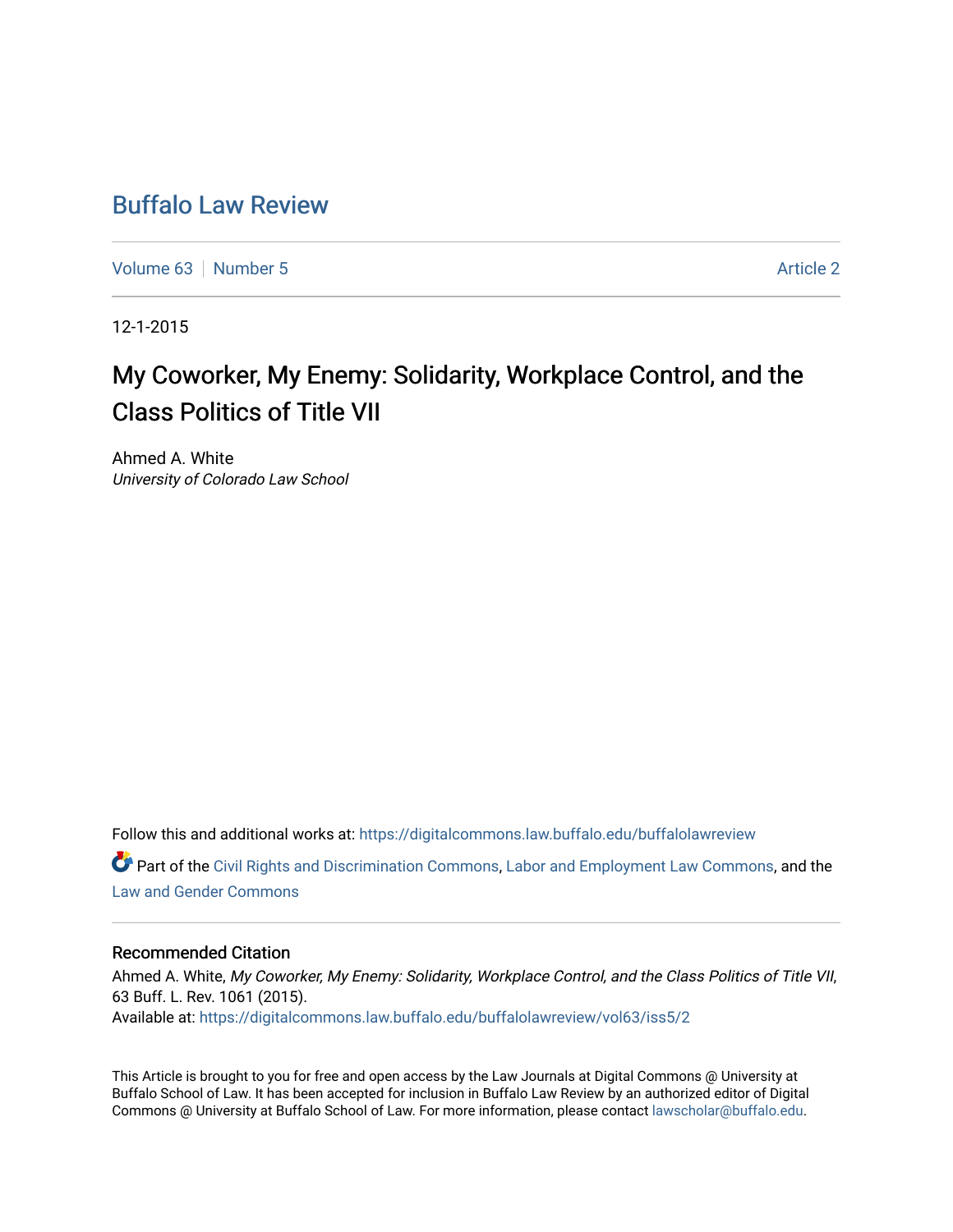# Buffalo Law Review

Volume 63 | Number 5 | Article 2

12-1-2015

## My Coworker, My Enemy: Solidarity, Workplace Control, and the Class Politics of Title VII

Ahmed A. White
*University of Colorado Law School*

Follow this and additional works at: https://digitalcommons.law.buffalo.edu/buffalolawreview

Part of the Civil Rights and Discrimination Commons, Labor and Employment Law Commons, and the Law and Gender Commons

### Recommended Citation

Ahmed A. White, *My Coworker, My Enemy: Solidarity, Workplace Control, and the Class Politics of Title VII*, 63 Buff. L. Rev. 1061 (2015).
Available at: https://digitalcommons.law.buffalo.edu/buffalolawreview/vol63/iss5/2

This Article is brought to you for free and open access by the Law Journals at Digital Commons @ University at Buffalo School of Law. It has been accepted for inclusion in Buffalo Law Review by an authorized editor of Digital Commons @ University at Buffalo School of Law. For more information, please contact lawscholar@buffalo.edu.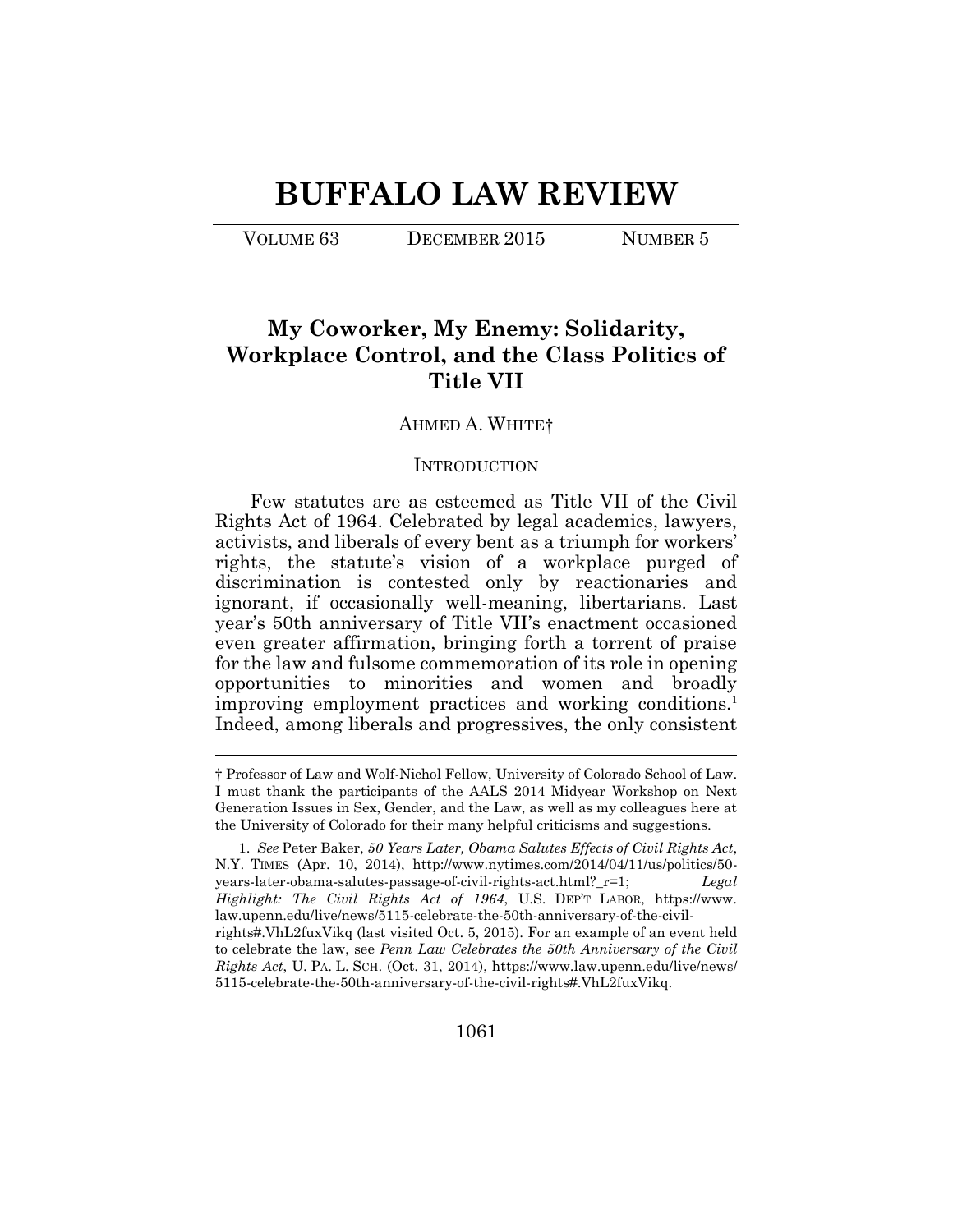# BUFFALO LAW REVIEW

VOLUME 63 DECEMBER 2015 NUMBER 5

## My Coworker, My Enemy: Solidarity, Workplace Control, and the Class Politics of Title VII

AHMED A. WHITE†

### INTRODUCTION

Few statutes are as esteemed as Title VII of the Civil Rights Act of 1964. Celebrated by legal academics, lawyers, activists, and liberals of every bent as a triumph for workers' rights, the statute's vision of a workplace purged of discrimination is contested only by reactionaries and ignorant, if occasionally well-meaning, libertarians. Last year's 50th anniversary of Title VII's enactment occasioned even greater affirmation, bringing forth a torrent of praise for the law and fulsome commemoration of its role in opening opportunities to minorities and women and broadly improving employment practices and working conditions.[1] Indeed, among liberals and progressives, the only consistent

---

† Professor of Law and Wolf-Nichol Fellow, University of Colorado School of Law. I must thank the participants of the AALS 2014 Midyear Workshop on Next Generation Issues in Sex, Gender, and the Law, as well as my colleagues here at the University of Colorado for their many helpful criticisms and suggestions.

1. *See* Peter Baker, *50 Years Later, Obama Salutes Effects of Civil Rights Act*, N.Y. TIMES (Apr. 10, 2014), http://www.nytimes.com/2014/04/11/us/politics/50-years-later-obama-salutes-passage-of-civil-rights-act.html?_r=1; *Legal Highlight: The Civil Rights Act of 1964*, U.S. DEP'T LABOR, https://www.law.upenn.edu/live/news/5115-celebrate-the-50th-anniversary-of-the-civil-rights#.VhL2fuxVikq (last visited Oct. 5, 2015). For an example of an event held to celebrate the law, see *Penn Law Celebrates the 50th Anniversary of the Civil Rights Act*, U. PA. L. SCH. (Oct. 31, 2014), https://www.law.upenn.edu/live/news/5115-celebrate-the-50th-anniversary-of-the-civil-rights#.VhL2fuxVikq.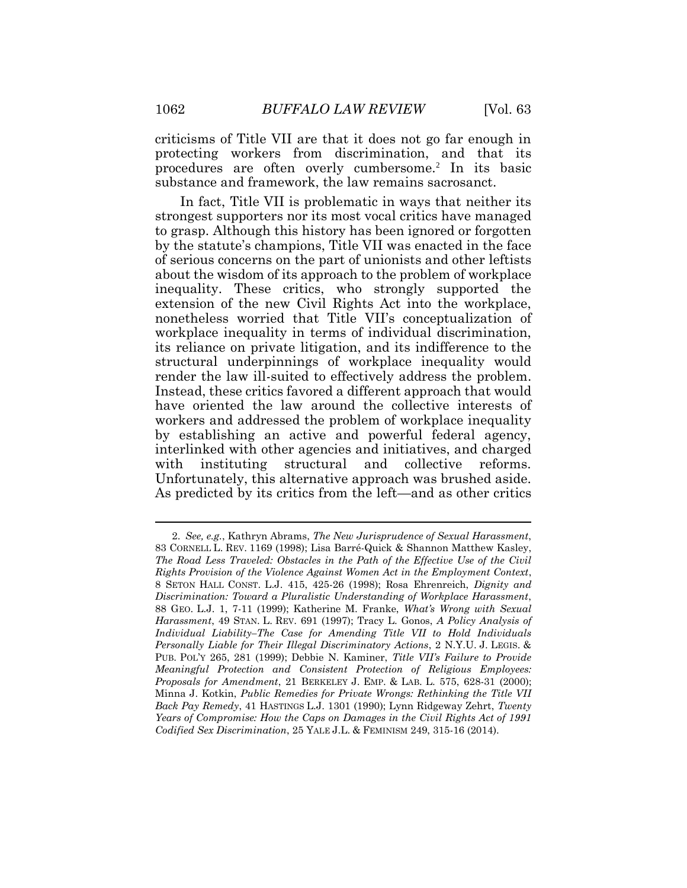criticisms of Title VII are that it does not go far enough in protecting workers from discrimination, and that its procedures are often overly cumbersome.[2] In its basic substance and framework, the law remains sacrosanct.

In fact, Title VII is problematic in ways that neither its strongest supporters nor its most vocal critics have managed to grasp. Although this history has been ignored or forgotten by the statute's champions, Title VII was enacted in the face of serious concerns on the part of unionists and other leftists about the wisdom of its approach to the problem of workplace inequality. These critics, who strongly supported the extension of the new Civil Rights Act into the workplace, nonetheless worried that Title VII's conceptualization of workplace inequality in terms of individual discrimination, its reliance on private litigation, and its indifference to the structural underpinnings of workplace inequality would render the law ill-suited to effectively address the problem. Instead, these critics favored a different approach that would have oriented the law around the collective interests of workers and addressed the problem of workplace inequality by establishing an active and powerful federal agency, interlinked with other agencies and initiatives, and charged with instituting structural and collective reforms. Unfortunately, this alternative approach was brushed aside. As predicted by its critics from the left—and as other critics

---

2. *See, e.g.*, Kathryn Abrams, *The New Jurisprudence of Sexual Harassment*, 83 CORNELL L. REV. 1169 (1998); Lisa Barré-Quick & Shannon Matthew Kasley, *The Road Less Traveled: Obstacles in the Path of the Effective Use of the Civil Rights Provision of the Violence Against Women Act in the Employment Context*, 8 SETON HALL CONST. L.J. 415, 425-26 (1998); Rosa Ehrenreich, *Dignity and Discrimination: Toward a Pluralistic Understanding of Workplace Harassment*, 88 GEO. L.J. 1, 7-11 (1999); Katherine M. Franke, *What's Wrong with Sexual Harassment*, 49 STAN. L. REV. 691 (1997); Tracy L. Gonos, *A Policy Analysis of Individual Liability–The Case for Amending Title VII to Hold Individuals Personally Liable for Their Illegal Discriminatory Actions*, 2 N.Y.U. J. LEGIS. & PUB. POL'Y 265, 281 (1999); Debbie N. Kaminer, *Title VII's Failure to Provide Meaningful Protection and Consistent Protection of Religious Employees: Proposals for Amendment*, 21 BERKELEY J. EMP. & LAB. L. 575, 628-31 (2000); Minna J. Kotkin, *Public Remedies for Private Wrongs: Rethinking the Title VII Back Pay Remedy*, 41 HASTINGS L.J. 1301 (1990); Lynn Ridgeway Zehrt, *Twenty Years of Compromise: How the Caps on Damages in the Civil Rights Act of 1991 Codified Sex Discrimination*, 25 YALE J.L. & FEMINISM 249, 315-16 (2014).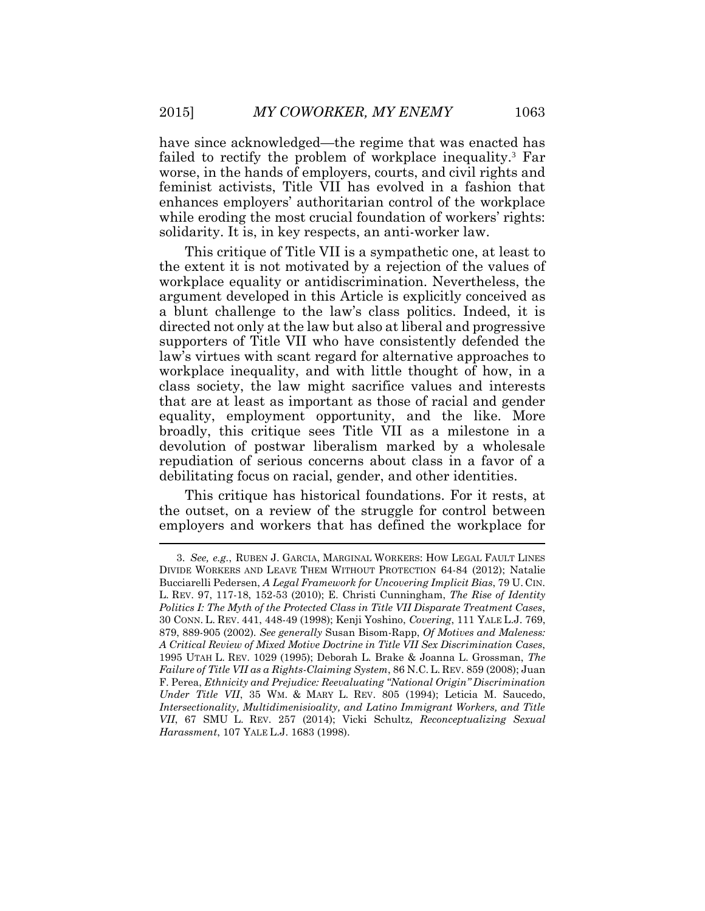have since acknowledged—the regime that was enacted has failed to rectify the problem of workplace inequality.[3] Far worse, in the hands of employers, courts, and civil rights and feminist activists, Title VII has evolved in a fashion that enhances employers' authoritarian control of the workplace while eroding the most crucial foundation of workers' rights: solidarity. It is, in key respects, an anti-worker law.

This critique of Title VII is a sympathetic one, at least to the extent it is not motivated by a rejection of the values of workplace equality or antidiscrimination. Nevertheless, the argument developed in this Article is explicitly conceived as a blunt challenge to the law's class politics. Indeed, it is directed not only at the law but also at liberal and progressive supporters of Title VII who have consistently defended the law's virtues with scant regard for alternative approaches to workplace inequality, and with little thought of how, in a class society, the law might sacrifice values and interests that are at least as important as those of racial and gender equality, employment opportunity, and the like. More broadly, this critique sees Title VII as a milestone in a devolution of postwar liberalism marked by a wholesale repudiation of serious concerns about class in a favor of a debilitating focus on racial, gender, and other identities.

This critique has historical foundations. For it rests, at the outset, on a review of the struggle for control between employers and workers that has defined the workplace for

3. *See, e.g.*, RUBEN J. GARCIA, MARGINAL WORKERS: HOW LEGAL FAULT LINES DIVIDE WORKERS AND LEAVE THEM WITHOUT PROTECTION 64-84 (2012); Natalie Bucciarelli Pedersen, *A Legal Framework for Uncovering Implicit Bias*, 79 U. CIN. L. REV. 97, 117-18, 152-53 (2010); E. Christi Cunningham, *The Rise of Identity Politics I: The Myth of the Protected Class in Title VII Disparate Treatment Cases*, 30 CONN. L. REV. 441, 448-49 (1998); Kenji Yoshino, *Covering*, 111 YALE L.J. 769, 879, 889-905 (2002). *See generally* Susan Bisom-Rapp, *Of Motives and Maleness: A Critical Review of Mixed Motive Doctrine in Title VII Sex Discrimination Cases*, 1995 UTAH L. REV. 1029 (1995); Deborah L. Brake & Joanna L. Grossman, *The Failure of Title VII as a Rights-Claiming System*, 86 N.C. L. REV. 859 (2008); Juan F. Perea, *Ethnicity and Prejudice: Reevaluating "National Origin" Discrimination Under Title VII*, 35 WM. & MARY L. REV. 805 (1994); Leticia M. Saucedo, *Intersectionality, Multidimenisioality, and Latino Immigrant Workers, and Title VII*, 67 SMU L. REV. 257 (2014); Vicki Schultz, *Reconceptualizing Sexual Harassment*, 107 YALE L.J. 1683 (1998).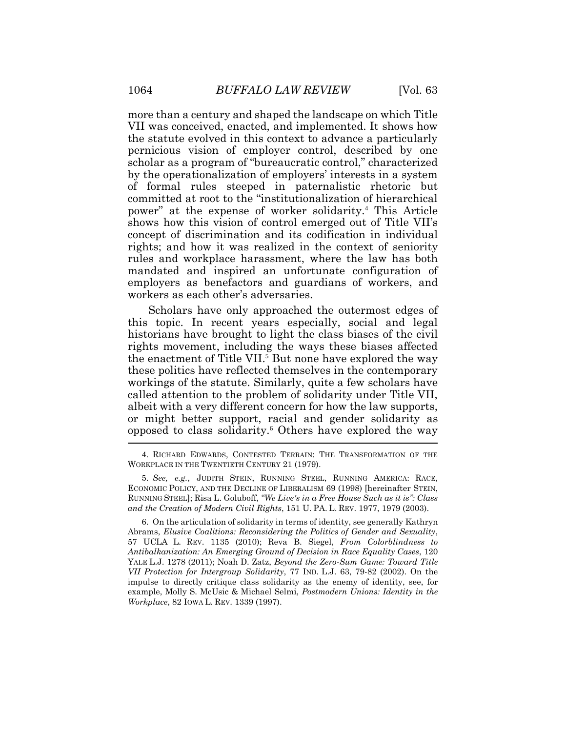more than a century and shaped the landscape on which Title VII was conceived, enacted, and implemented. It shows how the statute evolved in this context to advance a particularly pernicious vision of employer control, described by one scholar as a program of "bureaucratic control," characterized by the operationalization of employers' interests in a system of formal rules steeped in paternalistic rhetoric but committed at root to the "institutionalization of hierarchical power" at the expense of worker solidarity.[4] This Article shows how this vision of control emerged out of Title VII's concept of discrimination and its codification in individual rights; and how it was realized in the context of seniority rules and workplace harassment, where the law has both mandated and inspired an unfortunate configuration of employers as benefactors and guardians of workers, and workers as each other's adversaries.

Scholars have only approached the outermost edges of this topic. In recent years especially, social and legal historians have brought to light the class biases of the civil rights movement, including the ways these biases affected the enactment of Title VII.[5] But none have explored the way these politics have reflected themselves in the contemporary workings of the statute. Similarly, quite a few scholars have called attention to the problem of solidarity under Title VII, albeit with a very different concern for how the law supports, or might better support, racial and gender solidarity as opposed to class solidarity.[6] Others have explored the way

---

4. RICHARD EDWARDS, CONTESTED TERRAIN: THE TRANSFORMATION OF THE WORKPLACE IN THE TWENTIETH CENTURY 21 (1979).

5. *See, e.g.*, JUDITH STEIN, RUNNING STEEL, RUNNING AMERICA: RACE, ECONOMIC POLICY, AND THE DECLINE OF LIBERALISM 69 (1998) [hereinafter STEIN, RUNNING STEEL]; Risa L. Goluboff, *"We Live's in a Free House Such as it is": Class and the Creation of Modern Civil Rights*, 151 U. PA. L. REV. 1977, 1979 (2003).

6. On the articulation of solidarity in terms of identity, see generally Kathryn Abrams, *Elusive Coalitions: Reconsidering the Politics of Gender and Sexuality*, 57 UCLA L. REV. 1135 (2010); Reva B. Siegel, *From Colorblindness to Antibalkanization: An Emerging Ground of Decision in Race Equality Cases*, 120 YALE L.J. 1278 (2011); Noah D. Zatz, *Beyond the Zero-Sum Game: Toward Title VII Protection for Intergroup Solidarity*, 77 IND. L.J. 63, 79-82 (2002). On the impulse to directly critique class solidarity as the enemy of identity, see, for example, Molly S. McUsic & Michael Selmi, *Postmodern Unions: Identity in the Workplace*, 82 IOWA L. REV. 1339 (1997).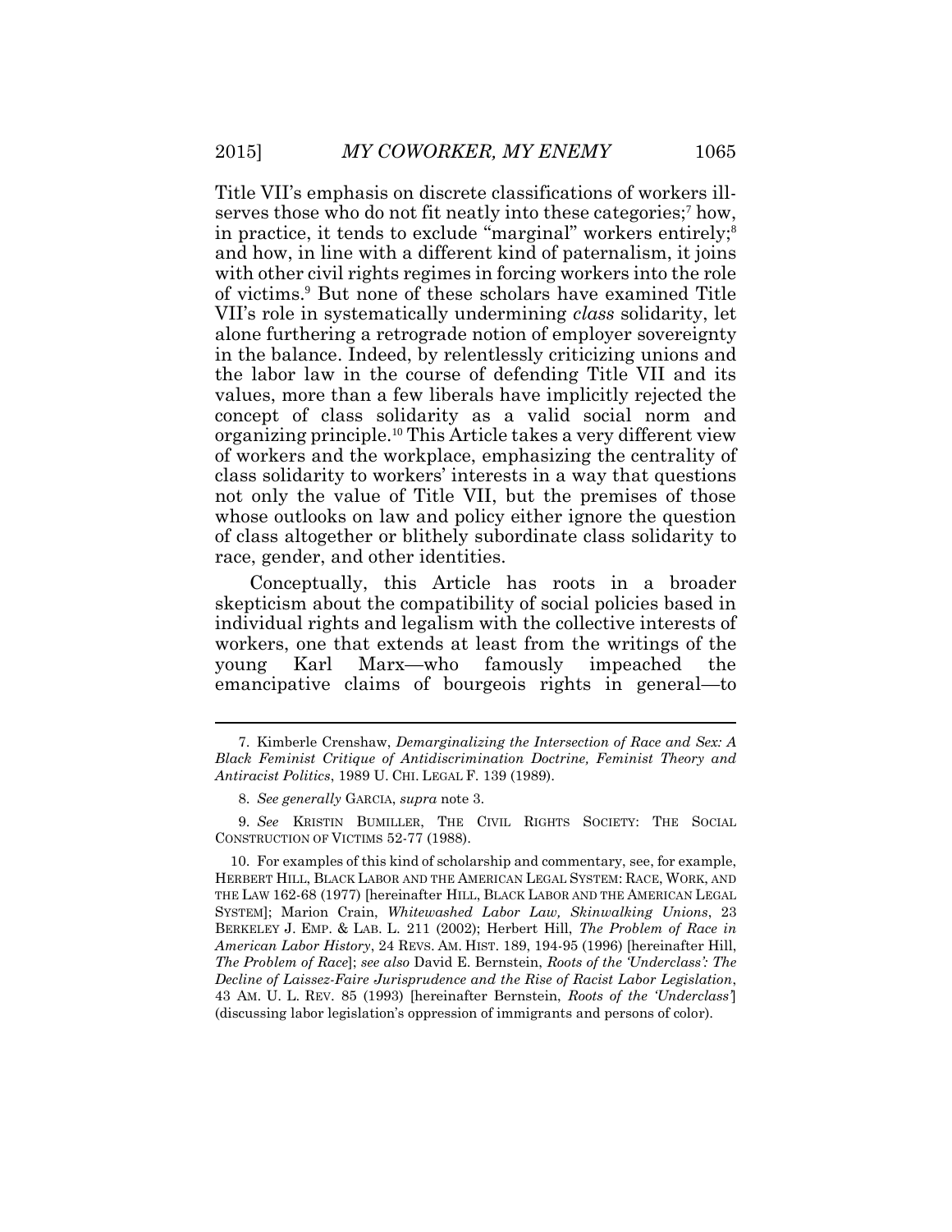Title VII's emphasis on discrete classifications of workers ill-serves those who do not fit neatly into these categories;[7] how, in practice, it tends to exclude "marginal" workers entirely;[8] and how, in line with a different kind of paternalism, it joins with other civil rights regimes in forcing workers into the role of victims.[9] But none of these scholars have examined Title VII's role in systematically undermining *class* solidarity, let alone furthering a retrograde notion of employer sovereignty in the balance. Indeed, by relentlessly criticizing unions and the labor law in the course of defending Title VII and its values, more than a few liberals have implicitly rejected the concept of class solidarity as a valid social norm and organizing principle.[10] This Article takes a very different view of workers and the workplace, emphasizing the centrality of class solidarity to workers' interests in a way that questions not only the value of Title VII, but the premises of those whose outlooks on law and policy either ignore the question of class altogether or blithely subordinate class solidarity to race, gender, and other identities.

Conceptually, this Article has roots in a broader skepticism about the compatibility of social policies based in individual rights and legalism with the collective interests of workers, one that extends at least from the writings of the young Karl Marx—who famously impeached the emancipative claims of bourgeois rights in general—to

---

7. Kimberle Crenshaw, *Demarginalizing the Intersection of Race and Sex: A Black Feminist Critique of Antidiscrimination Doctrine, Feminist Theory and Antiracist Politics*, 1989 U. CHI. LEGAL F. 139 (1989).

8. *See generally* GARCIA, *supra* note 3.

9. *See* KRISTIN BUMILLER, THE CIVIL RIGHTS SOCIETY: THE SOCIAL CONSTRUCTION OF VICTIMS 52-77 (1988).

10. For examples of this kind of scholarship and commentary, see, for example, HERBERT HILL, BLACK LABOR AND THE AMERICAN LEGAL SYSTEM: RACE, WORK, AND THE LAW 162-68 (1977) [hereinafter HILL, BLACK LABOR AND THE AMERICAN LEGAL SYSTEM]; Marion Crain, *Whitewashed Labor Law, Skinwalking Unions*, 23 BERKELEY J. EMP. & LAB. L. 211 (2002); Herbert Hill, *The Problem of Race in American Labor History*, 24 REVS. AM. HIST. 189, 194-95 (1996) [hereinafter Hill, *The Problem of Race*]; *see also* David E. Bernstein, *Roots of the 'Underclass': The Decline of Laissez-Faire Jurisprudence and the Rise of Racist Labor Legislation*, 43 AM. U. L. REV. 85 (1993) [hereinafter Bernstein, *Roots of the 'Underclass'*] (discussing labor legislation's oppression of immigrants and persons of color).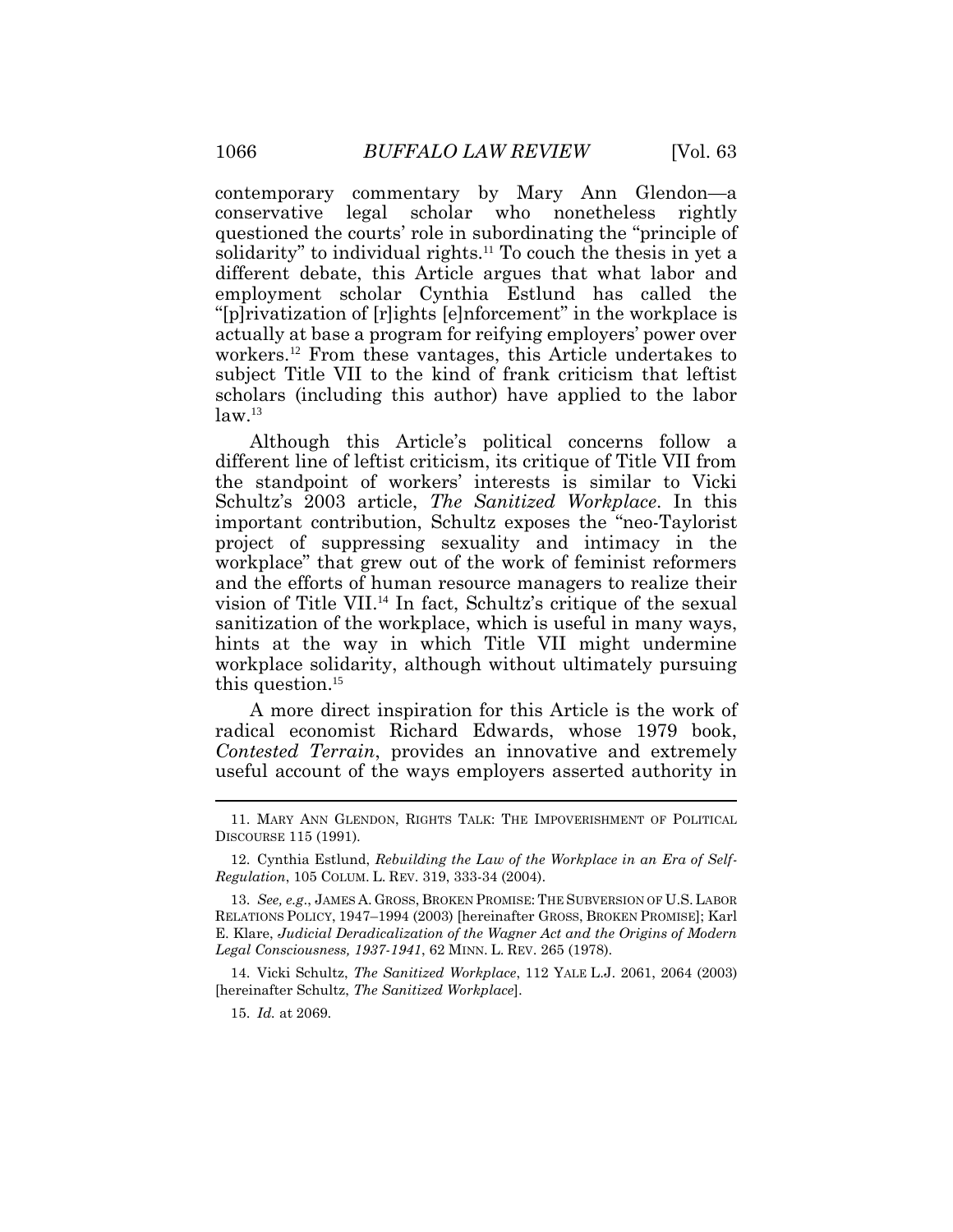contemporary commentary by Mary Ann Glendon—a conservative legal scholar who nonetheless rightly questioned the courts' role in subordinating the "principle of solidarity" to individual rights.[11] To couch the thesis in yet a different debate, this Article argues that what labor and employment scholar Cynthia Estlund has called the "[p]rivatization of [r]ights [e]nforcement" in the workplace is actually at base a program for reifying employers' power over workers.[12] From these vantages, this Article undertakes to subject Title VII to the kind of frank criticism that leftist scholars (including this author) have applied to the labor law.[13]

Although this Article's political concerns follow a different line of leftist criticism, its critique of Title VII from the standpoint of workers' interests is similar to Vicki Schultz's 2003 article, *The Sanitized Workplace*. In this important contribution, Schultz exposes the "neo-Taylorist project of suppressing sexuality and intimacy in the workplace" that grew out of the work of feminist reformers and the efforts of human resource managers to realize their vision of Title VII.[14] In fact, Schultz's critique of the sexual sanitization of the workplace, which is useful in many ways, hints at the way in which Title VII might undermine workplace solidarity, although without ultimately pursuing this question.[15]

A more direct inspiration for this Article is the work of radical economist Richard Edwards, whose 1979 book, *Contested Terrain*, provides an innovative and extremely useful account of the ways employers asserted authority in

---

11. MARY ANN GLENDON, RIGHTS TALK: THE IMPOVERISHMENT OF POLITICAL DISCOURSE 115 (1991).

12. Cynthia Estlund, *Rebuilding the Law of the Workplace in an Era of Self-Regulation*, 105 COLUM. L. REV. 319, 333-34 (2004).

13. *See, e.g.*, JAMES A. GROSS, BROKEN PROMISE: THE SUBVERSION OF U.S. LABOR RELATIONS POLICY, 1947–1994 (2003) [hereinafter GROSS, BROKEN PROMISE]; Karl E. Klare, *Judicial Deradicalization of the Wagner Act and the Origins of Modern Legal Consciousness, 1937-1941*, 62 MINN. L. REV. 265 (1978).

14. Vicki Schultz, *The Sanitized Workplace*, 112 YALE L.J. 2061, 2064 (2003) [hereinafter Schultz, *The Sanitized Workplace*].

15. *Id.* at 2069.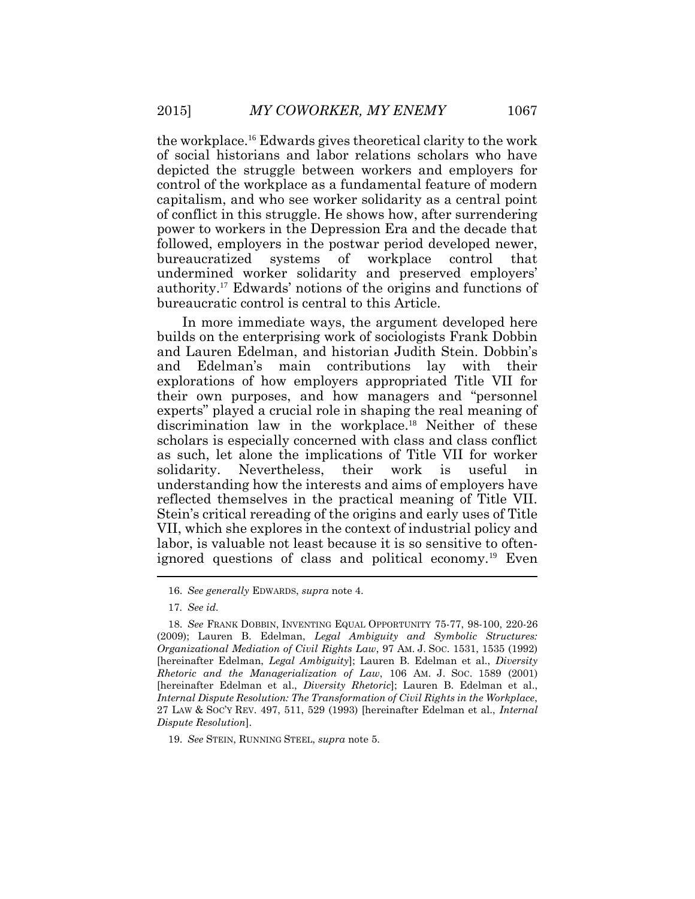the workplace.[16] Edwards gives theoretical clarity to the work of social historians and labor relations scholars who have depicted the struggle between workers and employers for control of the workplace as a fundamental feature of modern capitalism, and who see worker solidarity as a central point of conflict in this struggle. He shows how, after surrendering power to workers in the Depression Era and the decade that followed, employers in the postwar period developed newer, bureaucratized systems of workplace control that undermined worker solidarity and preserved employers' authority.[17] Edwards' notions of the origins and functions of bureaucratic control is central to this Article.

In more immediate ways, the argument developed here builds on the enterprising work of sociologists Frank Dobbin and Lauren Edelman, and historian Judith Stein. Dobbin's and Edelman's main contributions lay with their explorations of how employers appropriated Title VII for their own purposes, and how managers and "personnel experts" played a crucial role in shaping the real meaning of discrimination law in the workplace.[18] Neither of these scholars is especially concerned with class and class conflict as such, let alone the implications of Title VII for worker solidarity. Nevertheless, their work is useful in understanding how the interests and aims of employers have reflected themselves in the practical meaning of Title VII. Stein's critical rereading of the origins and early uses of Title VII, which she explores in the context of industrial policy and labor, is valuable not least because it is so sensitive to often-ignored questions of class and political economy.[19] Even

---

16. *See generally* EDWARDS, *supra* note 4.

17. *See id.*

18. *See* FRANK DOBBIN, INVENTING EQUAL OPPORTUNITY 75-77, 98-100, 220-26 (2009); Lauren B. Edelman, *Legal Ambiguity and Symbolic Structures: Organizational Mediation of Civil Rights Law*, 97 AM. J. SOC. 1531, 1535 (1992) [hereinafter Edelman, *Legal Ambiguity*]; Lauren B. Edelman et al., *Diversity Rhetoric and the Managerialization of Law*, 106 AM. J. SOC. 1589 (2001) [hereinafter Edelman et al., *Diversity Rhetoric*]; Lauren B. Edelman et al., *Internal Dispute Resolution: The Transformation of Civil Rights in the Workplace*, 27 LAW & SOC'Y REV. 497, 511, 529 (1993) [hereinafter Edelman et al., *Internal Dispute Resolution*].

19. *See* STEIN, RUNNING STEEL, *supra* note 5.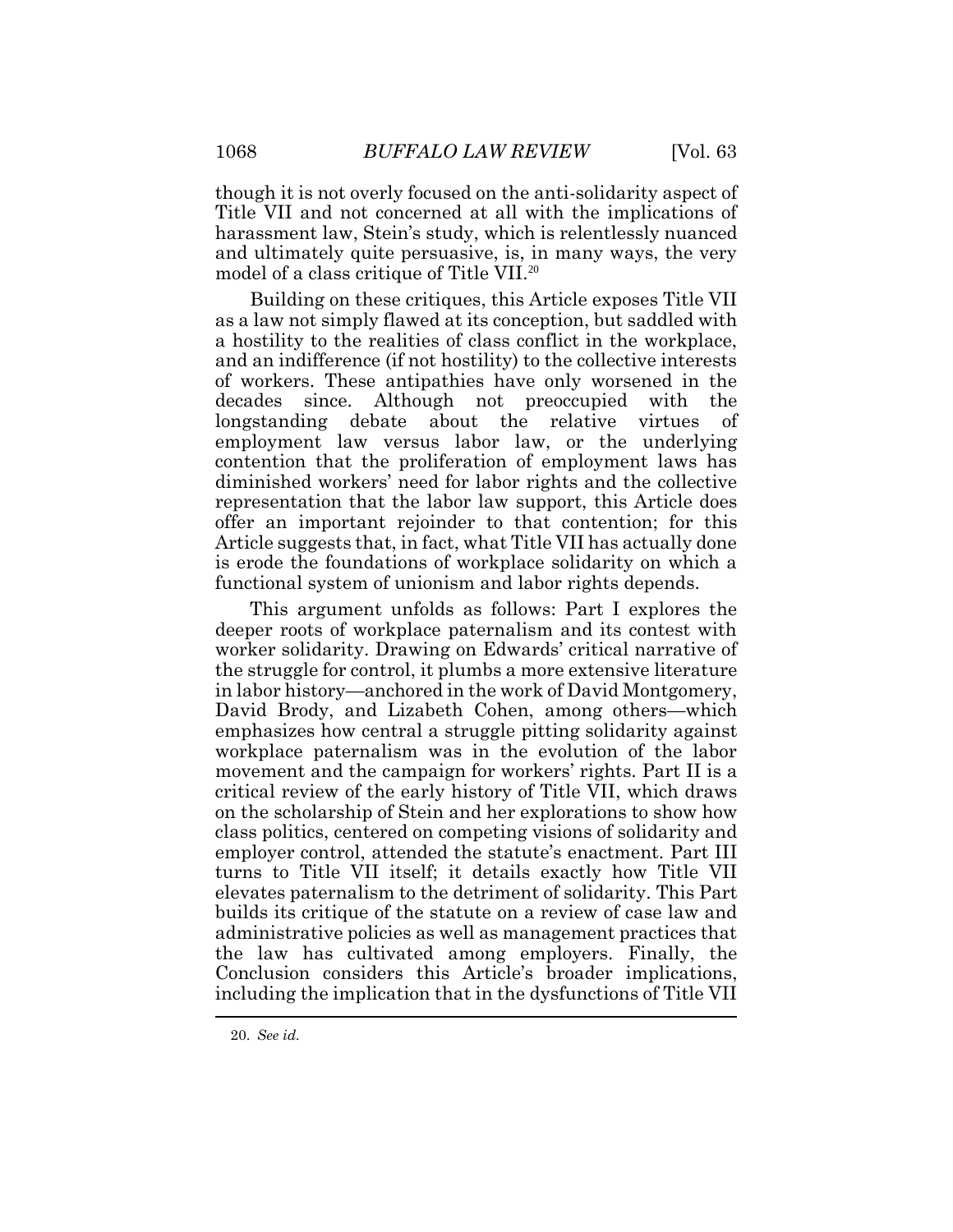though it is not overly focused on the anti-solidarity aspect of Title VII and not concerned at all with the implications of harassment law, Stein's study, which is relentlessly nuanced and ultimately quite persuasive, is, in many ways, the very model of a class critique of Title VII.[20]

Building on these critiques, this Article exposes Title VII as a law not simply flawed at its conception, but saddled with a hostility to the realities of class conflict in the workplace, and an indifference (if not hostility) to the collective interests of workers. These antipathies have only worsened in the decades since. Although not preoccupied with the longstanding debate about the relative virtues of employment law versus labor law, or the underlying contention that the proliferation of employment laws has diminished workers' need for labor rights and the collective representation that the labor law support, this Article does offer an important rejoinder to that contention; for this Article suggests that, in fact, what Title VII has actually done is erode the foundations of workplace solidarity on which a functional system of unionism and labor rights depends.

This argument unfolds as follows: Part I explores the deeper roots of workplace paternalism and its contest with worker solidarity. Drawing on Edwards' critical narrative of the struggle for control, it plumbs a more extensive literature in labor history—anchored in the work of David Montgomery, David Brody, and Lizabeth Cohen, among others—which emphasizes how central a struggle pitting solidarity against workplace paternalism was in the evolution of the labor movement and the campaign for workers' rights. Part II is a critical review of the early history of Title VII, which draws on the scholarship of Stein and her explorations to show how class politics, centered on competing visions of solidarity and employer control, attended the statute's enactment. Part III turns to Title VII itself; it details exactly how Title VII elevates paternalism to the detriment of solidarity. This Part builds its critique of the statute on a review of case law and administrative policies as well as management practices that the law has cultivated among employers. Finally, the Conclusion considers this Article's broader implications, including the implication that in the dysfunctions of Title VII

20. *See id.*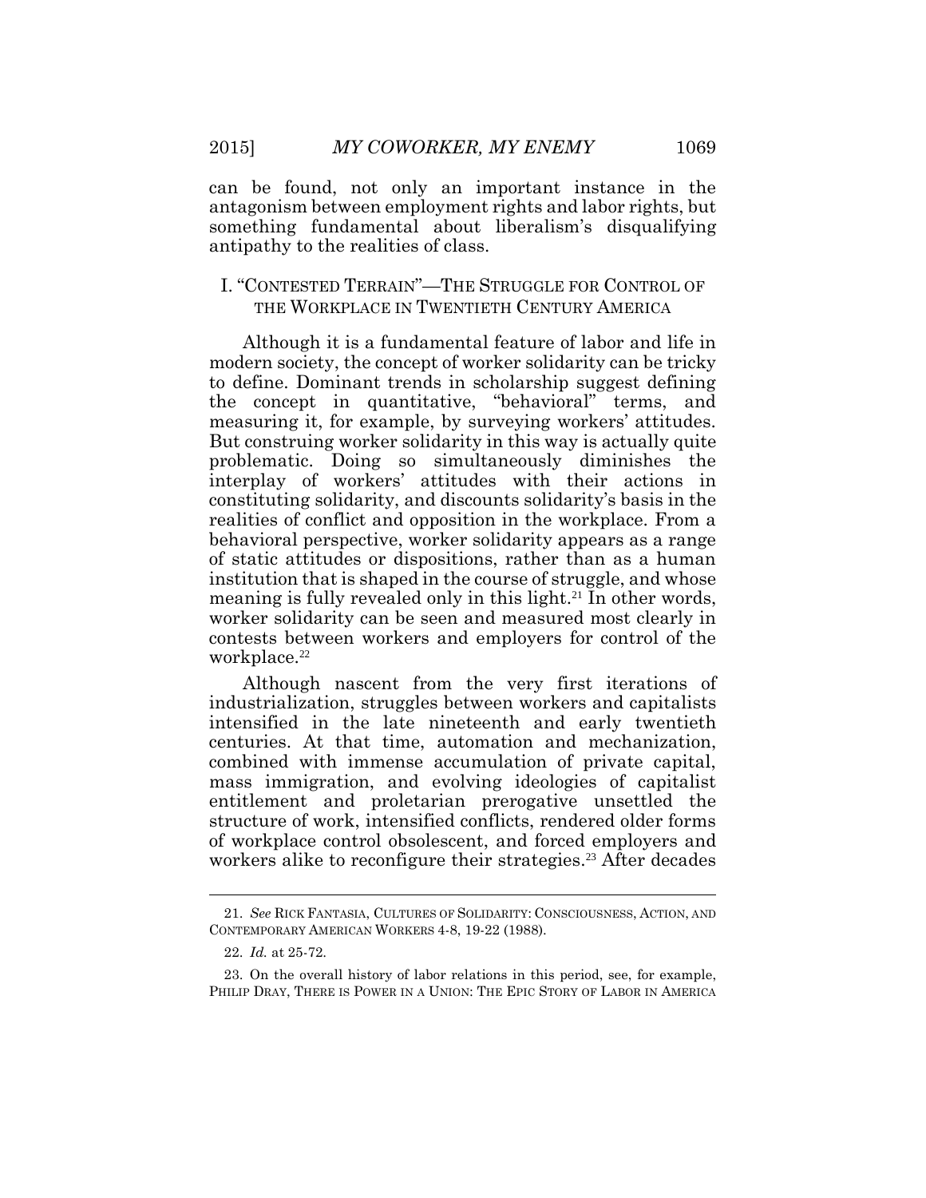can be found, not only an important instance in the antagonism between employment rights and labor rights, but something fundamental about liberalism's disqualifying antipathy to the realities of class.

## I. "CONTESTED TERRAIN"—THE STRUGGLE FOR CONTROL OF THE WORKPLACE IN TWENTIETH CENTURY AMERICA

Although it is a fundamental feature of labor and life in modern society, the concept of worker solidarity can be tricky to define. Dominant trends in scholarship suggest defining the concept in quantitative, "behavioral" terms, and measuring it, for example, by surveying workers' attitudes. But construing worker solidarity in this way is actually quite problematic. Doing so simultaneously diminishes the interplay of workers' attitudes with their actions in constituting solidarity, and discounts solidarity's basis in the realities of conflict and opposition in the workplace. From a behavioral perspective, worker solidarity appears as a range of static attitudes or dispositions, rather than as a human institution that is shaped in the course of struggle, and whose meaning is fully revealed only in this light.[21] In other words, worker solidarity can be seen and measured most clearly in contests between workers and employers for control of the workplace.[22]

Although nascent from the very first iterations of industrialization, struggles between workers and capitalists intensified in the late nineteenth and early twentieth centuries. At that time, automation and mechanization, combined with immense accumulation of private capital, mass immigration, and evolving ideologies of capitalist entitlement and proletarian prerogative unsettled the structure of work, intensified conflicts, rendered older forms of workplace control obsolescent, and forced employers and workers alike to reconfigure their strategies.[23] After decades

---

21. *See* RICK FANTASIA, CULTURES OF SOLIDARITY: CONSCIOUSNESS, ACTION, AND CONTEMPORARY AMERICAN WORKERS 4-8, 19-22 (1988).

22. *Id.* at 25-72.

23. On the overall history of labor relations in this period, see, for example, PHILIP DRAY, THERE IS POWER IN A UNION: THE EPIC STORY OF LABOR IN AMERICA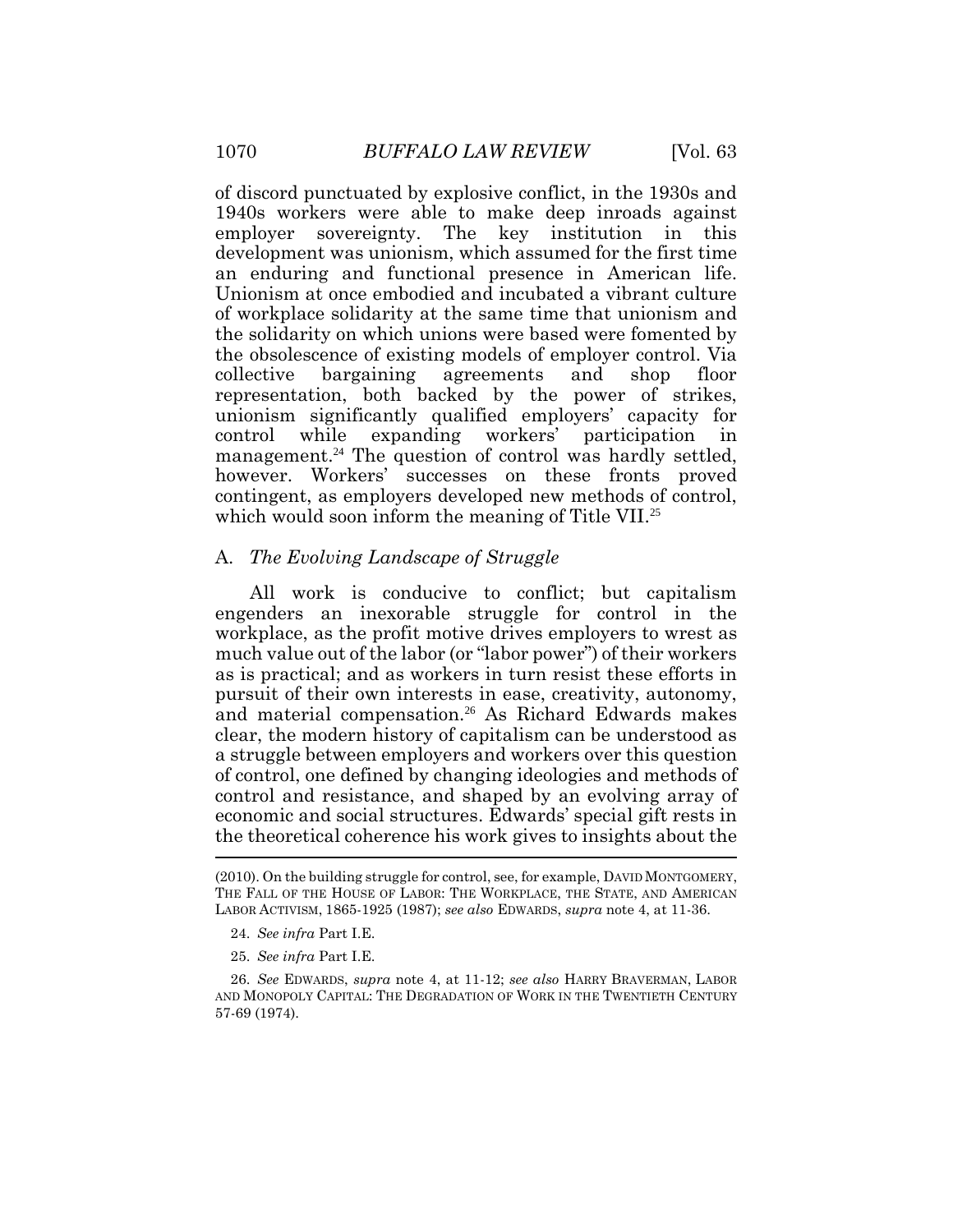of discord punctuated by explosive conflict, in the 1930s and 1940s workers were able to make deep inroads against employer sovereignty. The key institution in this development was unionism, which assumed for the first time an enduring and functional presence in American life. Unionism at once embodied and incubated a vibrant culture of workplace solidarity at the same time that unionism and the solidarity on which unions were based were fomented by the obsolescence of existing models of employer control. Via collective bargaining agreements and shop floor representation, both backed by the power of strikes, unionism significantly qualified employers' capacity for control while expanding workers' participation in management.[24] The question of control was hardly settled, however. Workers' successes on these fronts proved contingent, as employers developed new methods of control, which would soon inform the meaning of Title VII.[25]

## A. *The Evolving Landscape of Struggle*

All work is conducive to conflict; but capitalism engenders an inexorable struggle for control in the workplace, as the profit motive drives employers to wrest as much value out of the labor (or "labor power") of their workers as is practical; and as workers in turn resist these efforts in pursuit of their own interests in ease, creativity, autonomy, and material compensation.[26] As Richard Edwards makes clear, the modern history of capitalism can be understood as a struggle between employers and workers over this question of control, one defined by changing ideologies and methods of control and resistance, and shaped by an evolving array of economic and social structures. Edwards' special gift rests in the theoretical coherence his work gives to insights about the

---

(2010). On the building struggle for control, see, for example, DAVID MONTGOMERY, THE FALL OF THE HOUSE OF LABOR: THE WORKPLACE, THE STATE, AND AMERICAN LABOR ACTIVISM, 1865-1925 (1987); *see also* EDWARDS, *supra* note 4, at 11-36.

24. *See infra* Part I.E.

25. *See infra* Part I.E.

26. *See* EDWARDS, *supra* note 4, at 11-12; *see also* HARRY BRAVERMAN, LABOR AND MONOPOLY CAPITAL: THE DEGRADATION OF WORK IN THE TWENTIETH CENTURY 57-69 (1974).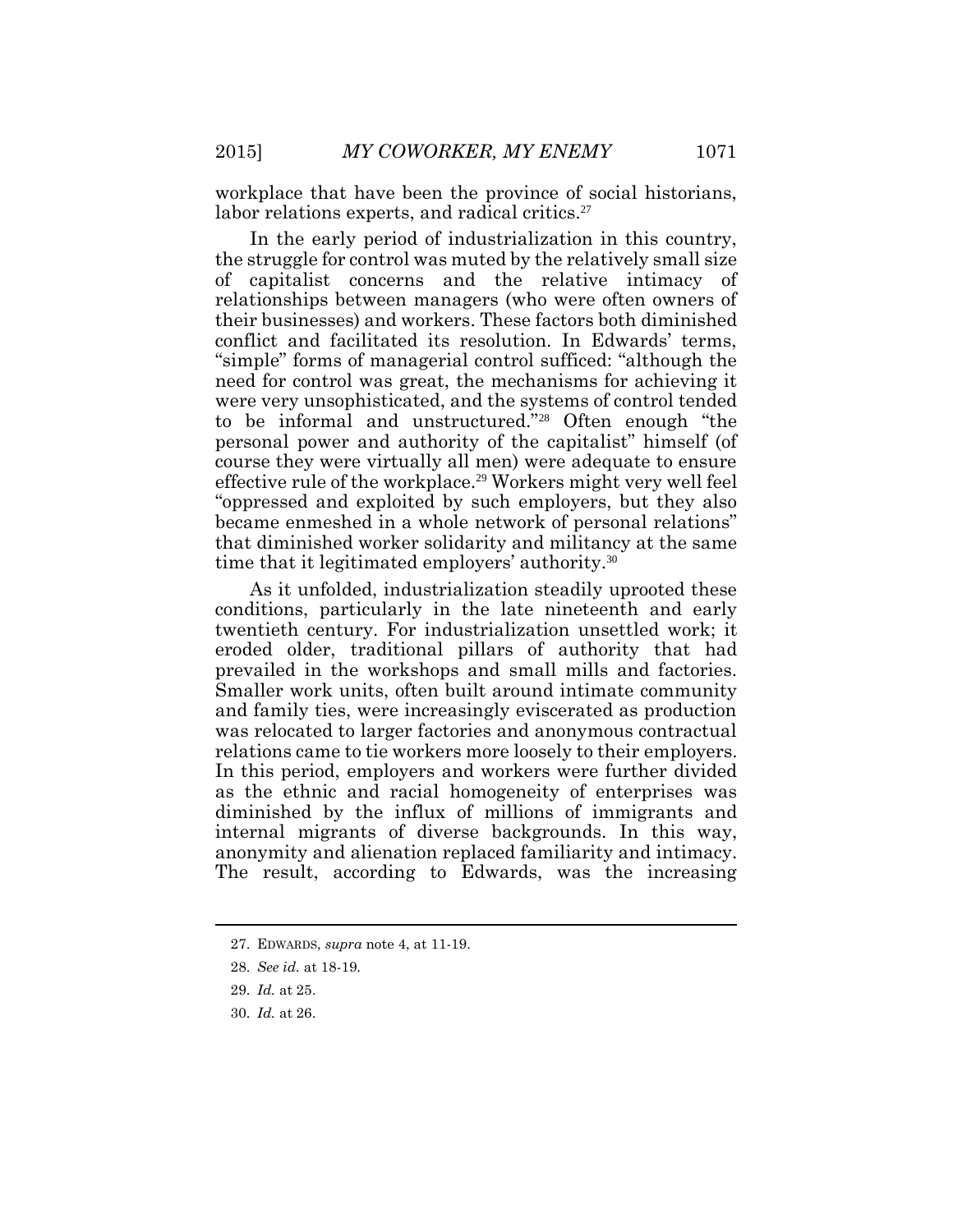workplace that have been the province of social historians, labor relations experts, and radical critics.[27]

In the early period of industrialization in this country, the struggle for control was muted by the relatively small size of capitalist concerns and the relative intimacy of relationships between managers (who were often owners of their businesses) and workers. These factors both diminished conflict and facilitated its resolution. In Edwards' terms, "simple" forms of managerial control sufficed: "although the need for control was great, the mechanisms for achieving it were very unsophisticated, and the systems of control tended to be informal and unstructured."[28] Often enough "the personal power and authority of the capitalist" himself (of course they were virtually all men) were adequate to ensure effective rule of the workplace.[29] Workers might very well feel "oppressed and exploited by such employers, but they also became enmeshed in a whole network of personal relations" that diminished worker solidarity and militancy at the same time that it legitimated employers' authority.[30]

As it unfolded, industrialization steadily uprooted these conditions, particularly in the late nineteenth and early twentieth century. For industrialization unsettled work; it eroded older, traditional pillars of authority that had prevailed in the workshops and small mills and factories. Smaller work units, often built around intimate community and family ties, were increasingly eviscerated as production was relocated to larger factories and anonymous contractual relations came to tie workers more loosely to their employers. In this period, employers and workers were further divided as the ethnic and racial homogeneity of enterprises was diminished by the influx of millions of immigrants and internal migrants of diverse backgrounds. In this way, anonymity and alienation replaced familiarity and intimacy. The result, according to Edwards, was the increasing

---

27. EDWARDS, *supra* note 4, at 11-19.

28. *See id.* at 18-19.

29. *Id.* at 25.

30. *Id.* at 26.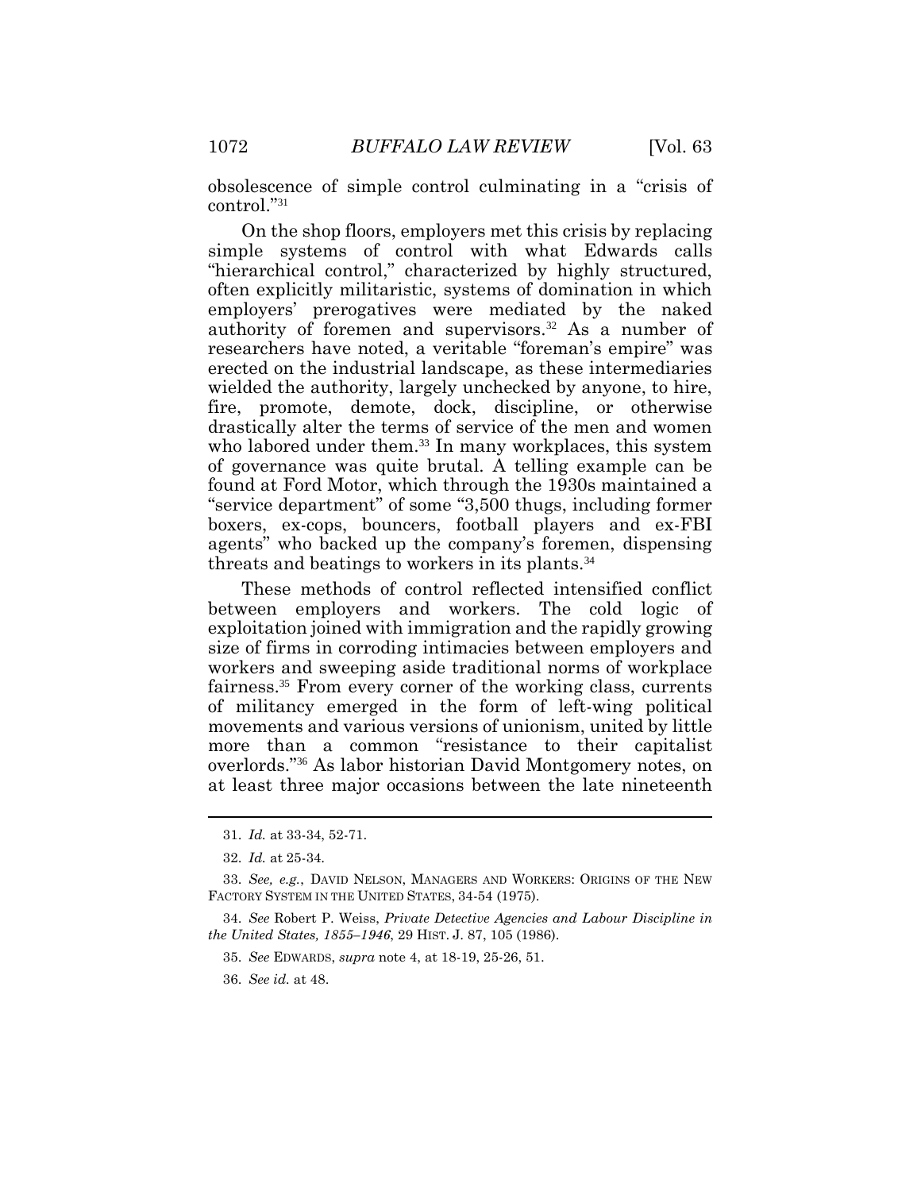obsolescence of simple control culminating in a "crisis of control."[31]

On the shop floors, employers met this crisis by replacing simple systems of control with what Edwards calls "hierarchical control," characterized by highly structured, often explicitly militaristic, systems of domination in which employers' prerogatives were mediated by the naked authority of foremen and supervisors.[32] As a number of researchers have noted, a veritable "foreman's empire" was erected on the industrial landscape, as these intermediaries wielded the authority, largely unchecked by anyone, to hire, fire, promote, demote, dock, discipline, or otherwise drastically alter the terms of service of the men and women who labored under them.[33] In many workplaces, this system of governance was quite brutal. A telling example can be found at Ford Motor, which through the 1930s maintained a "service department" of some "3,500 thugs, including former boxers, ex-cops, bouncers, football players and ex-FBI agents" who backed up the company's foremen, dispensing threats and beatings to workers in its plants.[34]

These methods of control reflected intensified conflict between employers and workers. The cold logic of exploitation joined with immigration and the rapidly growing size of firms in corroding intimacies between employers and workers and sweeping aside traditional norms of workplace fairness.[35] From every corner of the working class, currents of militancy emerged in the form of left-wing political movements and various versions of unionism, united by little more than a common "resistance to their capitalist overlords."[36] As labor historian David Montgomery notes, on at least three major occasions between the late nineteenth

---

31. *Id.* at 33-34, 52-71.

32. *Id.* at 25-34.

33. *See, e.g.*, DAVID NELSON, MANAGERS AND WORKERS: ORIGINS OF THE NEW FACTORY SYSTEM IN THE UNITED STATES, 34-54 (1975).

34. *See* Robert P. Weiss, *Private Detective Agencies and Labour Discipline in the United States, 1855–1946*, 29 HIST. J. 87, 105 (1986).

35. *See* EDWARDS, *supra* note 4, at 18-19, 25-26, 51.

36. *See id.* at 48.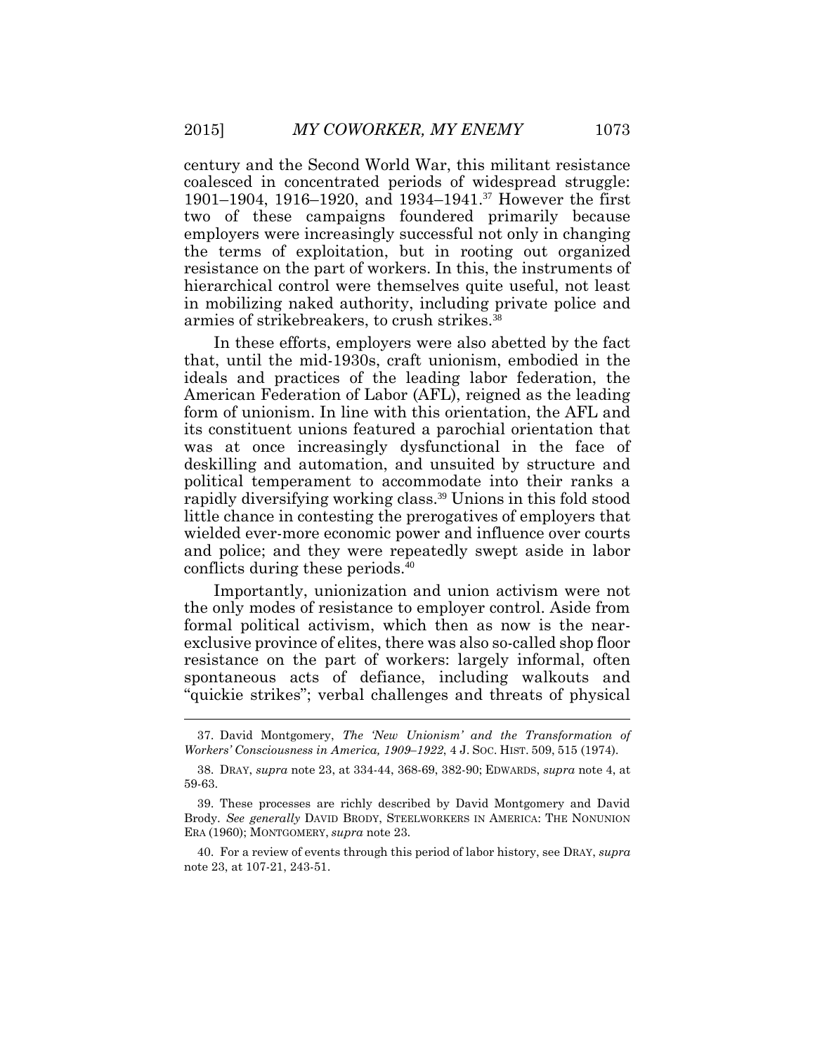century and the Second World War, this militant resistance coalesced in concentrated periods of widespread struggle: 1901–1904, 1916–1920, and 1934–1941.[37] However the first two of these campaigns foundered primarily because employers were increasingly successful not only in changing the terms of exploitation, but in rooting out organized resistance on the part of workers. In this, the instruments of hierarchical control were themselves quite useful, not least in mobilizing naked authority, including private police and armies of strikebreakers, to crush strikes.[38]

In these efforts, employers were also abetted by the fact that, until the mid-1930s, craft unionism, embodied in the ideals and practices of the leading labor federation, the American Federation of Labor (AFL), reigned as the leading form of unionism. In line with this orientation, the AFL and its constituent unions featured a parochial orientation that was at once increasingly dysfunctional in the face of deskilling and automation, and unsuited by structure and political temperament to accommodate into their ranks a rapidly diversifying working class.[39] Unions in this fold stood little chance in contesting the prerogatives of employers that wielded ever-more economic power and influence over courts and police; and they were repeatedly swept aside in labor conflicts during these periods.[40]

Importantly, unionization and union activism were not the only modes of resistance to employer control. Aside from formal political activism, which then as now is the near-exclusive province of elites, there was also so-called shop floor resistance on the part of workers: largely informal, often spontaneous acts of defiance, including walkouts and "quickie strikes"; verbal challenges and threats of physical

---

37. David Montgomery, *The 'New Unionism' and the Transformation of Workers' Consciousness in America, 1909–1922*, 4 J. SOC. HIST. 509, 515 (1974).

38. DRAY, *supra* note 23, at 334-44, 368-69, 382-90; EDWARDS, *supra* note 4, at 59-63.

39. These processes are richly described by David Montgomery and David Brody. *See generally* DAVID BRODY, STEELWORKERS IN AMERICA: THE NONUNION ERA (1960); MONTGOMERY, *supra* note 23.

40. For a review of events through this period of labor history, see DRAY, *supra* note 23, at 107-21, 243-51.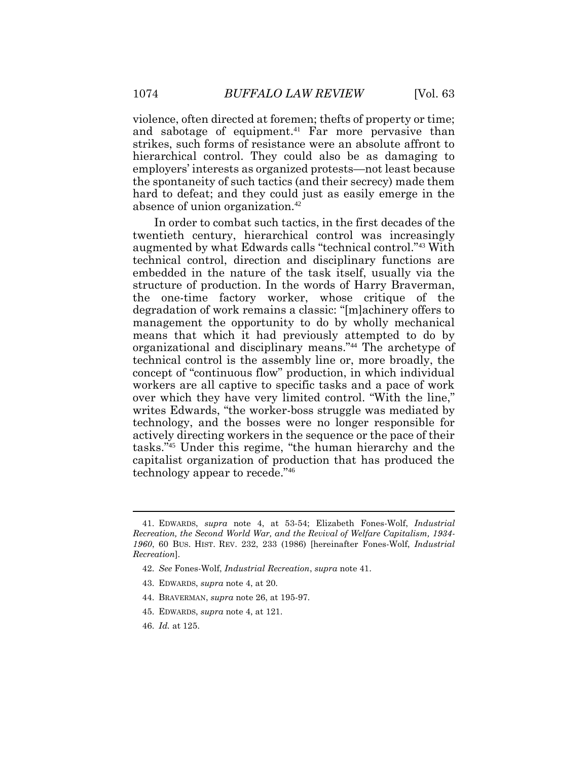violence, often directed at foremen; thefts of property or time; and sabotage of equipment.[41] Far more pervasive than strikes, such forms of resistance were an absolute affront to hierarchical control. They could also be as damaging to employers' interests as organized protests—not least because the spontaneity of such tactics (and their secrecy) made them hard to defeat; and they could just as easily emerge in the absence of union organization.[42]

In order to combat such tactics, in the first decades of the twentieth century, hierarchical control was increasingly augmented by what Edwards calls "technical control."[43] With technical control, direction and disciplinary functions are embedded in the nature of the task itself, usually via the structure of production. In the words of Harry Braverman, the one-time factory worker, whose critique of the degradation of work remains a classic: "[m]achinery offers to management the opportunity to do by wholly mechanical means that which it had previously attempted to do by organizational and disciplinary means."[44] The archetype of technical control is the assembly line or, more broadly, the concept of "continuous flow" production, in which individual workers are all captive to specific tasks and a pace of work over which they have very limited control. "With the line," writes Edwards, "the worker-boss struggle was mediated by technology, and the bosses were no longer responsible for actively directing workers in the sequence or the pace of their tasks."[45] Under this regime, "the human hierarchy and the capitalist organization of production that has produced the technology appear to recede."[46]

---

41. EDWARDS, *supra* note 4, at 53-54; Elizabeth Fones-Wolf, *Industrial Recreation, the Second World War, and the Revival of Welfare Capitalism, 1934-1960*, 60 BUS. HIST. REV. 232, 233 (1986) [hereinafter Fones-Wolf, *Industrial Recreation*].

42. *See* Fones-Wolf, *Industrial Recreation*, *supra* note 41.

43. EDWARDS, *supra* note 4, at 20.

44. BRAVERMAN, *supra* note 26, at 195-97.

45. EDWARDS, *supra* note 4, at 121.

46. *Id.* at 125.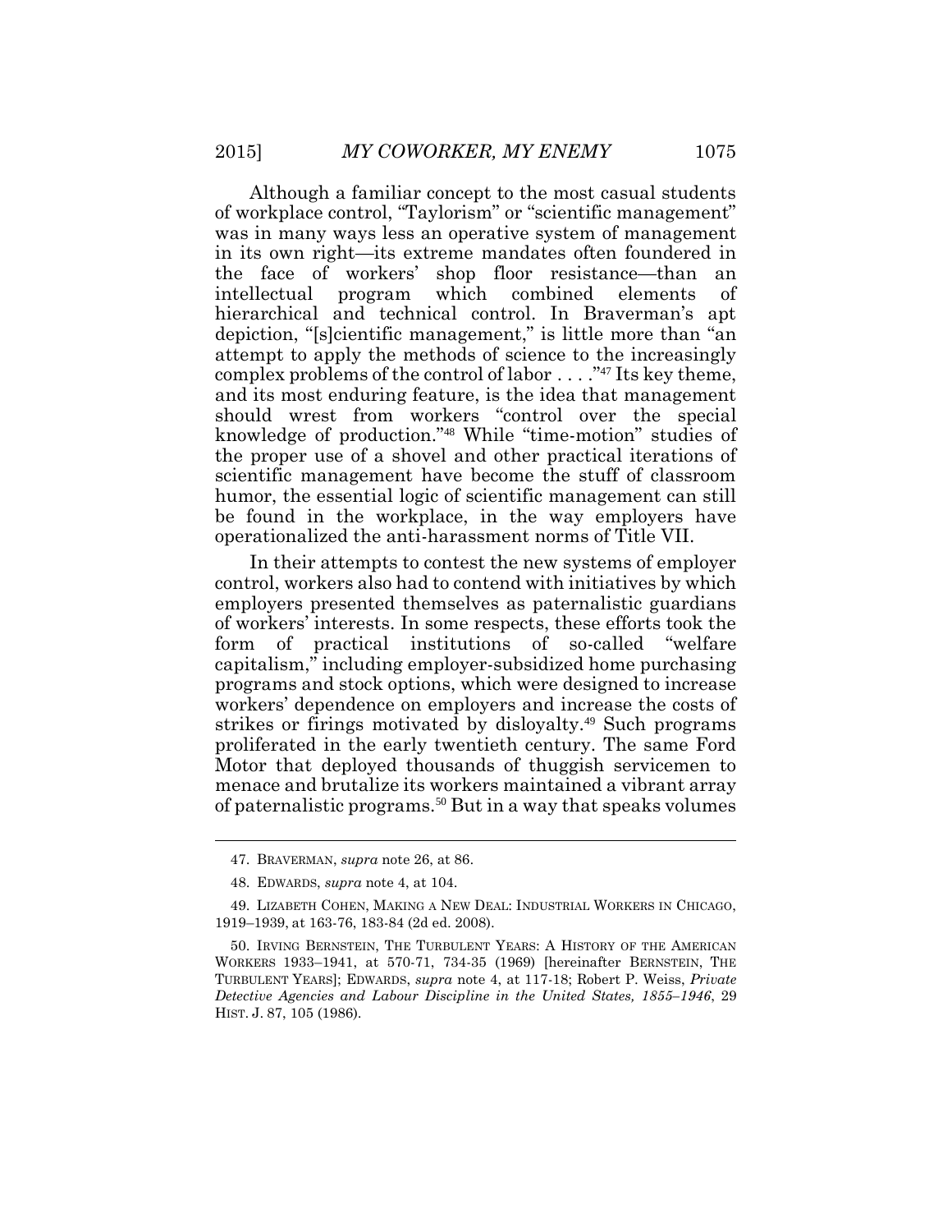Although a familiar concept to the most casual students of workplace control, "Taylorism" or "scientific management" was in many ways less an operative system of management in its own right—its extreme mandates often foundered in the face of workers' shop floor resistance—than an intellectual program which combined elements of hierarchical and technical control. In Braverman's apt depiction, "[s]cientific management," is little more than "an attempt to apply the methods of science to the increasingly complex problems of the control of labor . . . ."[47] Its key theme, and its most enduring feature, is the idea that management should wrest from workers "control over the special knowledge of production."[48] While "time-motion" studies of the proper use of a shovel and other practical iterations of scientific management have become the stuff of classroom humor, the essential logic of scientific management can still be found in the workplace, in the way employers have operationalized the anti-harassment norms of Title VII.

In their attempts to contest the new systems of employer control, workers also had to contend with initiatives by which employers presented themselves as paternalistic guardians of workers' interests. In some respects, these efforts took the form of practical institutions of so-called "welfare capitalism," including employer-subsidized home purchasing programs and stock options, which were designed to increase workers' dependence on employers and increase the costs of strikes or firings motivated by disloyalty.[49] Such programs proliferated in the early twentieth century. The same Ford Motor that deployed thousands of thuggish servicemen to menace and brutalize its workers maintained a vibrant array of paternalistic programs.[50] But in a way that speaks volumes

---

47. BRAVERMAN, *supra* note 26, at 86.

48. EDWARDS, *supra* note 4, at 104.

49. LIZABETH COHEN, MAKING A NEW DEAL: INDUSTRIAL WORKERS IN CHICAGO, 1919–1939, at 163-76, 183-84 (2d ed. 2008).

50. IRVING BERNSTEIN, THE TURBULENT YEARS: A HISTORY OF THE AMERICAN WORKERS 1933–1941, at 570-71, 734-35 (1969) [hereinafter BERNSTEIN, THE TURBULENT YEARS]; EDWARDS, *supra* note 4, at 117-18; Robert P. Weiss, *Private Detective Agencies and Labour Discipline in the United States, 1855–1946*, 29 HIST. J. 87, 105 (1986).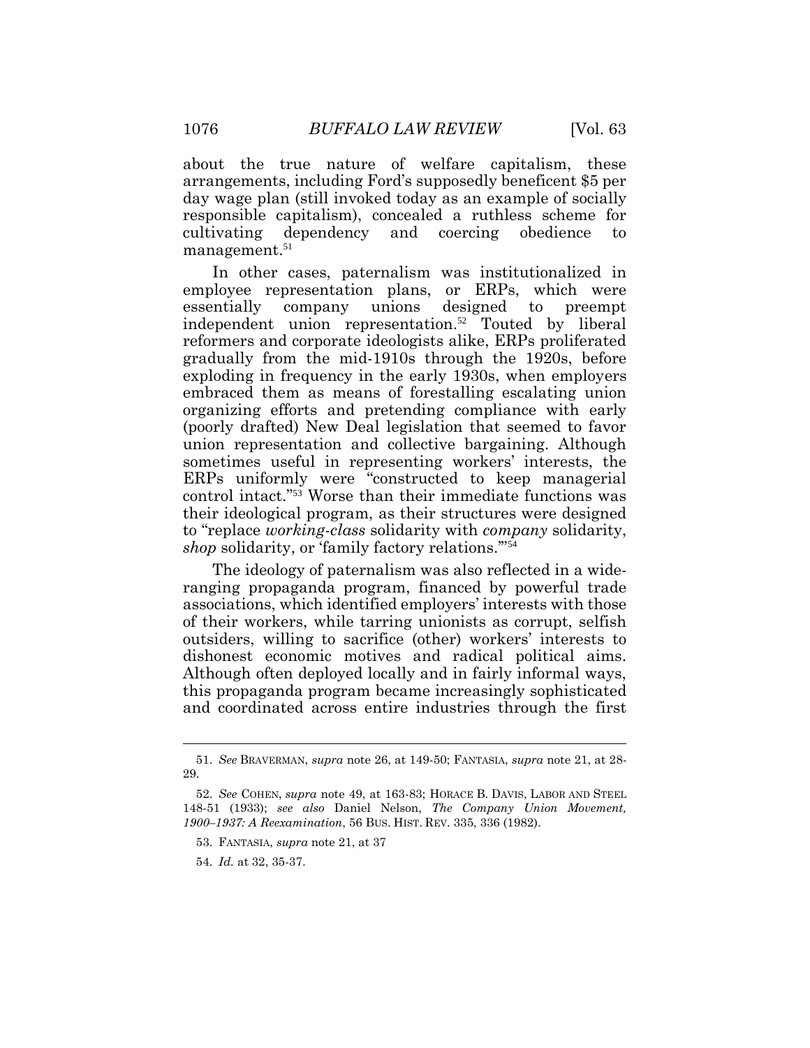about the true nature of welfare capitalism, these arrangements, including Ford's supposedly beneficent $5 per day wage plan (still invoked today as an example of socially responsible capitalism), concealed a ruthless scheme for cultivating dependency and coercing obedience to management.[51]

In other cases, paternalism was institutionalized in employee representation plans, or ERPs, which were essentially company unions designed to preempt independent union representation.[52] Touted by liberal reformers and corporate ideologists alike, ERPs proliferated gradually from the mid-1910s through the 1920s, before exploding in frequency in the early 1930s, when employers embraced them as means of forestalling escalating union organizing efforts and pretending compliance with early (poorly drafted) New Deal legislation that seemed to favor union representation and collective bargaining. Although sometimes useful in representing workers' interests, the ERPs uniformly were "constructed to keep managerial control intact."[53] Worse than their immediate functions was their ideological program, as their structures were designed to "replace *working-class* solidarity with *company* solidarity, *shop* solidarity, or 'family factory relations.'"[54]

The ideology of paternalism was also reflected in a wide-ranging propaganda program, financed by powerful trade associations, which identified employers' interests with those of their workers, while tarring unionists as corrupt, selfish outsiders, willing to sacrifice (other) workers' interests to dishonest economic motives and radical political aims. Although often deployed locally and in fairly informal ways, this propaganda program became increasingly sophisticated and coordinated across entire industries through the first

---

51. *See* BRAVERMAN, *supra* note 26, at 149-50; FANTASIA, *supra* note 21, at 28-29.

52. *See* COHEN, *supra* note 49, at 163-83; HORACE B. DAVIS, LABOR AND STEEL 148-51 (1933); *see also* Daniel Nelson, *The Company Union Movement, 1900–1937: A Reexamination*, 56 BUS. HIST. REV. 335, 336 (1982).

53. FANTASIA, *supra* note 21, at 37

54. *Id.* at 32, 35-37.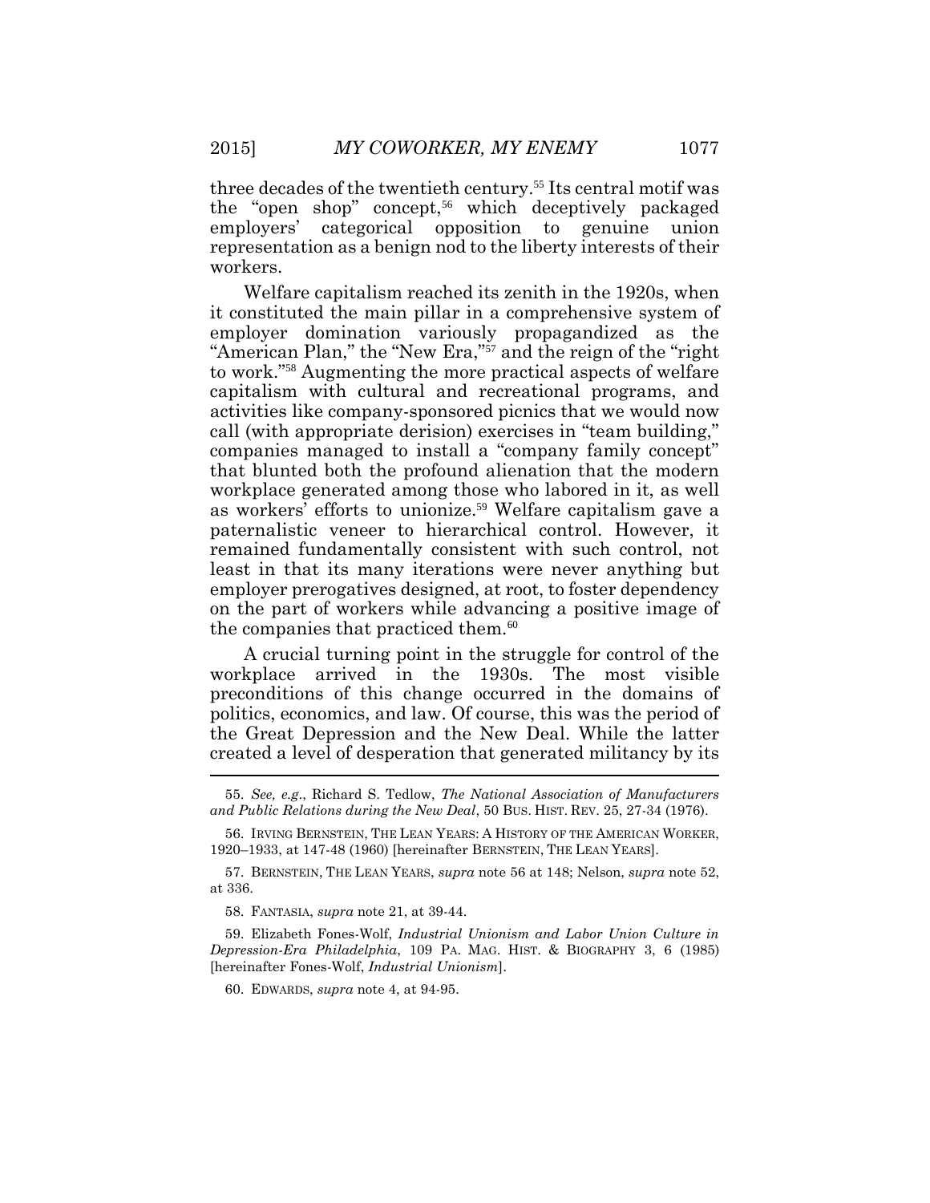three decades of the twentieth century.[55] Its central motif was the "open shop" concept,[56] which deceptively packaged employers' categorical opposition to genuine union representation as a benign nod to the liberty interests of their workers.

Welfare capitalism reached its zenith in the 1920s, when it constituted the main pillar in a comprehensive system of employer domination variously propagandized as the "American Plan," the "New Era,"[57] and the reign of the "right to work."[58] Augmenting the more practical aspects of welfare capitalism with cultural and recreational programs, and activities like company-sponsored picnics that we would now call (with appropriate derision) exercises in "team building," companies managed to install a "company family concept" that blunted both the profound alienation that the modern workplace generated among those who labored in it, as well as workers' efforts to unionize.[59] Welfare capitalism gave a paternalistic veneer to hierarchical control. However, it remained fundamentally consistent with such control, not least in that its many iterations were never anything but employer prerogatives designed, at root, to foster dependency on the part of workers while advancing a positive image of the companies that practiced them.[60]

A crucial turning point in the struggle for control of the workplace arrived in the 1930s. The most visible preconditions of this change occurred in the domains of politics, economics, and law. Of course, this was the period of the Great Depression and the New Deal. While the latter created a level of desperation that generated militancy by its

---

55. *See, e.g.*, Richard S. Tedlow, *The National Association of Manufacturers and Public Relations during the New Deal*, 50 BUS. HIST. REV. 25, 27-34 (1976).

56. IRVING BERNSTEIN, THE LEAN YEARS: A HISTORY OF THE AMERICAN WORKER, 1920–1933, at 147-48 (1960) [hereinafter BERNSTEIN, THE LEAN YEARS].

57. BERNSTEIN, THE LEAN YEARS, *supra* note 56 at 148; Nelson, *supra* note 52, at 336.

58. FANTASIA, *supra* note 21, at 39-44.

59. Elizabeth Fones-Wolf, *Industrial Unionism and Labor Union Culture in Depression-Era Philadelphia*, 109 PA. MAG. HIST. & BIOGRAPHY 3, 6 (1985) [hereinafter Fones-Wolf, *Industrial Unionism*].

60. EDWARDS, *supra* note 4, at 94-95.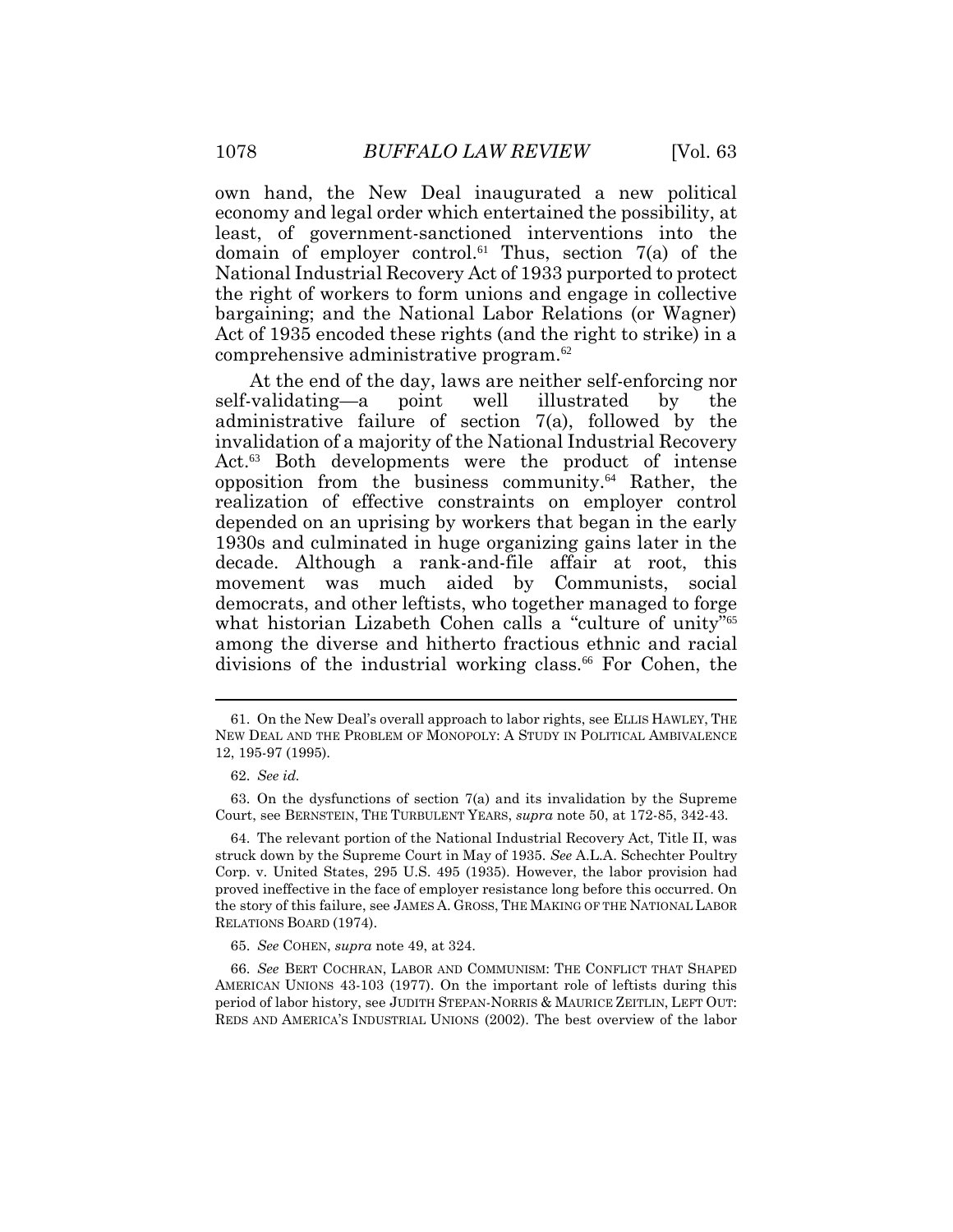own hand, the New Deal inaugurated a new political economy and legal order which entertained the possibility, at least, of government-sanctioned interventions into the domain of employer control.[61] Thus, section 7(a) of the National Industrial Recovery Act of 1933 purported to protect the right of workers to form unions and engage in collective bargaining; and the National Labor Relations (or Wagner) Act of 1935 encoded these rights (and the right to strike) in a comprehensive administrative program.[62]

At the end of the day, laws are neither self-enforcing nor self-validating—a point well illustrated by the administrative failure of section 7(a), followed by the invalidation of a majority of the National Industrial Recovery Act.[63] Both developments were the product of intense opposition from the business community.[64] Rather, the realization of effective constraints on employer control depended on an uprising by workers that began in the early 1930s and culminated in huge organizing gains later in the decade. Although a rank-and-file affair at root, this movement was much aided by Communists, social democrats, and other leftists, who together managed to forge what historian Lizabeth Cohen calls a "culture of unity"[65] among the diverse and hitherto fractious ethnic and racial divisions of the industrial working class.[66] For Cohen, the

---

61. On the New Deal's overall approach to labor rights, see ELLIS HAWLEY, THE NEW DEAL AND THE PROBLEM OF MONOPOLY: A STUDY IN POLITICAL AMBIVALENCE 12, 195-97 (1995).

62. *See id.*

63. On the dysfunctions of section 7(a) and its invalidation by the Supreme Court, see BERNSTEIN, THE TURBULENT YEARS, *supra* note 50, at 172-85, 342-43.

64. The relevant portion of the National Industrial Recovery Act, Title II, was struck down by the Supreme Court in May of 1935. *See* A.L.A. Schechter Poultry Corp. v. United States, 295 U.S. 495 (1935). However, the labor provision had proved ineffective in the face of employer resistance long before this occurred. On the story of this failure, see JAMES A. GROSS, THE MAKING OF THE NATIONAL LABOR RELATIONS BOARD (1974).

65. *See* COHEN, *supra* note 49, at 324.

66. *See* BERT COCHRAN, LABOR AND COMMUNISM: THE CONFLICT THAT SHAPED AMERICAN UNIONS 43-103 (1977). On the important role of leftists during this period of labor history, see JUDITH STEPAN-NORRIS & MAURICE ZEITLIN, LEFT OUT: REDS AND AMERICA'S INDUSTRIAL UNIONS (2002). The best overview of the labor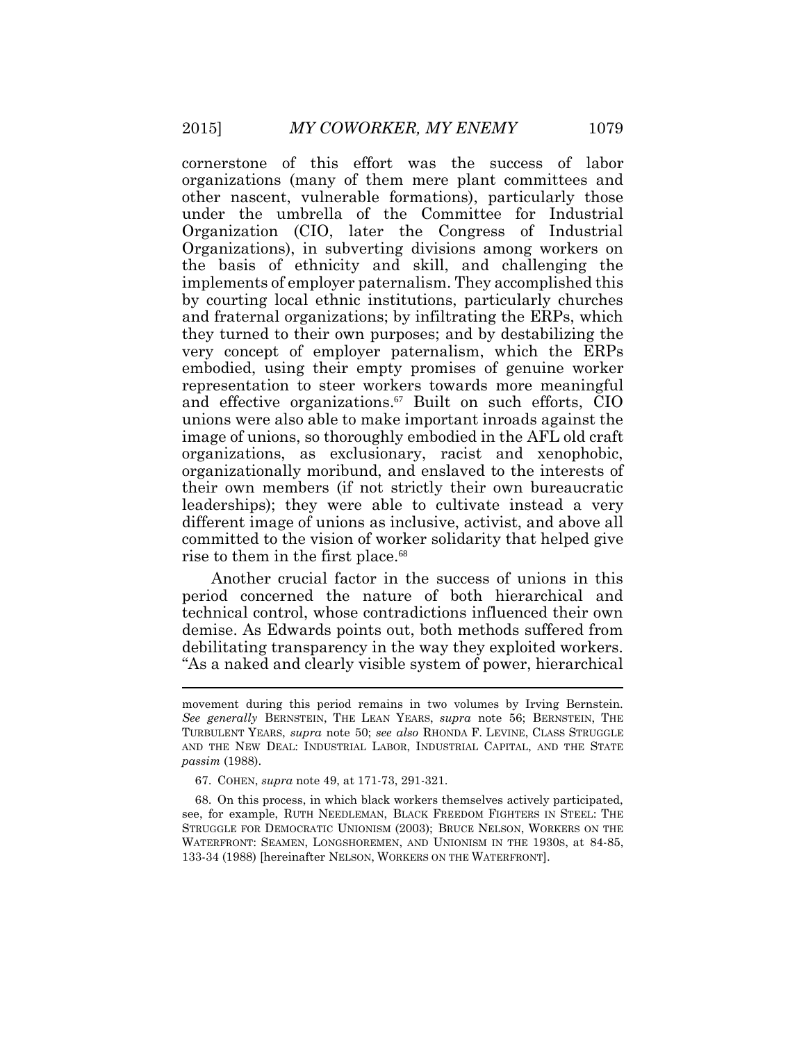cornerstone of this effort was the success of labor organizations (many of them mere plant committees and other nascent, vulnerable formations), particularly those under the umbrella of the Committee for Industrial Organization (CIO, later the Congress of Industrial Organizations), in subverting divisions among workers on the basis of ethnicity and skill, and challenging the implements of employer paternalism. They accomplished this by courting local ethnic institutions, particularly churches and fraternal organizations; by infiltrating the ERPs, which they turned to their own purposes; and by destabilizing the very concept of employer paternalism, which the ERPs embodied, using their empty promises of genuine worker representation to steer workers towards more meaningful and effective organizations.[67] Built on such efforts, CIO unions were also able to make important inroads against the image of unions, so thoroughly embodied in the AFL old craft organizations, as exclusionary, racist and xenophobic, organizationally moribund, and enslaved to the interests of their own members (if not strictly their own bureaucratic leaderships); they were able to cultivate instead a very different image of unions as inclusive, activist, and above all committed to the vision of worker solidarity that helped give rise to them in the first place.[68]

Another crucial factor in the success of unions in this period concerned the nature of both hierarchical and technical control, whose contradictions influenced their own demise. As Edwards points out, both methods suffered from debilitating transparency in the way they exploited workers. "As a naked and clearly visible system of power, hierarchical

---

movement during this period remains in two volumes by Irving Bernstein. *See generally* BERNSTEIN, THE LEAN YEARS, *supra* note 56; BERNSTEIN, THE TURBULENT YEARS, *supra* note 50; *see also* RHONDA F. LEVINE, CLASS STRUGGLE AND THE NEW DEAL: INDUSTRIAL LABOR, INDUSTRIAL CAPITAL, AND THE STATE *passim* (1988).

67. COHEN, *supra* note 49, at 171-73, 291-321.

68. On this process, in which black workers themselves actively participated, see, for example, RUTH NEEDLEMAN, BLACK FREEDOM FIGHTERS IN STEEL: THE STRUGGLE FOR DEMOCRATIC UNIONISM (2003); BRUCE NELSON, WORKERS ON THE WATERFRONT: SEAMEN, LONGSHOREMEN, AND UNIONISM IN THE 1930S, at 84-85, 133-34 (1988) [hereinafter NELSON, WORKERS ON THE WATERFRONT].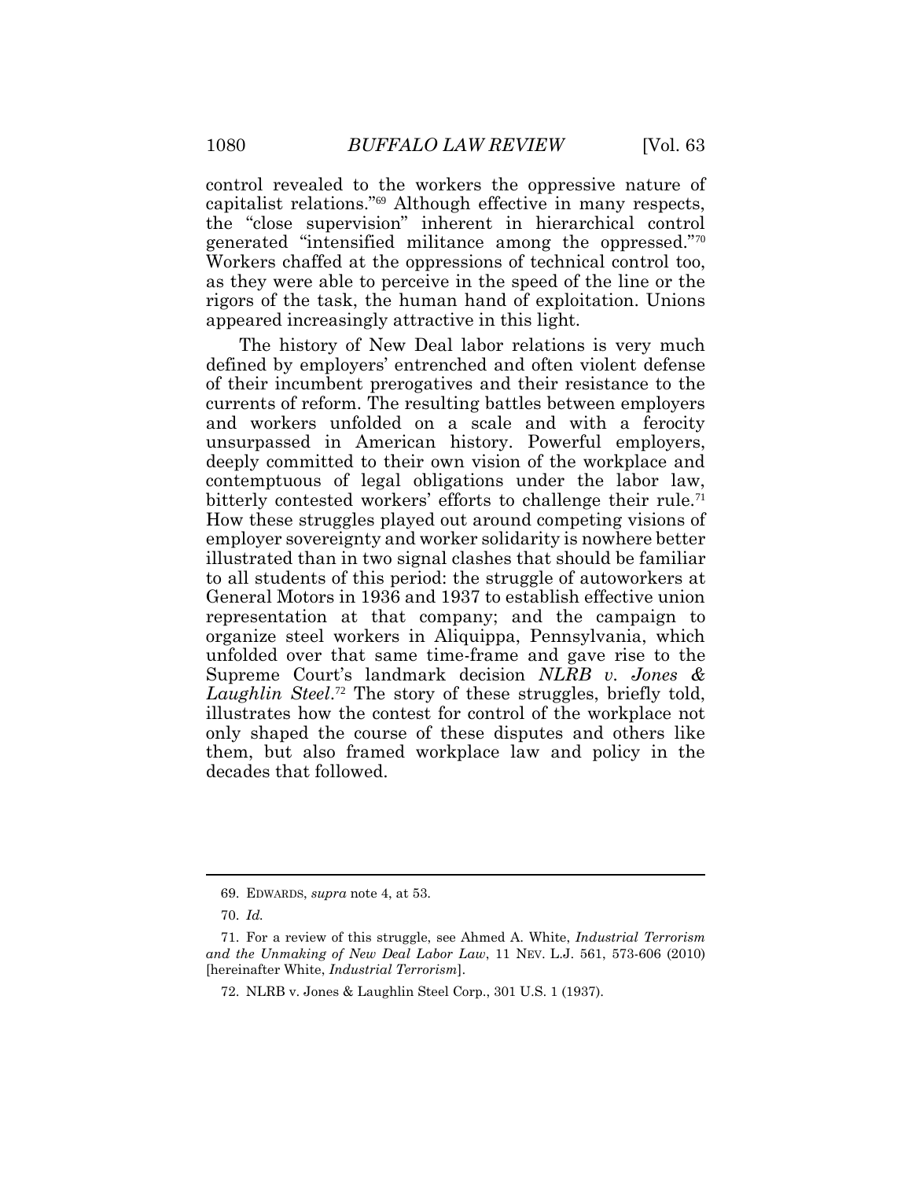control revealed to the workers the oppressive nature of capitalist relations."[69] Although effective in many respects, the "close supervision" inherent in hierarchical control generated "intensified militance among the oppressed."[70] Workers chaffed at the oppressions of technical control too, as they were able to perceive in the speed of the line or the rigors of the task, the human hand of exploitation. Unions appeared increasingly attractive in this light.

The history of New Deal labor relations is very much defined by employers' entrenched and often violent defense of their incumbent prerogatives and their resistance to the currents of reform. The resulting battles between employers and workers unfolded on a scale and with a ferocity unsurpassed in American history. Powerful employers, deeply committed to their own vision of the workplace and contemptuous of legal obligations under the labor law, bitterly contested workers' efforts to challenge their rule.[71] How these struggles played out around competing visions of employer sovereignty and worker solidarity is nowhere better illustrated than in two signal clashes that should be familiar to all students of this period: the struggle of autoworkers at General Motors in 1936 and 1937 to establish effective union representation at that company; and the campaign to organize steel workers in Aliquippa, Pennsylvania, which unfolded over that same time-frame and gave rise to the Supreme Court's landmark decision *NLRB v. Jones & Laughlin Steel*.[72] The story of these struggles, briefly told, illustrates how the contest for control of the workplace not only shaped the course of these disputes and others like them, but also framed workplace law and policy in the decades that followed.

---

69. EDWARDS, *supra* note 4, at 53.

70. *Id.*

71. For a review of this struggle, see Ahmed A. White, *Industrial Terrorism and the Unmaking of New Deal Labor Law*, 11 NEV. L.J. 561, 573-606 (2010) [hereinafter White, *Industrial Terrorism*].

72. NLRB v. Jones & Laughlin Steel Corp., 301 U.S. 1 (1937).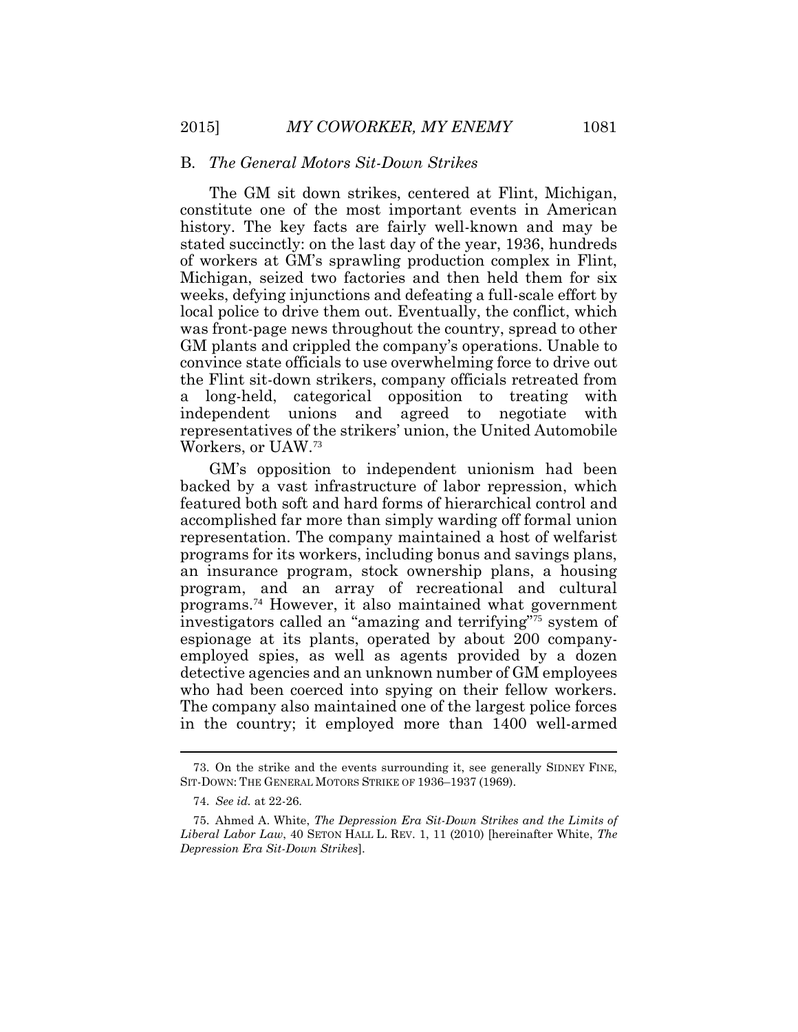### B. *The General Motors Sit-Down Strikes*

The GM sit down strikes, centered at Flint, Michigan, constitute one of the most important events in American history. The key facts are fairly well-known and may be stated succinctly: on the last day of the year, 1936, hundreds of workers at GM's sprawling production complex in Flint, Michigan, seized two factories and then held them for six weeks, defying injunctions and defeating a full-scale effort by local police to drive them out. Eventually, the conflict, which was front-page news throughout the country, spread to other GM plants and crippled the company's operations. Unable to convince state officials to use overwhelming force to drive out the Flint sit-down strikers, company officials retreated from a long-held, categorical opposition to treating with independent unions and agreed to negotiate with representatives of the strikers' union, the United Automobile Workers, or UAW.[73]

GM's opposition to independent unionism had been backed by a vast infrastructure of labor repression, which featured both soft and hard forms of hierarchical control and accomplished far more than simply warding off formal union representation. The company maintained a host of welfarist programs for its workers, including bonus and savings plans, an insurance program, stock ownership plans, a housing program, and an array of recreational and cultural programs.[74] However, it also maintained what government investigators called an "amazing and terrifying"[75] system of espionage at its plants, operated by about 200 company-employed spies, as well as agents provided by a dozen detective agencies and an unknown number of GM employees who had been coerced into spying on their fellow workers. The company also maintained one of the largest police forces in the country; it employed more than 1400 well-armed

---

73. On the strike and the events surrounding it, see generally SIDNEY FINE, SIT-DOWN: THE GENERAL MOTORS STRIKE OF 1936–1937 (1969).

74. *See id.* at 22-26.

75. Ahmed A. White, *The Depression Era Sit-Down Strikes and the Limits of Liberal Labor Law*, 40 SETON HALL L. REV. 1, 11 (2010) [hereinafter White, *The Depression Era Sit-Down Strikes*].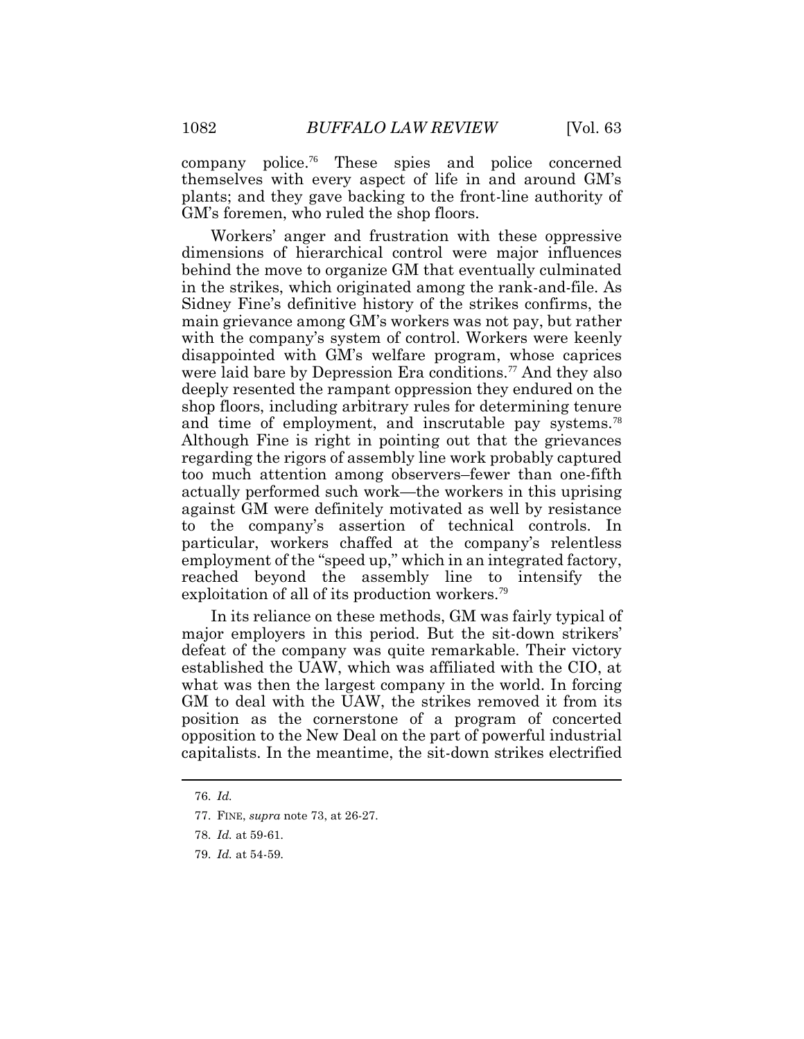company police.[76] These spies and police concerned themselves with every aspect of life in and around GM's plants; and they gave backing to the front-line authority of GM's foremen, who ruled the shop floors.

Workers' anger and frustration with these oppressive dimensions of hierarchical control were major influences behind the move to organize GM that eventually culminated in the strikes, which originated among the rank-and-file. As Sidney Fine's definitive history of the strikes confirms, the main grievance among GM's workers was not pay, but rather with the company's system of control. Workers were keenly disappointed with GM's welfare program, whose caprices were laid bare by Depression Era conditions.[77] And they also deeply resented the rampant oppression they endured on the shop floors, including arbitrary rules for determining tenure and time of employment, and inscrutable pay systems.[78] Although Fine is right in pointing out that the grievances regarding the rigors of assembly line work probably captured too much attention among observers–fewer than one-fifth actually performed such work—the workers in this uprising against GM were definitely motivated as well by resistance to the company's assertion of technical controls. In particular, workers chaffed at the company's relentless employment of the "speed up," which in an integrated factory, reached beyond the assembly line to intensify the exploitation of all of its production workers.[79]

In its reliance on these methods, GM was fairly typical of major employers in this period. But the sit-down strikers' defeat of the company was quite remarkable. Their victory established the UAW, which was affiliated with the CIO, at what was then the largest company in the world. In forcing GM to deal with the UAW, the strikes removed it from its position as the cornerstone of a program of concerted opposition to the New Deal on the part of powerful industrial capitalists. In the meantime, the sit-down strikes electrified

---

76. *Id.*

77. FINE, *supra* note 73, at 26-27.

78. *Id.* at 59-61.

79. *Id.* at 54-59.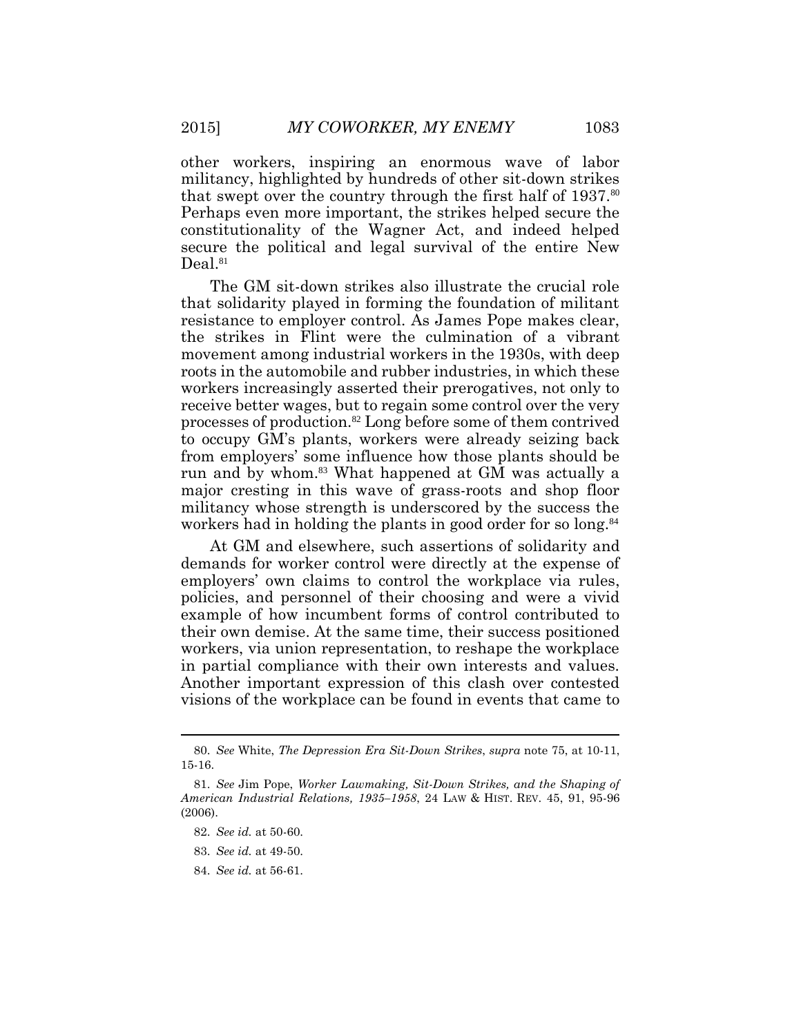other workers, inspiring an enormous wave of labor militancy, highlighted by hundreds of other sit-down strikes that swept over the country through the first half of 1937.[80] Perhaps even more important, the strikes helped secure the constitutionality of the Wagner Act, and indeed helped secure the political and legal survival of the entire New Deal.[81]

The GM sit-down strikes also illustrate the crucial role that solidarity played in forming the foundation of militant resistance to employer control. As James Pope makes clear, the strikes in Flint were the culmination of a vibrant movement among industrial workers in the 1930s, with deep roots in the automobile and rubber industries, in which these workers increasingly asserted their prerogatives, not only to receive better wages, but to regain some control over the very processes of production.[82] Long before some of them contrived to occupy GM's plants, workers were already seizing back from employers' some influence how those plants should be run and by whom.[83] What happened at GM was actually a major cresting in this wave of grass-roots and shop floor militancy whose strength is underscored by the success the workers had in holding the plants in good order for so long.[84]

At GM and elsewhere, such assertions of solidarity and demands for worker control were directly at the expense of employers' own claims to control the workplace via rules, policies, and personnel of their choosing and were a vivid example of how incumbent forms of control contributed to their own demise. At the same time, their success positioned workers, via union representation, to reshape the workplace in partial compliance with their own interests and values. Another important expression of this clash over contested visions of the workplace can be found in events that came to

---

80. *See* White, *The Depression Era Sit-Down Strikes*, *supra* note 75, at 10-11, 15-16.

81. *See* Jim Pope, *Worker Lawmaking, Sit-Down Strikes, and the Shaping of American Industrial Relations, 1935–1958*, 24 LAW & HIST. REV. 45, 91, 95-96 (2006).

82. *See id.* at 50-60.

83. *See id.* at 49-50.

84. *See id.* at 56-61.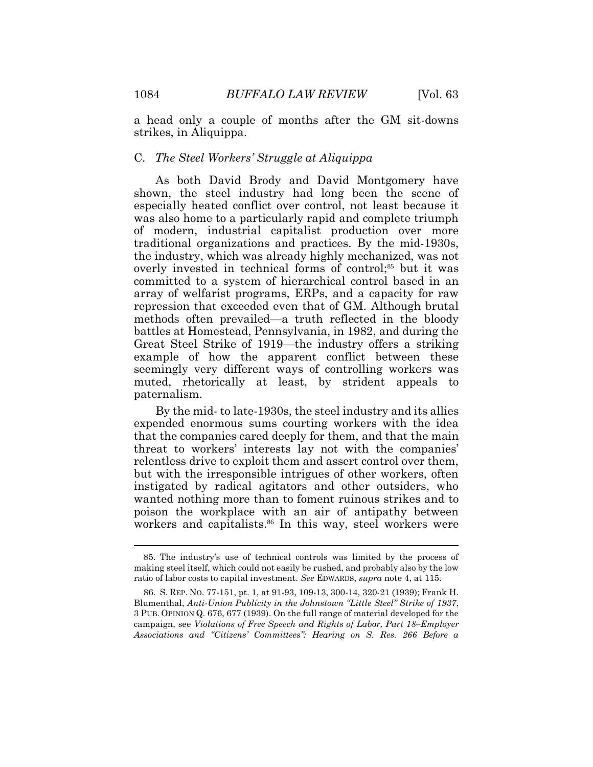a head only a couple of months after the GM sit-downs strikes, in Aliquippa.

### C. *The Steel Workers' Struggle at Aliquippa*

As both David Brody and David Montgomery have shown, the steel industry had long been the scene of especially heated conflict over control, not least because it was also home to a particularly rapid and complete triumph of modern, industrial capitalist production over more traditional organizations and practices. By the mid-1930s, the industry, which was already highly mechanized, was not overly invested in technical forms of control;[85] but it was committed to a system of hierarchical control based in an array of welfarist programs, ERPs, and a capacity for raw repression that exceeded even that of GM. Although brutal methods often prevailed—a truth reflected in the bloody battles at Homestead, Pennsylvania, in 1982, and during the Great Steel Strike of 1919—the industry offers a striking example of how the apparent conflict between these seemingly very different ways of controlling workers was muted, rhetorically at least, by strident appeals to paternalism.

By the mid- to late-1930s, the steel industry and its allies expended enormous sums courting workers with the idea that the companies cared deeply for them, and that the main threat to workers' interests lay not with the companies' relentless drive to exploit them and assert control over them, but with the irresponsible intrigues of other workers, often instigated by radical agitators and other outsiders, who wanted nothing more than to foment ruinous strikes and to poison the workplace with an air of antipathy between workers and capitalists.[86] In this way, steel workers were

---

85. The industry's use of technical controls was limited by the process of making steel itself, which could not easily be rushed, and probably also by the low ratio of labor costs to capital investment. *See* EDWARDS, *supra* note 4, at 115.

86. S. REP. NO. 77-151, pt. 1, at 91-93, 109-13, 300-14, 320-21 (1939); Frank H. Blumenthal, *Anti-Union Publicity in the Johnstown "Little Steel" Strike of 1937*, 3 PUB. OPINION Q. 676, 677 (1939). On the full range of material developed for the campaign, see *Violations of Free Speech and Rights of Labor, Part 18–Employer Associations and "Citizens' Committees": Hearing on S. Res. 266 Before a*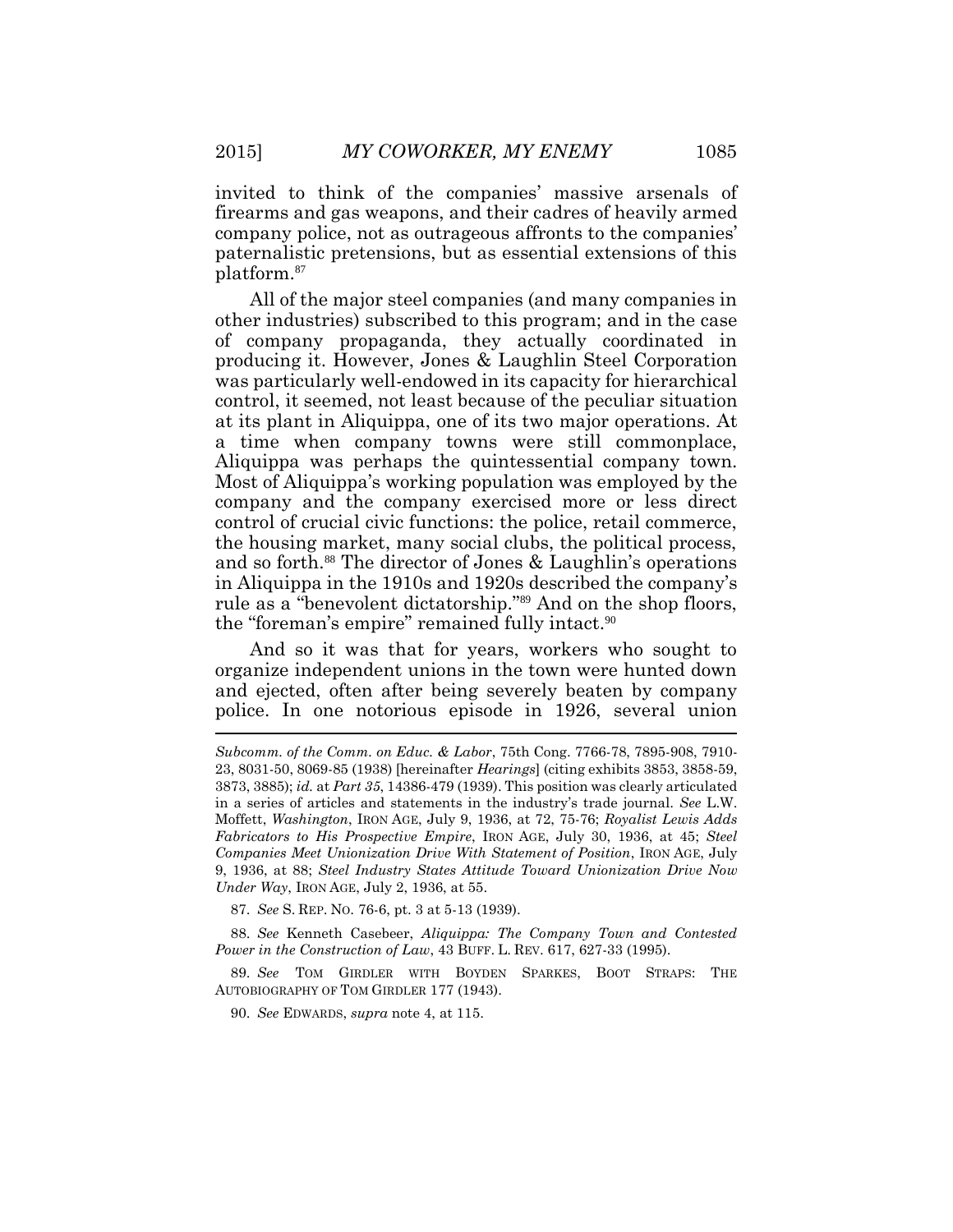invited to think of the companies' massive arsenals of firearms and gas weapons, and their cadres of heavily armed company police, not as outrageous affronts to the companies' paternalistic pretensions, but as essential extensions of this platform.[87]

All of the major steel companies (and many companies in other industries) subscribed to this program; and in the case of company propaganda, they actually coordinated in producing it. However, Jones & Laughlin Steel Corporation was particularly well-endowed in its capacity for hierarchical control, it seemed, not least because of the peculiar situation at its plant in Aliquippa, one of its two major operations. At a time when company towns were still commonplace, Aliquippa was perhaps the quintessential company town. Most of Aliquippa's working population was employed by the company and the company exercised more or less direct control of crucial civic functions: the police, retail commerce, the housing market, many social clubs, the political process, and so forth.[88] The director of Jones & Laughlin's operations in Aliquippa in the 1910s and 1920s described the company's rule as a "benevolent dictatorship."[89] And on the shop floors, the "foreman's empire" remained fully intact.[90]

And so it was that for years, workers who sought to organize independent unions in the town were hunted down and ejected, often after being severely beaten by company police. In one notorious episode in 1926, several union

---

*Subcomm. of the Comm. on Educ. & Labor*, 75th Cong. 7766-78, 7895-908, 7910-23, 8031-50, 8069-85 (1938) [hereinafter *Hearings*] (citing exhibits 3853, 3858-59, 3873, 3885); *id.* at *Part 35*, 14386-479 (1939). This position was clearly articulated in a series of articles and statements in the industry's trade journal. *See* L.W. Moffett, *Washington*, IRON AGE, July 9, 1936, at 72, 75-76; *Royalist Lewis Adds Fabricators to His Prospective Empire*, IRON AGE, July 30, 1936, at 45; *Steel Companies Meet Unionization Drive With Statement of Position*, IRON AGE, July 9, 1936, at 88; *Steel Industry States Attitude Toward Unionization Drive Now Under Way*, IRON AGE, July 2, 1936, at 55.

87. *See* S. REP. NO. 76-6, pt. 3 at 5-13 (1939).

88. *See* Kenneth Casebeer, *Aliquippa: The Company Town and Contested Power in the Construction of Law*, 43 BUFF. L. REV. 617, 627-33 (1995).

89. *See* TOM GIRDLER WITH BOYDEN SPARKES, BOOT STRAPS: THE AUTOBIOGRAPHY OF TOM GIRDLER 177 (1943).

90. *See* EDWARDS, *supra* note 4, at 115.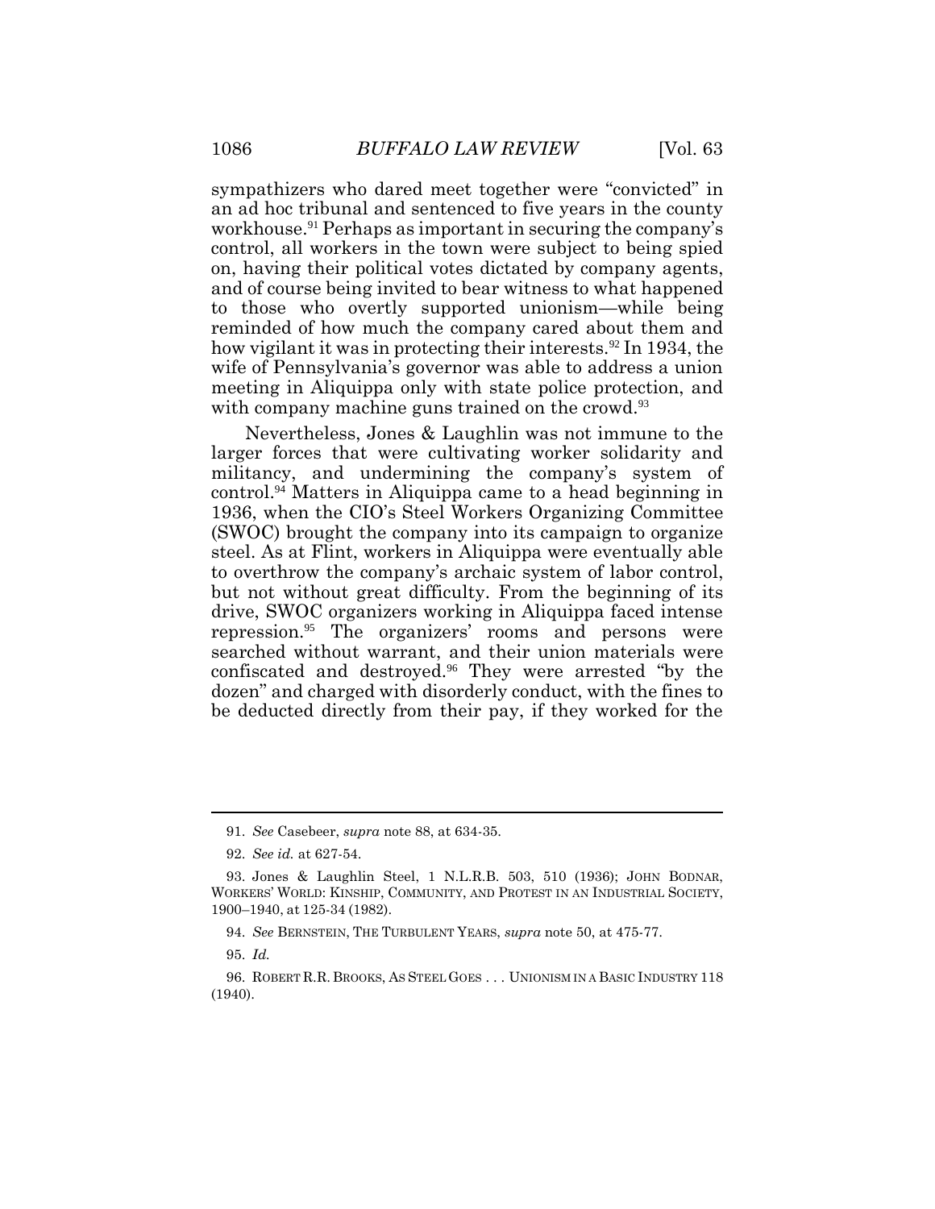sympathizers who dared meet together were "convicted" in an ad hoc tribunal and sentenced to five years in the county workhouse.[91] Perhaps as important in securing the company's control, all workers in the town were subject to being spied on, having their political votes dictated by company agents, and of course being invited to bear witness to what happened to those who overtly supported unionism—while being reminded of how much the company cared about them and how vigilant it was in protecting their interests.[92] In 1934, the wife of Pennsylvania's governor was able to address a union meeting in Aliquippa only with state police protection, and with company machine guns trained on the crowd.[93]

Nevertheless, Jones & Laughlin was not immune to the larger forces that were cultivating worker solidarity and militancy, and undermining the company's system of control.[94] Matters in Aliquippa came to a head beginning in 1936, when the CIO's Steel Workers Organizing Committee (SWOC) brought the company into its campaign to organize steel. As at Flint, workers in Aliquippa were eventually able to overthrow the company's archaic system of labor control, but not without great difficulty. From the beginning of its drive, SWOC organizers working in Aliquippa faced intense repression.[95] The organizers' rooms and persons were searched without warrant, and their union materials were confiscated and destroyed.[96] They were arrested "by the dozen" and charged with disorderly conduct, with the fines to be deducted directly from their pay, if they worked for the

---

91. *See* Casebeer, *supra* note 88, at 634-35.

92. *See id.* at 627-54.

93. Jones & Laughlin Steel, 1 N.L.R.B. 503, 510 (1936); JOHN BODNAR, WORKERS' WORLD: KINSHIP, COMMUNITY, AND PROTEST IN AN INDUSTRIAL SOCIETY, 1900–1940, at 125-34 (1982).

94. *See* BERNSTEIN, THE TURBULENT YEARS, *supra* note 50, at 475-77.

95. *Id.*

96. ROBERT R.R. BROOKS, AS STEEL GOES . . . UNIONISM IN A BASIC INDUSTRY 118 (1940).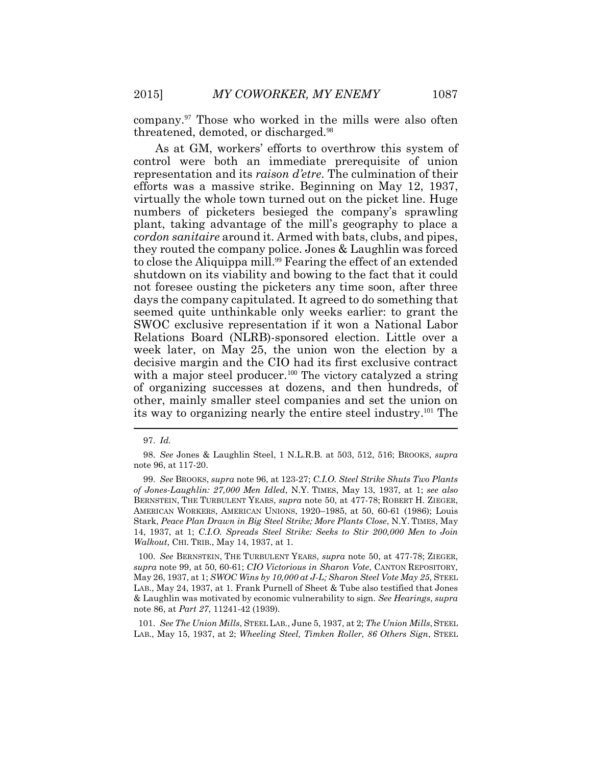company.[97] Those who worked in the mills were also often threatened, demoted, or discharged.[98]

As at GM, workers' efforts to overthrow this system of control were both an immediate prerequisite of union representation and its *raison d'etre*. The culmination of their efforts was a massive strike. Beginning on May 12, 1937, virtually the whole town turned out on the picket line. Huge numbers of picketers besieged the company's sprawling plant, taking advantage of the mill's geography to place a *cordon sanitaire* around it. Armed with bats, clubs, and pipes, they routed the company police. Jones & Laughlin was forced to close the Aliquippa mill.[99] Fearing the effect of an extended shutdown on its viability and bowing to the fact that it could not foresee ousting the picketers any time soon, after three days the company capitulated. It agreed to do something that seemed quite unthinkable only weeks earlier: to grant the SWOC exclusive representation if it won a National Labor Relations Board (NLRB)-sponsored election. Little over a week later, on May 25, the union won the election by a decisive margin and the CIO had its first exclusive contract with a major steel producer.[100] The victory catalyzed a string of organizing successes at dozens, and then hundreds, of other, mainly smaller steel companies and set the union on its way to organizing nearly the entire steel industry.[101] The

---

97. *Id.*

98. *See* Jones & Laughlin Steel, 1 N.L.R.B. at 503, 512, 516; BROOKS, *supra* note 96, at 117-20.

99. *See* BROOKS, *supra* note 96, at 123-27; *C.I.O. Steel Strike Shuts Two Plants of Jones-Laughlin: 27,000 Men Idled*, N.Y. TIMES, May 13, 1937, at 1; *see also* BERNSTEIN, THE TURBULENT YEARS, *supra* note 50, at 477-78; ROBERT H. ZIEGER, AMERICAN WORKERS, AMERICAN UNIONS, 1920–1985, at 50, 60-61 (1986); Louis Stark, *Peace Plan Drawn in Big Steel Strike; More Plants Close*, N.Y. TIMES, May 14, 1937, at 1; *C.I.O. Spreads Steel Strike: Seeks to Stir 200,000 Men to Join Walkout*, CHI. TRIB., May 14, 1937, at 1.

100. *See* BERNSTEIN, THE TURBULENT YEARS, *supra* note 50, at 477-78; ZIEGER, *supra* note 99, at 50, 60-61; *CIO Victorious in Sharon Vote*, CANTON REPOSITORY, May 26, 1937, at 1; *SWOC Wins by 10,000 at J-L; Sharon Steel Vote May 25*, STEEL LAB., May 24, 1937, at 1. Frank Purnell of Sheet & Tube also testified that Jones & Laughlin was motivated by economic vulnerability to sign. *See Hearings*, *supra* note 86, at *Part 27*, 11241-42 (1939).

101. *See The Union Mills*, STEEL LAB., June 5, 1937, at 2; *The Union Mills*, STEEL LAB., May 15, 1937, at 2; *Wheeling Steel, Timken Roller, 86 Others Sign*, STEEL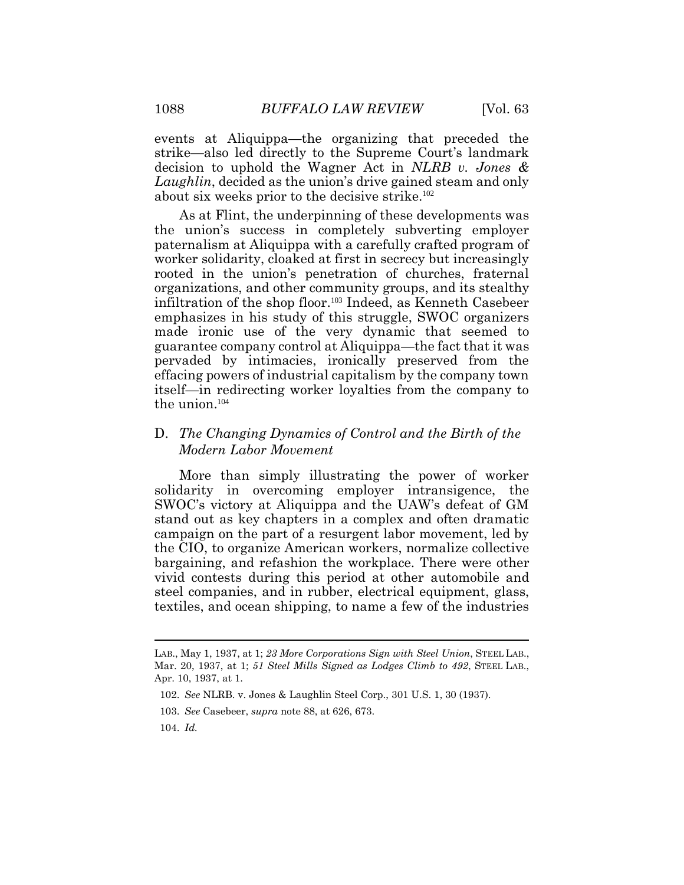events at Aliquippa—the organizing that preceded the strike—also led directly to the Supreme Court's landmark decision to uphold the Wagner Act in *NLRB v. Jones & Laughlin*, decided as the union's drive gained steam and only about six weeks prior to the decisive strike.[102]

As at Flint, the underpinning of these developments was the union's success in completely subverting employer paternalism at Aliquippa with a carefully crafted program of worker solidarity, cloaked at first in secrecy but increasingly rooted in the union's penetration of churches, fraternal organizations, and other community groups, and its stealthy infiltration of the shop floor.[103] Indeed, as Kenneth Casebeer emphasizes in his study of this struggle, SWOC organizers made ironic use of the very dynamic that seemed to guarantee company control at Aliquippa—the fact that it was pervaded by intimacies, ironically preserved from the effacing powers of industrial capitalism by the company town itself—in redirecting worker loyalties from the company to the union.[104]

### D. *The Changing Dynamics of Control and the Birth of the Modern Labor Movement*

More than simply illustrating the power of worker solidarity in overcoming employer intransigence, the SWOC's victory at Aliquippa and the UAW's defeat of GM stand out as key chapters in a complex and often dramatic campaign on the part of a resurgent labor movement, led by the CIO, to organize American workers, normalize collective bargaining, and refashion the workplace. There were other vivid contests during this period at other automobile and steel companies, and in rubber, electrical equipment, glass, textiles, and ocean shipping, to name a few of the industries

---

LAB., May 1, 1937, at 1; *23 More Corporations Sign with Steel Union*, STEEL LAB., Mar. 20, 1937, at 1; *51 Steel Mills Signed as Lodges Climb to 492*, STEEL LAB., Apr. 10, 1937, at 1.

102. *See* NLRB. v. Jones & Laughlin Steel Corp., 301 U.S. 1, 30 (1937).

103. *See* Casebeer, *supra* note 88, at 626, 673.

104. *Id.*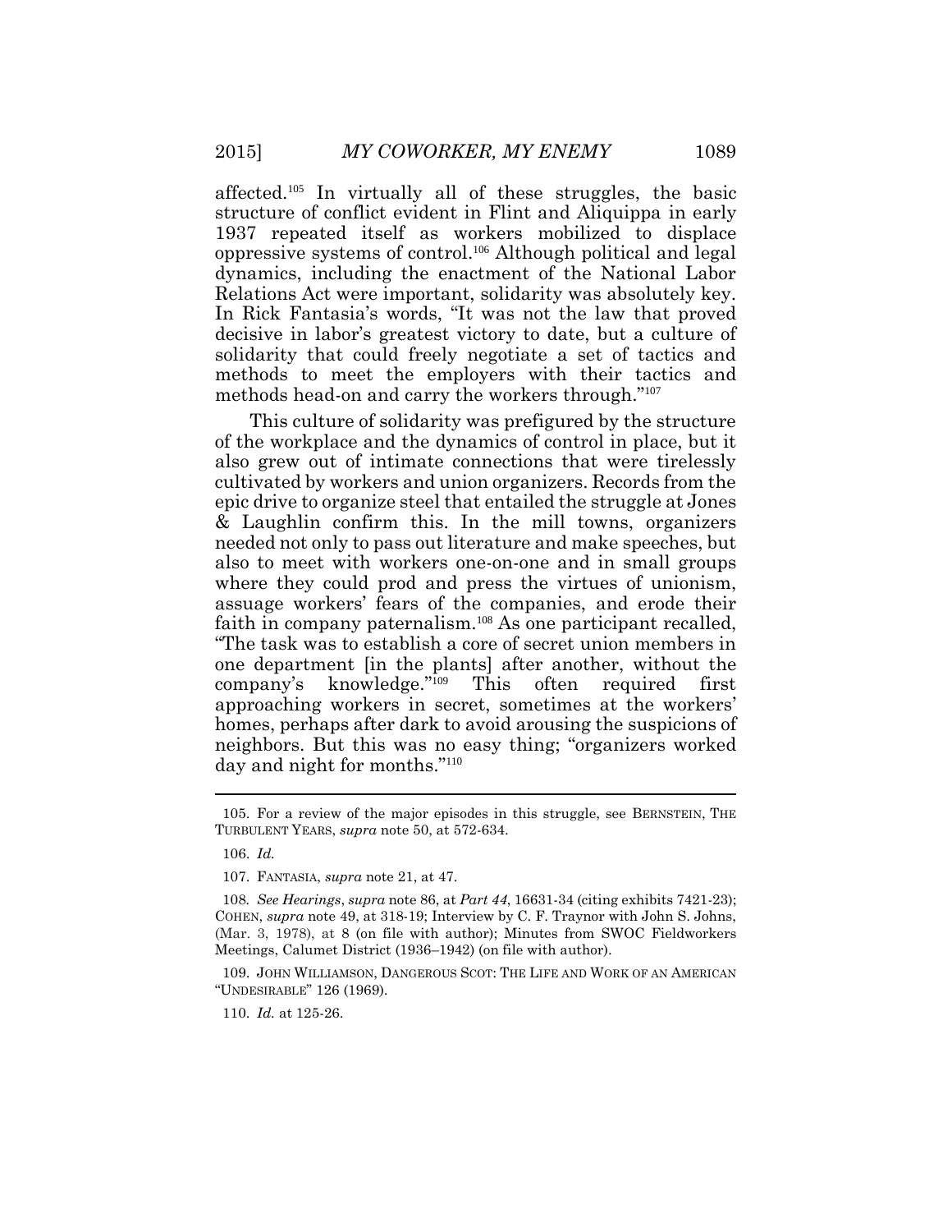affected.[105] In virtually all of these struggles, the basic structure of conflict evident in Flint and Aliquippa in early 1937 repeated itself as workers mobilized to displace oppressive systems of control.[106] Although political and legal dynamics, including the enactment of the National Labor Relations Act were important, solidarity was absolutely key. In Rick Fantasia's words, "It was not the law that proved decisive in labor's greatest victory to date, but a culture of solidarity that could freely negotiate a set of tactics and methods to meet the employers with their tactics and methods head-on and carry the workers through."[107]

This culture of solidarity was prefigured by the structure of the workplace and the dynamics of control in place, but it also grew out of intimate connections that were tirelessly cultivated by workers and union organizers. Records from the epic drive to organize steel that entailed the struggle at Jones & Laughlin confirm this. In the mill towns, organizers needed not only to pass out literature and make speeches, but also to meet with workers one-on-one and in small groups where they could prod and press the virtues of unionism, assuage workers' fears of the companies, and erode their faith in company paternalism.[108] As one participant recalled, "The task was to establish a core of secret union members in one department [in the plants] after another, without the company's knowledge."[109] This often required first approaching workers in secret, sometimes at the workers' homes, perhaps after dark to avoid arousing the suspicions of neighbors. But this was no easy thing; "organizers worked day and night for months."[110]

---

105. For a review of the major episodes in this struggle, see BERNSTEIN, THE TURBULENT YEARS, *supra* note 50, at 572-634.

106. *Id.*

107. FANTASIA, *supra* note 21, at 47.

108. *See Hearings*, *supra* note 86, at *Part 44*, 16631-34 (citing exhibits 7421-23); COHEN, *supra* note 49, at 318-19; Interview by C. F. Traynor with John S. Johns, (Mar. 3, 1978), at 8 (on file with author); Minutes from SWOC Fieldworkers Meetings, Calumet District (1936–1942) (on file with author).

109. JOHN WILLIAMSON, DANGEROUS SCOT: THE LIFE AND WORK OF AN AMERICAN "UNDESIRABLE" 126 (1969).

110. *Id.* at 125-26.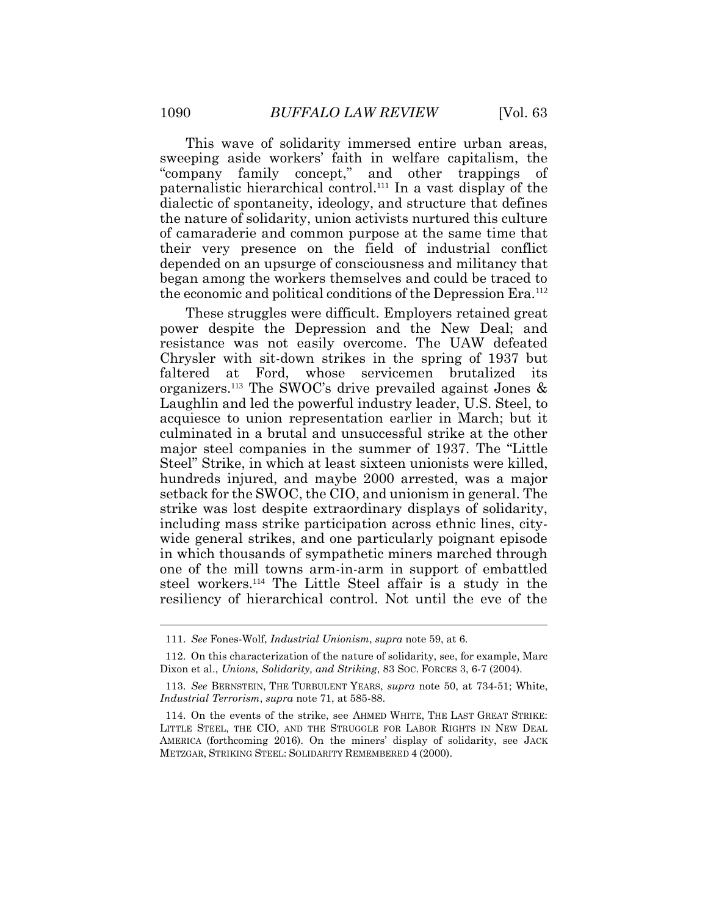This wave of solidarity immersed entire urban areas, sweeping aside workers' faith in welfare capitalism, the "company family concept," and other trappings of paternalistic hierarchical control.[111] In a vast display of the dialectic of spontaneity, ideology, and structure that defines the nature of solidarity, union activists nurtured this culture of camaraderie and common purpose at the same time that their very presence on the field of industrial conflict depended on an upsurge of consciousness and militancy that began among the workers themselves and could be traced to the economic and political conditions of the Depression Era.[112]

These struggles were difficult. Employers retained great power despite the Depression and the New Deal; and resistance was not easily overcome. The UAW defeated Chrysler with sit-down strikes in the spring of 1937 but faltered at Ford, whose servicemen brutalized its organizers.[113] The SWOC's drive prevailed against Jones & Laughlin and led the powerful industry leader, U.S. Steel, to acquiesce to union representation earlier in March; but it culminated in a brutal and unsuccessful strike at the other major steel companies in the summer of 1937. The "Little Steel" Strike, in which at least sixteen unionists were killed, hundreds injured, and maybe 2000 arrested, was a major setback for the SWOC, the CIO, and unionism in general. The strike was lost despite extraordinary displays of solidarity, including mass strike participation across ethnic lines, city-wide general strikes, and one particularly poignant episode in which thousands of sympathetic miners marched through one of the mill towns arm-in-arm in support of embattled steel workers.[114] The Little Steel affair is a study in the resiliency of hierarchical control. Not until the eve of the

---

111. *See* Fones-Wolf, *Industrial Unionism*, *supra* note 59, at 6.

112. On this characterization of the nature of solidarity, see, for example, Marc Dixon et al., *Unions, Solidarity, and Striking*, 83 SOC. FORCES 3, 6-7 (2004).

113. *See* BERNSTEIN, THE TURBULENT YEARS, *supra* note 50, at 734-51; White, *Industrial Terrorism*, *supra* note 71, at 585-88.

114. On the events of the strike, see AHMED WHITE, THE LAST GREAT STRIKE: LITTLE STEEL, THE CIO, AND THE STRUGGLE FOR LABOR RIGHTS IN NEW DEAL AMERICA (forthcoming 2016). On the miners' display of solidarity, see JACK METZGAR, STRIKING STEEL: SOLIDARITY REMEMBERED 4 (2000).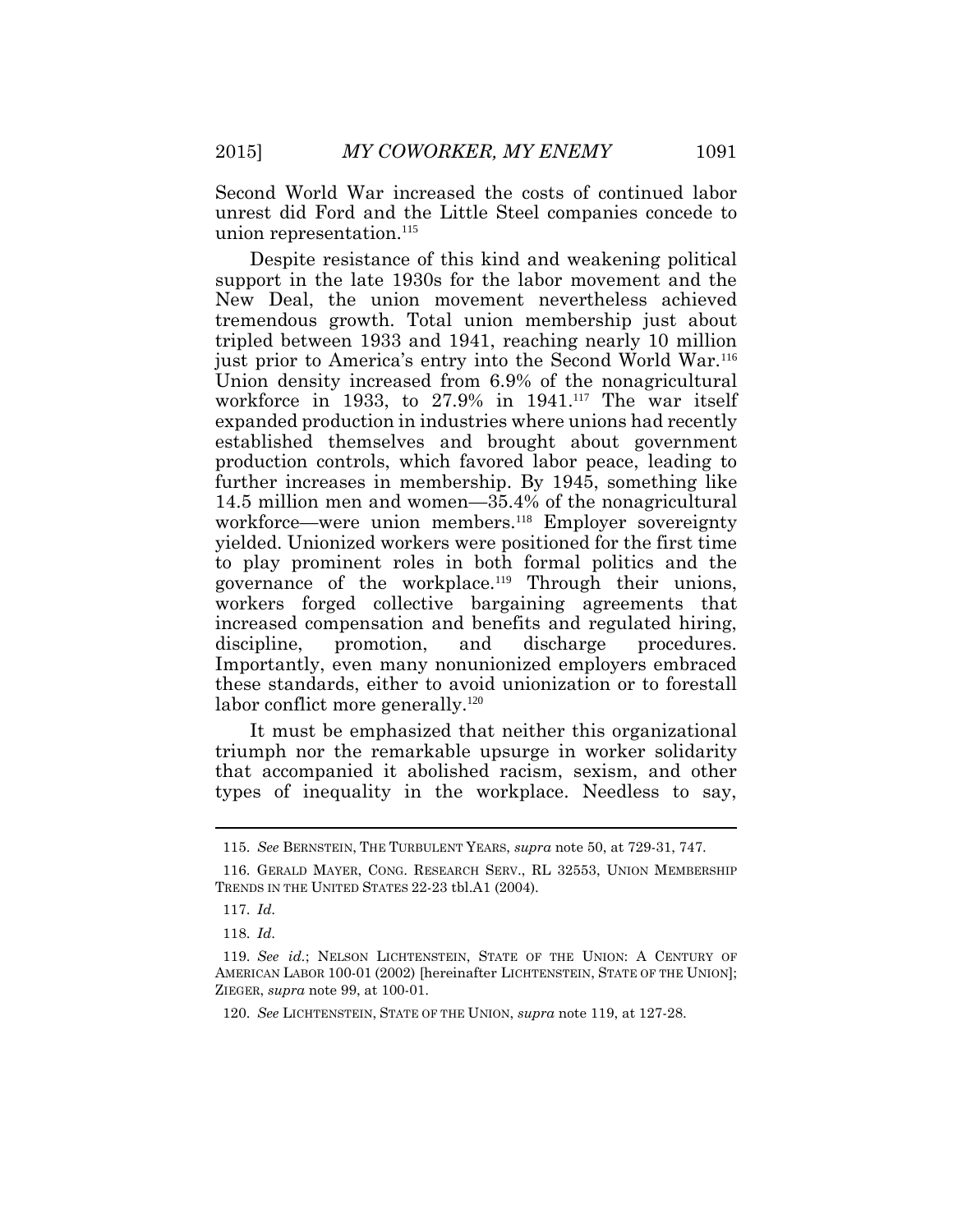Second World War increased the costs of continued labor unrest did Ford and the Little Steel companies concede to union representation.[115]

Despite resistance of this kind and weakening political support in the late 1930s for the labor movement and the New Deal, the union movement nevertheless achieved tremendous growth. Total union membership just about tripled between 1933 and 1941, reaching nearly 10 million just prior to America's entry into the Second World War.[116] Union density increased from 6.9% of the nonagricultural workforce in 1933, to 27.9% in 1941.[117] The war itself expanded production in industries where unions had recently established themselves and brought about government production controls, which favored labor peace, leading to further increases in membership. By 1945, something like 14.5 million men and women—35.4% of the nonagricultural workforce—were union members.[118] Employer sovereignty yielded. Unionized workers were positioned for the first time to play prominent roles in both formal politics and the governance of the workplace.[119] Through their unions, workers forged collective bargaining agreements that increased compensation and benefits and regulated hiring, discipline, promotion, and discharge procedures. Importantly, even many nonunionized employers embraced these standards, either to avoid unionization or to forestall labor conflict more generally.[120]

It must be emphasized that neither this organizational triumph nor the remarkable upsurge in worker solidarity that accompanied it abolished racism, sexism, and other types of inequality in the workplace. Needless to say,

---

115. *See* BERNSTEIN, THE TURBULENT YEARS, *supra* note 50, at 729-31, 747.

116. GERALD MAYER, CONG. RESEARCH SERV., RL 32553, UNION MEMBERSHIP TRENDS IN THE UNITED STATES 22-23 tbl.A1 (2004).

117. *Id.*

118. *Id.*

119. *See id.*; NELSON LICHTENSTEIN, STATE OF THE UNION: A CENTURY OF AMERICAN LABOR 100-01 (2002) [hereinafter LICHTENSTEIN, STATE OF THE UNION]; ZIEGER, *supra* note 99, at 100-01.

120. *See* LICHTENSTEIN, STATE OF THE UNION, *supra* note 119, at 127-28.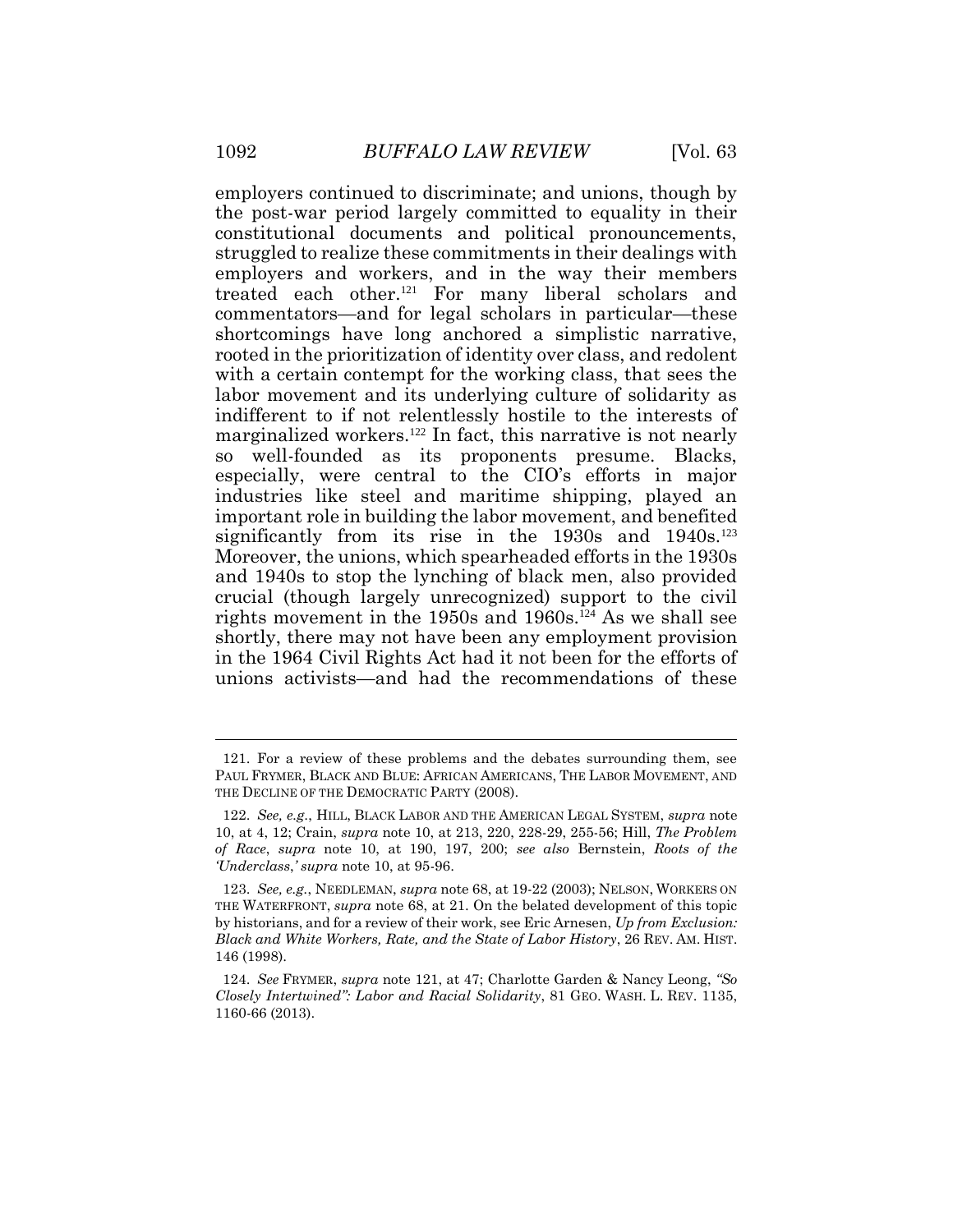employers continued to discriminate; and unions, though by the post-war period largely committed to equality in their constitutional documents and political pronouncements, struggled to realize these commitments in their dealings with employers and workers, and in the way their members treated each other.[121] For many liberal scholars and commentators—and for legal scholars in particular—these shortcomings have long anchored a simplistic narrative, rooted in the prioritization of identity over class, and redolent with a certain contempt for the working class, that sees the labor movement and its underlying culture of solidarity as indifferent to if not relentlessly hostile to the interests of marginalized workers.[122] In fact, this narrative is not nearly so well-founded as its proponents presume. Blacks, especially, were central to the CIO's efforts in major industries like steel and maritime shipping, played an important role in building the labor movement, and benefited significantly from its rise in the 1930s and 1940s.[123] Moreover, the unions, which spearheaded efforts in the 1930s and 1940s to stop the lynching of black men, also provided crucial (though largely unrecognized) support to the civil rights movement in the 1950s and 1960s.[124] As we shall see shortly, there may not have been any employment provision in the 1964 Civil Rights Act had it not been for the efforts of unions activists—and had the recommendations of these

---

121. For a review of these problems and the debates surrounding them, see PAUL FRYMER, BLACK AND BLUE: AFRICAN AMERICANS, THE LABOR MOVEMENT, AND THE DECLINE OF THE DEMOCRATIC PARTY (2008).

122. *See, e.g.*, HILL, BLACK LABOR AND THE AMERICAN LEGAL SYSTEM, *supra* note 10, at 4, 12; Crain, *supra* note 10, at 213, 220, 228-29, 255-56; Hill, *The Problem of Race*, *supra* note 10, at 190, 197, 200; *see also* Bernstein, *Roots of the 'Underclass,' supra* note 10, at 95-96.

123. *See, e.g.*, NEEDLEMAN, *supra* note 68, at 19-22 (2003); NELSON, WORKERS ON THE WATERFRONT, *supra* note 68, at 21. On the belated development of this topic by historians, and for a review of their work, see Eric Arnesen, *Up from Exclusion: Black and White Workers, Rate, and the State of Labor History*, 26 REV. AM. HIST. 146 (1998).

124. *See* FRYMER, *supra* note 121, at 47; Charlotte Garden & Nancy Leong, *"So Closely Intertwined": Labor and Racial Solidarity*, 81 GEO. WASH. L. REV. 1135, 1160-66 (2013).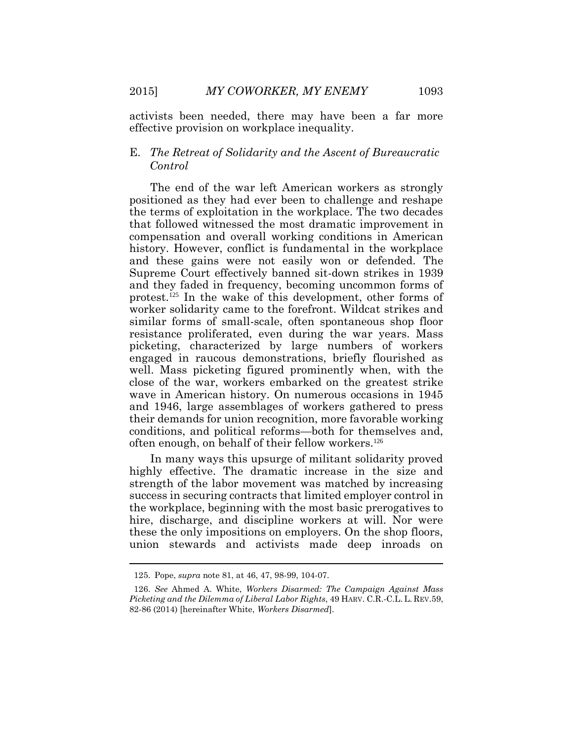activists been needed, there may have been a far more effective provision on workplace inequality.

### E. *The Retreat of Solidarity and the Ascent of Bureaucratic Control*

The end of the war left American workers as strongly positioned as they had ever been to challenge and reshape the terms of exploitation in the workplace. The two decades that followed witnessed the most dramatic improvement in compensation and overall working conditions in American history. However, conflict is fundamental in the workplace and these gains were not easily won or defended. The Supreme Court effectively banned sit-down strikes in 1939 and they faded in frequency, becoming uncommon forms of protest.[125] In the wake of this development, other forms of worker solidarity came to the forefront. Wildcat strikes and similar forms of small-scale, often spontaneous shop floor resistance proliferated, even during the war years. Mass picketing, characterized by large numbers of workers engaged in raucous demonstrations, briefly flourished as well. Mass picketing figured prominently when, with the close of the war, workers embarked on the greatest strike wave in American history. On numerous occasions in 1945 and 1946, large assemblages of workers gathered to press their demands for union recognition, more favorable working conditions, and political reforms—both for themselves and, often enough, on behalf of their fellow workers.[126]

In many ways this upsurge of militant solidarity proved highly effective. The dramatic increase in the size and strength of the labor movement was matched by increasing success in securing contracts that limited employer control in the workplace, beginning with the most basic prerogatives to hire, discharge, and discipline workers at will. Nor were these the only impositions on employers. On the shop floors, union stewards and activists made deep inroads on

---

125. Pope, *supra* note 81, at 46, 47, 98-99, 104-07.

126. *See* Ahmed A. White, *Workers Disarmed: The Campaign Against Mass Picketing and the Dilemma of Liberal Labor Rights*, 49 HARV. C.R.-C.L. L. REV.59, 82-86 (2014) [hereinafter White, *Workers Disarmed*].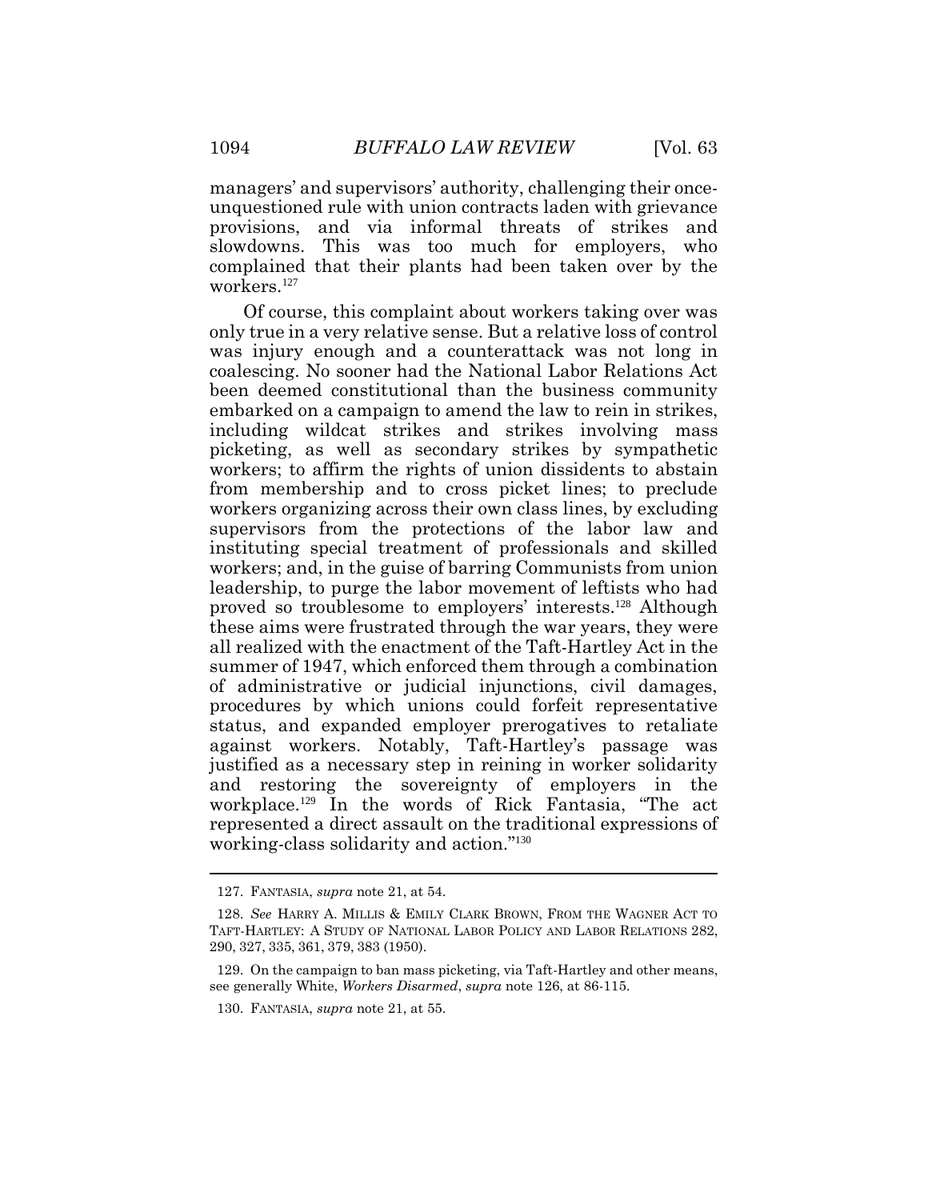managers' and supervisors' authority, challenging their once-unquestioned rule with union contracts laden with grievance provisions, and via informal threats of strikes and slowdowns. This was too much for employers, who complained that their plants had been taken over by the workers.[127]

Of course, this complaint about workers taking over was only true in a very relative sense. But a relative loss of control was injury enough and a counterattack was not long in coalescing. No sooner had the National Labor Relations Act been deemed constitutional than the business community embarked on a campaign to amend the law to rein in strikes, including wildcat strikes and strikes involving mass picketing, as well as secondary strikes by sympathetic workers; to affirm the rights of union dissidents to abstain from membership and to cross picket lines; to preclude workers organizing across their own class lines, by excluding supervisors from the protections of the labor law and instituting special treatment of professionals and skilled workers; and, in the guise of barring Communists from union leadership, to purge the labor movement of leftists who had proved so troublesome to employers' interests.[128] Although these aims were frustrated through the war years, they were all realized with the enactment of the Taft-Hartley Act in the summer of 1947, which enforced them through a combination of administrative or judicial injunctions, civil damages, procedures by which unions could forfeit representative status, and expanded employer prerogatives to retaliate against workers. Notably, Taft-Hartley's passage was justified as a necessary step in reining in worker solidarity and restoring the sovereignty of employers in the workplace.[129] In the words of Rick Fantasia, "The act represented a direct assault on the traditional expressions of working-class solidarity and action."[130]

---

127. FANTASIA, *supra* note 21, at 54.

128. *See* HARRY A. MILLIS & EMILY CLARK BROWN, FROM THE WAGNER ACT TO TAFT-HARTLEY: A STUDY OF NATIONAL LABOR POLICY AND LABOR RELATIONS 282, 290, 327, 335, 361, 379, 383 (1950).

129. On the campaign to ban mass picketing, via Taft-Hartley and other means, see generally White, *Workers Disarmed*, *supra* note 126, at 86-115.

130. FANTASIA, *supra* note 21, at 55.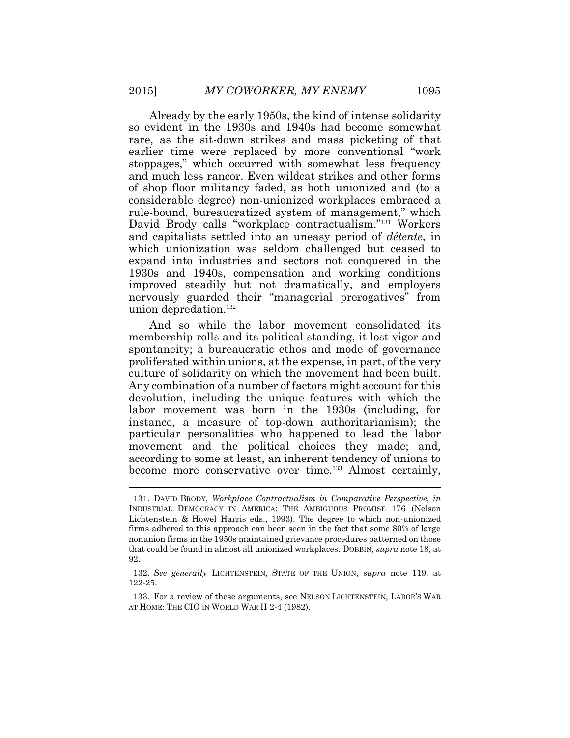Already by the early 1950s, the kind of intense solidarity so evident in the 1930s and 1940s had become somewhat rare, as the sit-down strikes and mass picketing of that earlier time were replaced by more conventional "work stoppages," which occurred with somewhat less frequency and much less rancor. Even wildcat strikes and other forms of shop floor militancy faded, as both unionized and (to a considerable degree) non-unionized workplaces embraced a rule-bound, bureaucratized system of management," which David Brody calls "workplace contractualism."[131] Workers and capitalists settled into an uneasy period of *détente*, in which unionization was seldom challenged but ceased to expand into industries and sectors not conquered in the 1930s and 1940s, compensation and working conditions improved steadily but not dramatically, and employers nervously guarded their "managerial prerogatives" from union depredation.[132]

And so while the labor movement consolidated its membership rolls and its political standing, it lost vigor and spontaneity; a bureaucratic ethos and mode of governance proliferated within unions, at the expense, in part, of the very culture of solidarity on which the movement had been built. Any combination of a number of factors might account for this devolution, including the unique features with which the labor movement was born in the 1930s (including, for instance, a measure of top-down authoritarianism); the particular personalities who happened to lead the labor movement and the political choices they made; and, according to some at least, an inherent tendency of unions to become more conservative over time.[133] Almost certainly,

---

131. DAVID BRODY, *Workplace Contractualism in Comparative Perspective*, *in* INDUSTRIAL DEMOCRACY IN AMERICA: THE AMBIGUOUS PROMISE 176 (Nelson Lichtenstein & Howel Harris eds., 1993). The degree to which non-unionized firms adhered to this approach can been seen in the fact that some 80% of large nonunion firms in the 1950s maintained grievance procedures patterned on those that could be found in almost all unionized workplaces. DOBBIN, *supra* note 18, at 92.

132. *See generally* LICHTENSTEIN, STATE OF THE UNION, *supra* note 119, at 122-25.

133. For a review of these arguments, see NELSON LICHTENSTEIN, LABOR'S WAR AT HOME: THE CIO IN WORLD WAR II 2-4 (1982).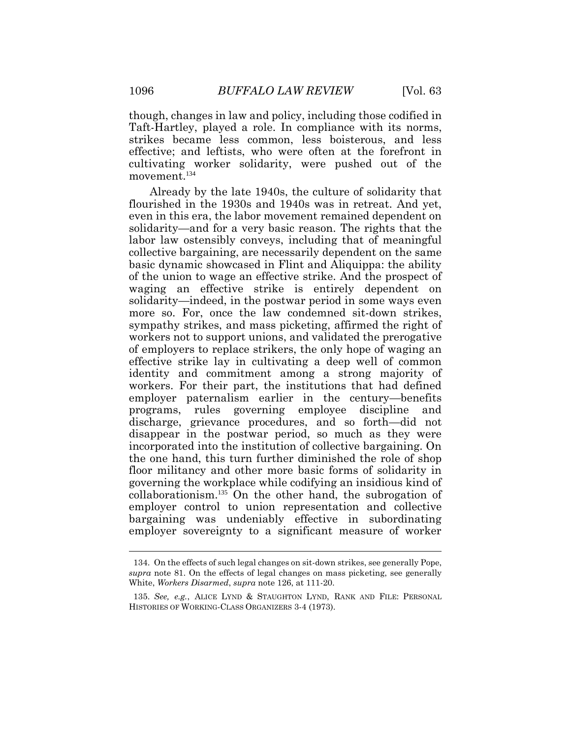though, changes in law and policy, including those codified in Taft-Hartley, played a role. In compliance with its norms, strikes became less common, less boisterous, and less effective; and leftists, who were often at the forefront in cultivating worker solidarity, were pushed out of the movement.[134]

Already by the late 1940s, the culture of solidarity that flourished in the 1930s and 1940s was in retreat. And yet, even in this era, the labor movement remained dependent on solidarity—and for a very basic reason. The rights that the labor law ostensibly conveys, including that of meaningful collective bargaining, are necessarily dependent on the same basic dynamic showcased in Flint and Aliquippa: the ability of the union to wage an effective strike. And the prospect of waging an effective strike is entirely dependent on solidarity—indeed, in the postwar period in some ways even more so. For, once the law condemned sit-down strikes, sympathy strikes, and mass picketing, affirmed the right of workers not to support unions, and validated the prerogative of employers to replace strikers, the only hope of waging an effective strike lay in cultivating a deep well of common identity and commitment among a strong majority of workers. For their part, the institutions that had defined employer paternalism earlier in the century—benefits programs, rules governing employee discipline and discharge, grievance procedures, and so forth—did not disappear in the postwar period, so much as they were incorporated into the institution of collective bargaining. On the one hand, this turn further diminished the role of shop floor militancy and other more basic forms of solidarity in governing the workplace while codifying an insidious kind of collaborationism.[135] On the other hand, the subrogation of employer control to union representation and collective bargaining was undeniably effective in subordinating employer sovereignty to a significant measure of worker

---

134. On the effects of such legal changes on sit-down strikes, see generally Pope, *supra* note 81. On the effects of legal changes on mass picketing, see generally White, *Workers Disarmed*, *supra* note 126, at 111-20.

135. *See, e.g.*, ALICE LYND & STAUGHTON LYND, RANK AND FILE: PERSONAL HISTORIES OF WORKING-CLASS ORGANIZERS 3-4 (1973).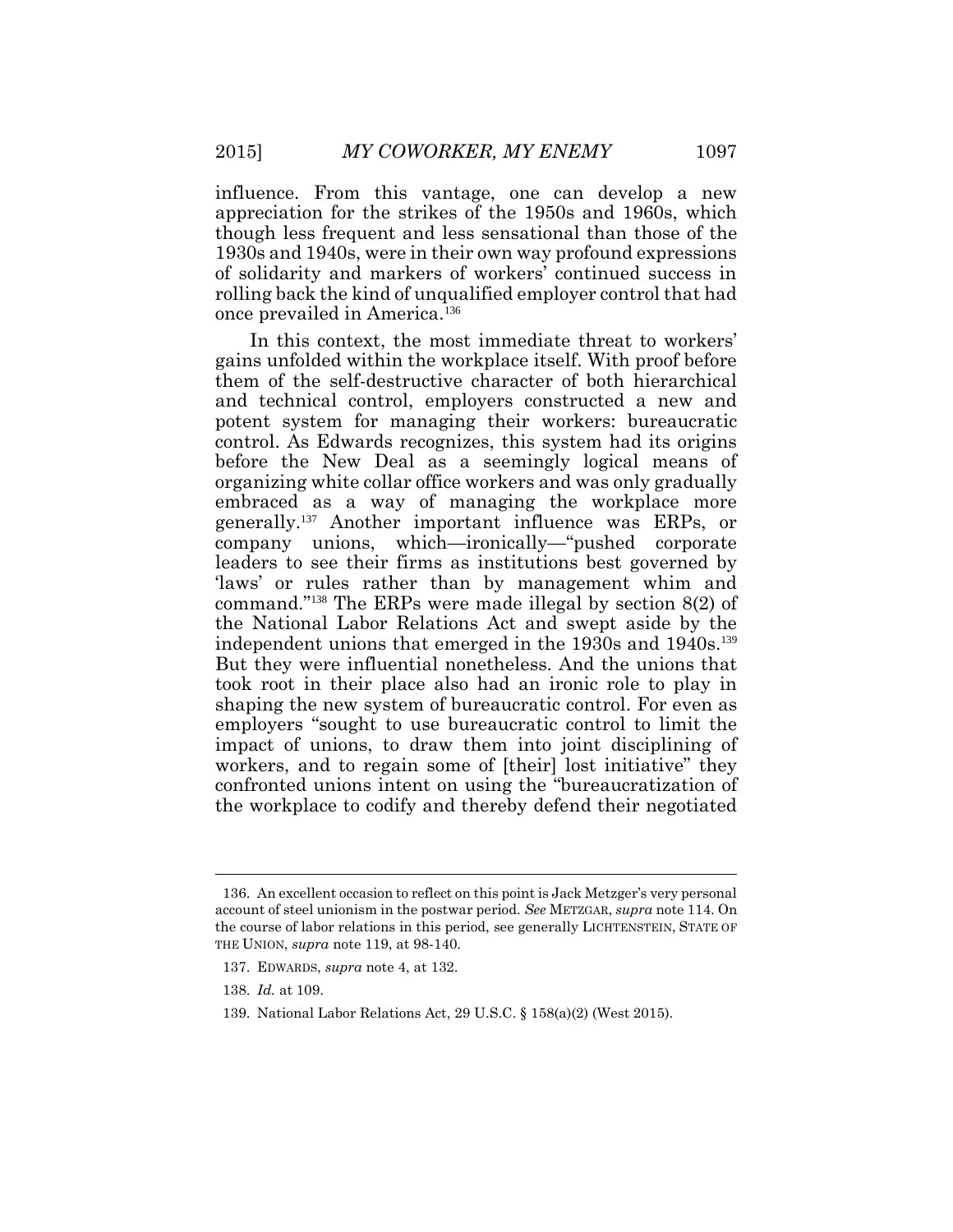influence. From this vantage, one can develop a new appreciation for the strikes of the 1950s and 1960s, which though less frequent and less sensational than those of the 1930s and 1940s, were in their own way profound expressions of solidarity and markers of workers' continued success in rolling back the kind of unqualified employer control that had once prevailed in America.[136]

In this context, the most immediate threat to workers' gains unfolded within the workplace itself. With proof before them of the self-destructive character of both hierarchical and technical control, employers constructed a new and potent system for managing their workers: bureaucratic control. As Edwards recognizes, this system had its origins before the New Deal as a seemingly logical means of organizing white collar office workers and was only gradually embraced as a way of managing the workplace more generally.[137] Another important influence was ERPs, or company unions, which—ironically—"pushed corporate leaders to see their firms as institutions best governed by 'laws' or rules rather than by management whim and command."[138] The ERPs were made illegal by section 8(2) of the National Labor Relations Act and swept aside by the independent unions that emerged in the 1930s and 1940s.[139] But they were influential nonetheless. And the unions that took root in their place also had an ironic role to play in shaping the new system of bureaucratic control. For even as employers "sought to use bureaucratic control to limit the impact of unions, to draw them into joint disciplining of workers, and to regain some of [their] lost initiative" they confronted unions intent on using the "bureaucratization of the workplace to codify and thereby defend their negotiated

---

136. An excellent occasion to reflect on this point is Jack Metzger's very personal account of steel unionism in the postwar period. *See* METZGAR, *supra* note 114. On the course of labor relations in this period, see generally LICHTENSTEIN, STATE OF THE UNION, *supra* note 119, at 98-140.

137. EDWARDS, *supra* note 4, at 132.

138. *Id.* at 109.

139. National Labor Relations Act, 29 U.S.C. § 158(a)(2) (West 2015).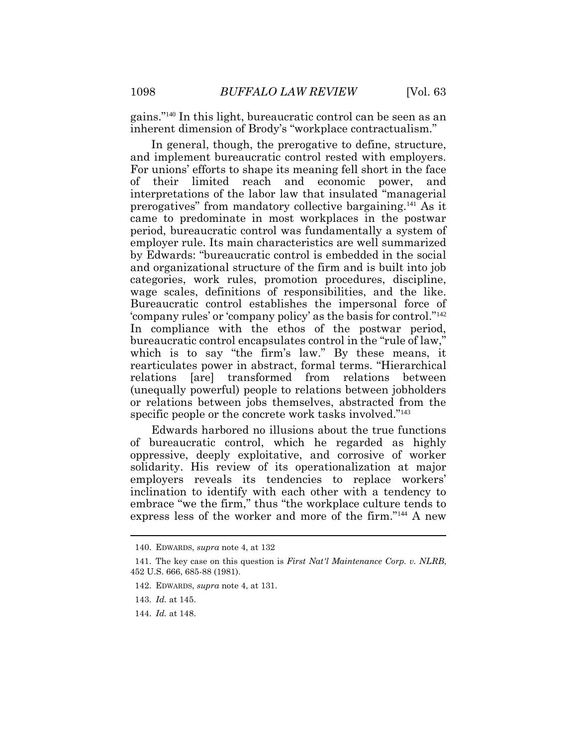gains."[140] In this light, bureaucratic control can be seen as an inherent dimension of Brody's "workplace contractualism."

In general, though, the prerogative to define, structure, and implement bureaucratic control rested with employers. For unions' efforts to shape its meaning fell short in the face of their limited reach and economic power, and interpretations of the labor law that insulated "managerial prerogatives" from mandatory collective bargaining.[141] As it came to predominate in most workplaces in the postwar period, bureaucratic control was fundamentally a system of employer rule. Its main characteristics are well summarized by Edwards: "bureaucratic control is embedded in the social and organizational structure of the firm and is built into job categories, work rules, promotion procedures, discipline, wage scales, definitions of responsibilities, and the like. Bureaucratic control establishes the impersonal force of 'company rules' or 'company policy' as the basis for control."[142] In compliance with the ethos of the postwar period, bureaucratic control encapsulates control in the "rule of law," which is to say "the firm's law." By these means, it rearticulates power in abstract, formal terms. "Hierarchical relations [are] transformed from relations between (unequally powerful) people to relations between jobholders or relations between jobs themselves, abstracted from the specific people or the concrete work tasks involved."[143]

Edwards harbored no illusions about the true functions of bureaucratic control, which he regarded as highly oppressive, deeply exploitative, and corrosive of worker solidarity. His review of its operationalization at major employers reveals its tendencies to replace workers' inclination to identify with each other with a tendency to embrace "we the firm," thus "the workplace culture tends to express less of the worker and more of the firm."[144] A new

---

140. EDWARDS, *supra* note 4, at 132

141. The key case on this question is *First Nat'l Maintenance Corp. v. NLRB*, 452 U.S. 666, 685-88 (1981).

142. EDWARDS, *supra* note 4, at 131.

143. *Id.* at 145.

144. *Id.* at 148.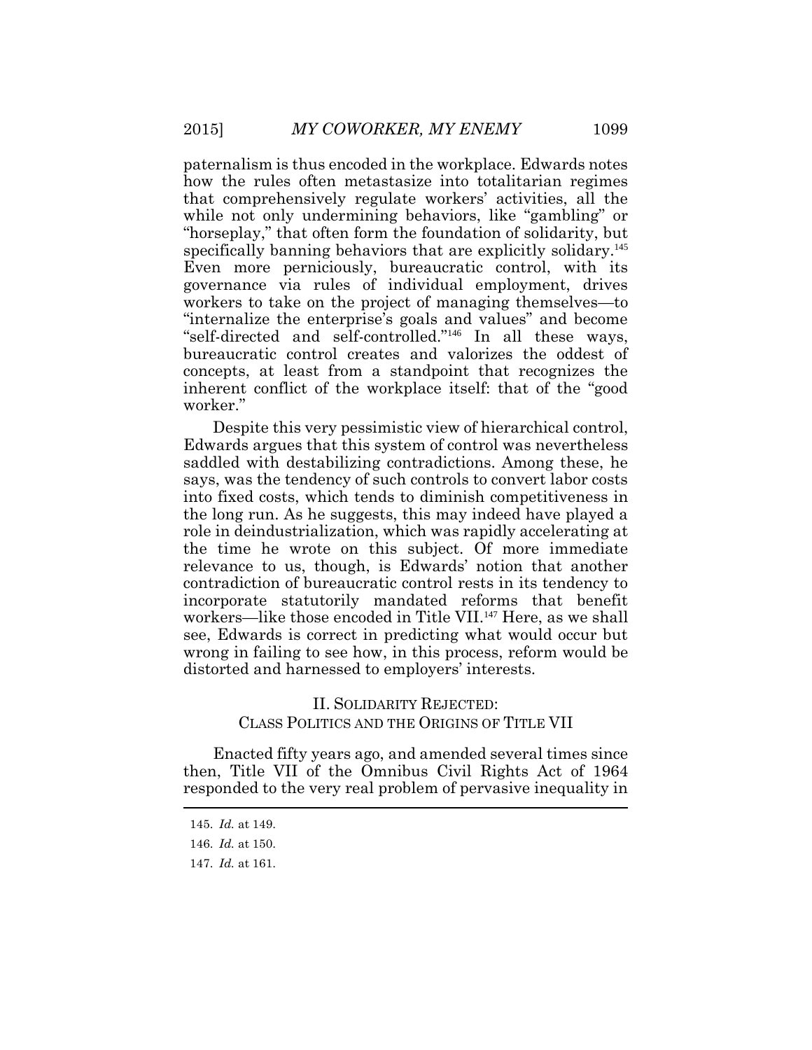paternalism is thus encoded in the workplace. Edwards notes how the rules often metastasize into totalitarian regimes that comprehensively regulate workers' activities, all the while not only undermining behaviors, like "gambling" or "horseplay," that often form the foundation of solidarity, but specifically banning behaviors that are explicitly solidary.[145] Even more perniciously, bureaucratic control, with its governance via rules of individual employment, drives workers to take on the project of managing themselves—to "internalize the enterprise's goals and values" and become "self-directed and self-controlled."[146] In all these ways, bureaucratic control creates and valorizes the oddest of concepts, at least from a standpoint that recognizes the inherent conflict of the workplace itself: that of the "good worker."

Despite this very pessimistic view of hierarchical control, Edwards argues that this system of control was nevertheless saddled with destabilizing contradictions. Among these, he says, was the tendency of such controls to convert labor costs into fixed costs, which tends to diminish competitiveness in the long run. As he suggests, this may indeed have played a role in deindustrialization, which was rapidly accelerating at the time he wrote on this subject. Of more immediate relevance to us, though, is Edwards' notion that another contradiction of bureaucratic control rests in its tendency to incorporate statutorily mandated reforms that benefit workers—like those encoded in Title VII.[147] Here, as we shall see, Edwards is correct in predicting what would occur but wrong in failing to see how, in this process, reform would be distorted and harnessed to employers' interests.

## II. SOLIDARITY REJECTED: CLASS POLITICS AND THE ORIGINS OF TITLE VII

Enacted fifty years ago, and amended several times since then, Title VII of the Omnibus Civil Rights Act of 1964 responded to the very real problem of pervasive inequality in

---

145. *Id.* at 149.

146. *Id.* at 150.

147. *Id.* at 161.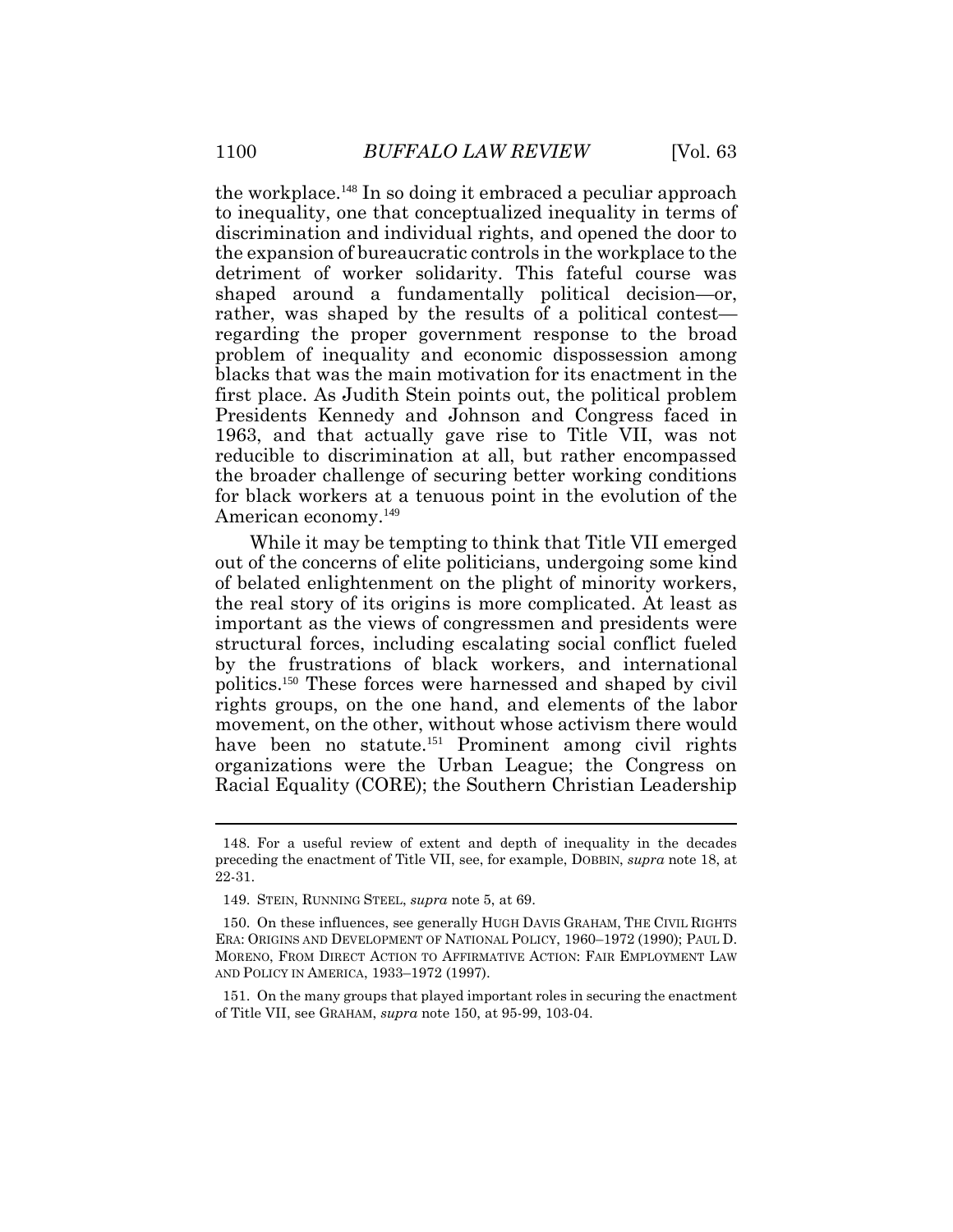the workplace.[148] In so doing it embraced a peculiar approach to inequality, one that conceptualized inequality in terms of discrimination and individual rights, and opened the door to the expansion of bureaucratic controls in the workplace to the detriment of worker solidarity. This fateful course was shaped around a fundamentally political decision—or, rather, was shaped by the results of a political contest—regarding the proper government response to the broad problem of inequality and economic dispossession among blacks that was the main motivation for its enactment in the first place. As Judith Stein points out, the political problem Presidents Kennedy and Johnson and Congress faced in 1963, and that actually gave rise to Title VII, was not reducible to discrimination at all, but rather encompassed the broader challenge of securing better working conditions for black workers at a tenuous point in the evolution of the American economy.[149]

While it may be tempting to think that Title VII emerged out of the concerns of elite politicians, undergoing some kind of belated enlightenment on the plight of minority workers, the real story of its origins is more complicated. At least as important as the views of congressmen and presidents were structural forces, including escalating social conflict fueled by the frustrations of black workers, and international politics.[150] These forces were harnessed and shaped by civil rights groups, on the one hand, and elements of the labor movement, on the other, without whose activism there would have been no statute.[151] Prominent among civil rights organizations were the Urban League; the Congress on Racial Equality (CORE); the Southern Christian Leadership

---

148. For a useful review of extent and depth of inequality in the decades preceding the enactment of Title VII, see, for example, DOBBIN, *supra* note 18, at 22-31.

149. STEIN, RUNNING STEEL, *supra* note 5, at 69.

150. On these influences, see generally HUGH DAVIS GRAHAM, THE CIVIL RIGHTS ERA: ORIGINS AND DEVELOPMENT OF NATIONAL POLICY, 1960–1972 (1990); PAUL D. MORENO, FROM DIRECT ACTION TO AFFIRMATIVE ACTION: FAIR EMPLOYMENT LAW AND POLICY IN AMERICA, 1933–1972 (1997).

151. On the many groups that played important roles in securing the enactment of Title VII, see GRAHAM, *supra* note 150, at 95-99, 103-04.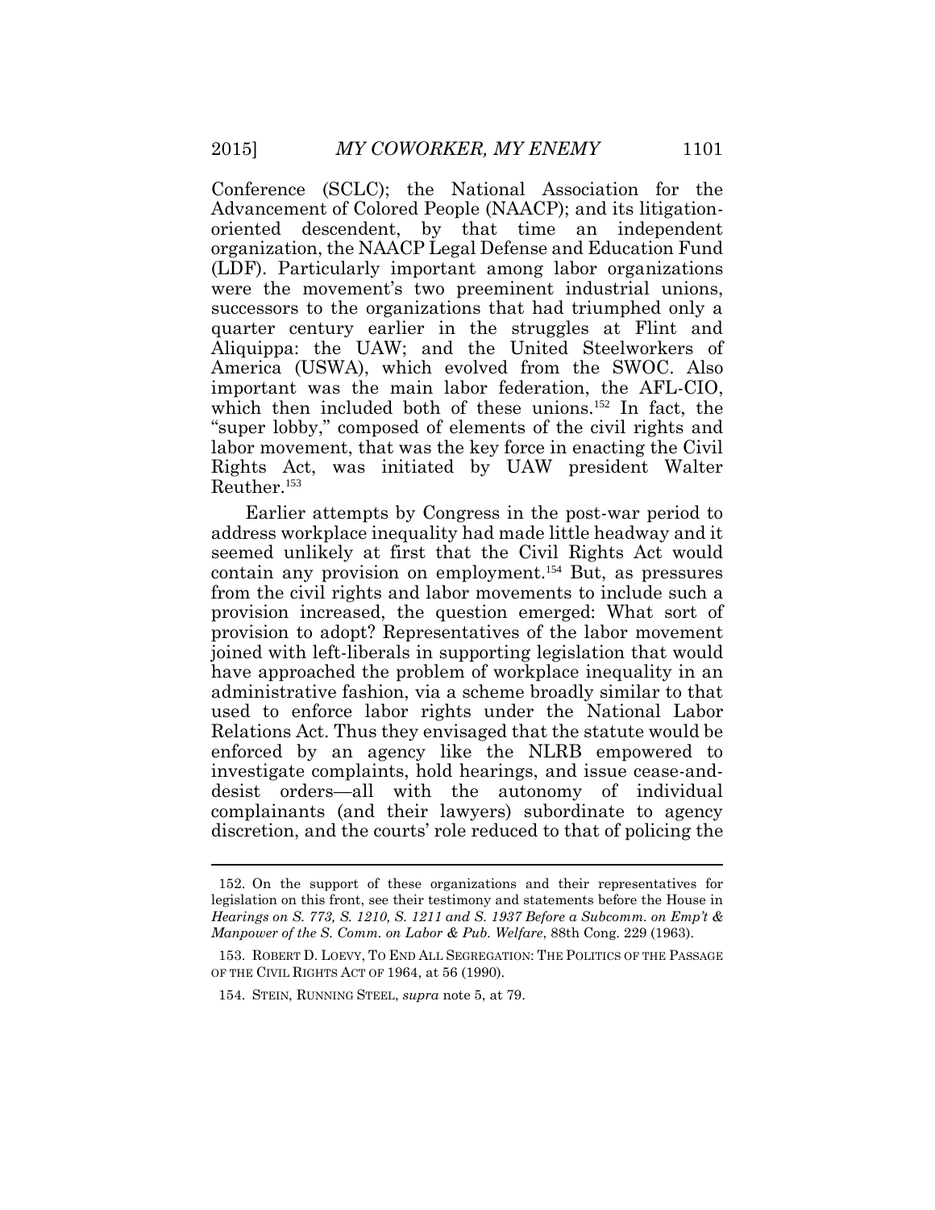Conference (SCLC); the National Association for the Advancement of Colored People (NAACP); and its litigation-oriented descendent, by that time an independent organization, the NAACP Legal Defense and Education Fund (LDF). Particularly important among labor organizations were the movement's two preeminent industrial unions, successors to the organizations that had triumphed only a quarter century earlier in the struggles at Flint and Aliquippa: the UAW; and the United Steelworkers of America (USWA), which evolved from the SWOC. Also important was the main labor federation, the AFL-CIO, which then included both of these unions.[152] In fact, the "super lobby," composed of elements of the civil rights and labor movement, that was the key force in enacting the Civil Rights Act, was initiated by UAW president Walter Reuther.[153]

Earlier attempts by Congress in the post-war period to address workplace inequality had made little headway and it seemed unlikely at first that the Civil Rights Act would contain any provision on employment.[154] But, as pressures from the civil rights and labor movements to include such a provision increased, the question emerged: What sort of provision to adopt? Representatives of the labor movement joined with left-liberals in supporting legislation that would have approached the problem of workplace inequality in an administrative fashion, via a scheme broadly similar to that used to enforce labor rights under the National Labor Relations Act. Thus they envisaged that the statute would be enforced by an agency like the NLRB empowered to investigate complaints, hold hearings, and issue cease-and-desist orders—all with the autonomy of individual complainants (and their lawyers) subordinate to agency discretion, and the courts' role reduced to that of policing the

152. On the support of these organizations and their representatives for legislation on this front, see their testimony and statements before the House in *Hearings on S. 773, S. 1210, S. 1211 and S. 1937 Before a Subcomm. on Emp't & Manpower of the S. Comm. on Labor & Pub. Welfare*, 88th Cong. 229 (1963).

153. ROBERT D. LOEVY, TO END ALL SEGREGATION: THE POLITICS OF THE PASSAGE OF THE CIVIL RIGHTS ACT OF 1964, at 56 (1990).

154. STEIN, RUNNING STEEL, *supra* note 5, at 79.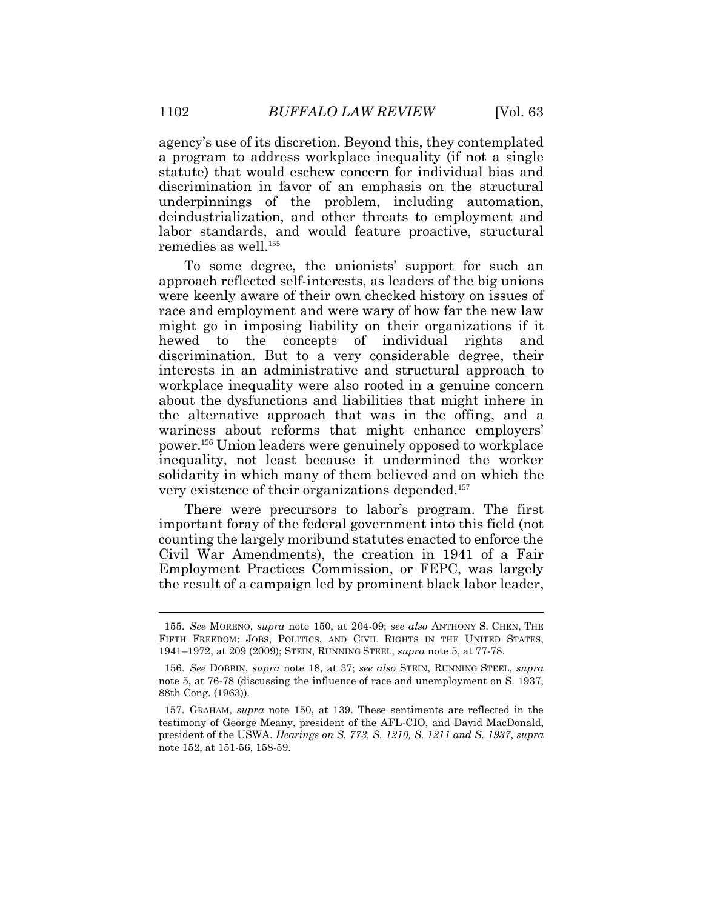agency's use of its discretion. Beyond this, they contemplated a program to address workplace inequality (if not a single statute) that would eschew concern for individual bias and discrimination in favor of an emphasis on the structural underpinnings of the problem, including automation, deindustrialization, and other threats to employment and labor standards, and would feature proactive, structural remedies as well.[155]

To some degree, the unionists' support for such an approach reflected self-interests, as leaders of the big unions were keenly aware of their own checked history on issues of race and employment and were wary of how far the new law might go in imposing liability on their organizations if it hewed to the concepts of individual rights and discrimination. But to a very considerable degree, their interests in an administrative and structural approach to workplace inequality were also rooted in a genuine concern about the dysfunctions and liabilities that might inhere in the alternative approach that was in the offing, and a wariness about reforms that might enhance employers' power.[156] Union leaders were genuinely opposed to workplace inequality, not least because it undermined the worker solidarity in which many of them believed and on which the very existence of their organizations depended.[157]

There were precursors to labor's program. The first important foray of the federal government into this field (not counting the largely moribund statutes enacted to enforce the Civil War Amendments), the creation in 1941 of a Fair Employment Practices Commission, or FEPC, was largely the result of a campaign led by prominent black labor leader,

---

155. *See* MORENO, *supra* note 150, at 204-09; *see also* ANTHONY S. CHEN, THE FIFTH FREEDOM: JOBS, POLITICS, AND CIVIL RIGHTS IN THE UNITED STATES, 1941–1972, at 209 (2009); STEIN, RUNNING STEEL, *supra* note 5, at 77-78.

156. *See* DOBBIN, *supra* note 18, at 37; *see also* STEIN, RUNNING STEEL, *supra* note 5, at 76-78 (discussing the influence of race and unemployment on S. 1937, 88th Cong. (1963)).

157. GRAHAM, *supra* note 150, at 139. These sentiments are reflected in the testimony of George Meany, president of the AFL-CIO, and David MacDonald, president of the USWA. *Hearings on S. 773, S. 1210, S. 1211 and S. 1937*, *supra* note 152, at 151-56, 158-59.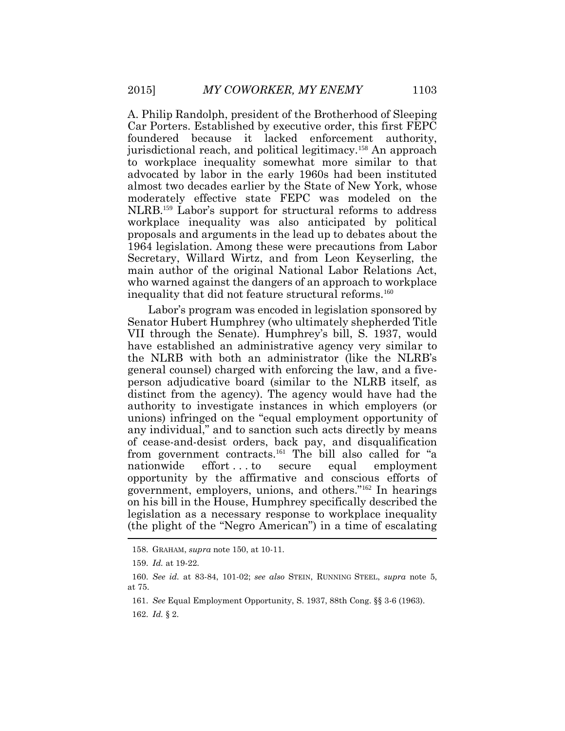A. Philip Randolph, president of the Brotherhood of Sleeping Car Porters. Established by executive order, this first FEPC foundered because it lacked enforcement authority, jurisdictional reach, and political legitimacy.[158] An approach to workplace inequality somewhat more similar to that advocated by labor in the early 1960s had been instituted almost two decades earlier by the State of New York, whose moderately effective state FEPC was modeled on the NLRB.[159] Labor's support for structural reforms to address workplace inequality was also anticipated by political proposals and arguments in the lead up to debates about the 1964 legislation. Among these were precautions from Labor Secretary, Willard Wirtz, and from Leon Keyserling, the main author of the original National Labor Relations Act, who warned against the dangers of an approach to workplace inequality that did not feature structural reforms.[160]

Labor's program was encoded in legislation sponsored by Senator Hubert Humphrey (who ultimately shepherded Title VII through the Senate). Humphrey's bill, S. 1937, would have established an administrative agency very similar to the NLRB with both an administrator (like the NLRB's general counsel) charged with enforcing the law, and a five-person adjudicative board (similar to the NLRB itself, as distinct from the agency). The agency would have had the authority to investigate instances in which employers (or unions) infringed on the "equal employment opportunity of any individual," and to sanction such acts directly by means of cease-and-desist orders, back pay, and disqualification from government contracts.[161] The bill also called for "a nationwide effort . . . to secure equal employment opportunity by the affirmative and conscious efforts of government, employers, unions, and others."[162] In hearings on his bill in the House, Humphrey specifically described the legislation as a necessary response to workplace inequality (the plight of the "Negro American") in a time of escalating

158. GRAHAM, *supra* note 150, at 10-11.

159. *Id.* at 19-22.

160. *See id.* at 83-84, 101-02; *see also* STEIN, RUNNING STEEL, *supra* note 5, at 75.

161. *See* Equal Employment Opportunity, S. 1937, 88th Cong. §§ 3-6 (1963).

162. *Id.* § 2.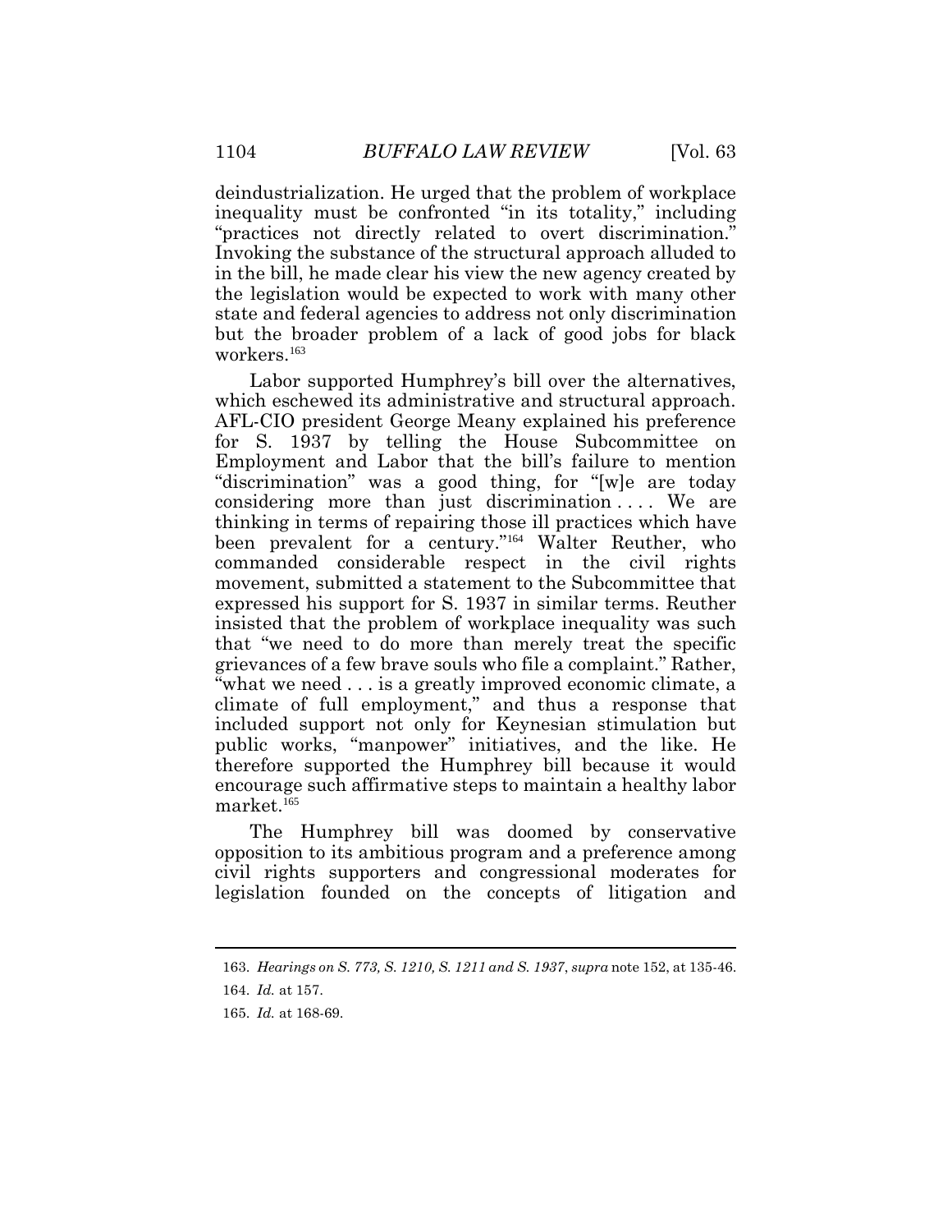deindustrialization. He urged that the problem of workplace inequality must be confronted "in its totality," including "practices not directly related to overt discrimination." Invoking the substance of the structural approach alluded to in the bill, he made clear his view the new agency created by the legislation would be expected to work with many other state and federal agencies to address not only discrimination but the broader problem of a lack of good jobs for black workers.[163]

Labor supported Humphrey's bill over the alternatives, which eschewed its administrative and structural approach. AFL-CIO president George Meany explained his preference for S. 1937 by telling the House Subcommittee on Employment and Labor that the bill's failure to mention "discrimination" was a good thing, for "[w]e are today considering more than just discrimination . . . . We are thinking in terms of repairing those ill practices which have been prevalent for a century."[164] Walter Reuther, who commanded considerable respect in the civil rights movement, submitted a statement to the Subcommittee that expressed his support for S. 1937 in similar terms. Reuther insisted that the problem of workplace inequality was such that "we need to do more than merely treat the specific grievances of a few brave souls who file a complaint." Rather, "what we need . . . is a greatly improved economic climate, a climate of full employment," and thus a response that included support not only for Keynesian stimulation but public works, "manpower" initiatives, and the like. He therefore supported the Humphrey bill because it would encourage such affirmative steps to maintain a healthy labor market.[165]

The Humphrey bill was doomed by conservative opposition to its ambitious program and a preference among civil rights supporters and congressional moderates for legislation founded on the concepts of litigation and

---

163. *Hearings on S. 773, S. 1210, S. 1211 and S. 1937*, *supra* note 152, at 135-46.

164. *Id.* at 157.

165. *Id.* at 168-69.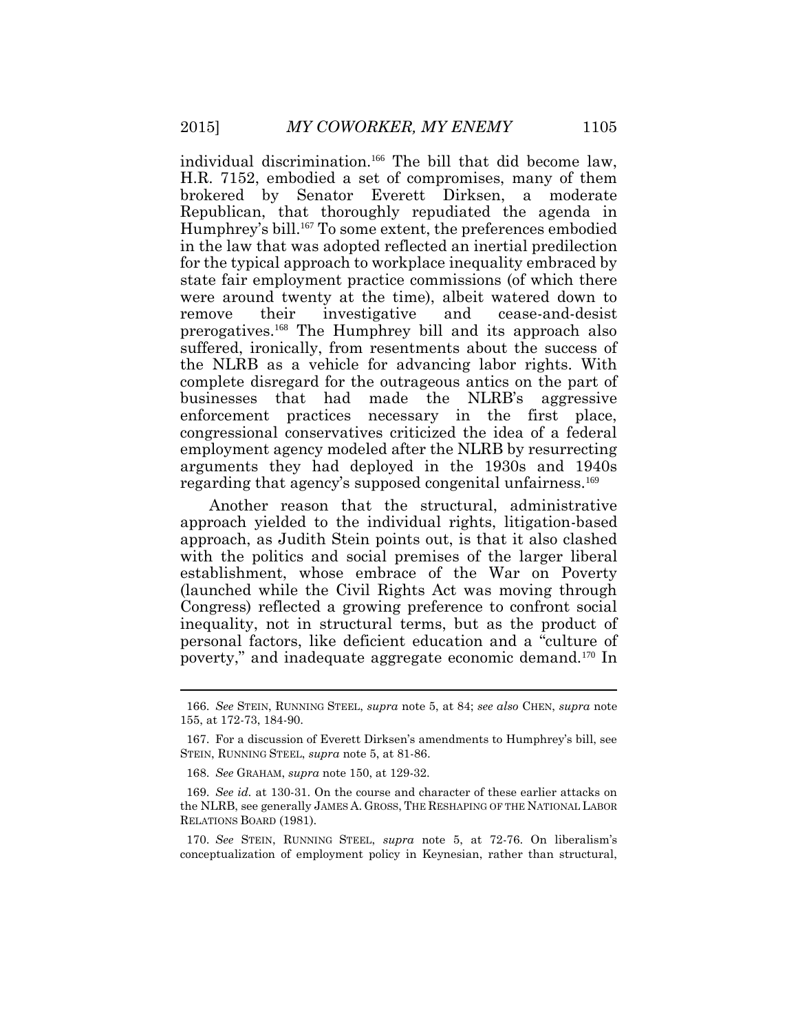individual discrimination.[166] The bill that did become law, H.R. 7152, embodied a set of compromises, many of them brokered by Senator Everett Dirksen, a moderate Republican, that thoroughly repudiated the agenda in Humphrey's bill.[167] To some extent, the preferences embodied in the law that was adopted reflected an inertial predilection for the typical approach to workplace inequality embraced by state fair employment practice commissions (of which there were around twenty at the time), albeit watered down to remove their investigative and cease-and-desist prerogatives.[168] The Humphrey bill and its approach also suffered, ironically, from resentments about the success of the NLRB as a vehicle for advancing labor rights. With complete disregard for the outrageous antics on the part of businesses that had made the NLRB's aggressive enforcement practices necessary in the first place, congressional conservatives criticized the idea of a federal employment agency modeled after the NLRB by resurrecting arguments they had deployed in the 1930s and 1940s regarding that agency's supposed congenital unfairness.[169]

Another reason that the structural, administrative approach yielded to the individual rights, litigation-based approach, as Judith Stein points out, is that it also clashed with the politics and social premises of the larger liberal establishment, whose embrace of the War on Poverty (launched while the Civil Rights Act was moving through Congress) reflected a growing preference to confront social inequality, not in structural terms, but as the product of personal factors, like deficient education and a "culture of poverty," and inadequate aggregate economic demand.[170] In

---

166. *See* STEIN, RUNNING STEEL, *supra* note 5, at 84; *see also* CHEN, *supra* note 155, at 172-73, 184-90.

167. For a discussion of Everett Dirksen's amendments to Humphrey's bill, see STEIN, RUNNING STEEL, *supra* note 5, at 81-86.

168. *See* GRAHAM, *supra* note 150, at 129-32.

169. *See id.* at 130-31. On the course and character of these earlier attacks on the NLRB, see generally JAMES A. GROSS, THE RESHAPING OF THE NATIONAL LABOR RELATIONS BOARD (1981).

170. *See* STEIN, RUNNING STEEL, *supra* note 5, at 72-76. On liberalism's conceptualization of employment policy in Keynesian, rather than structural,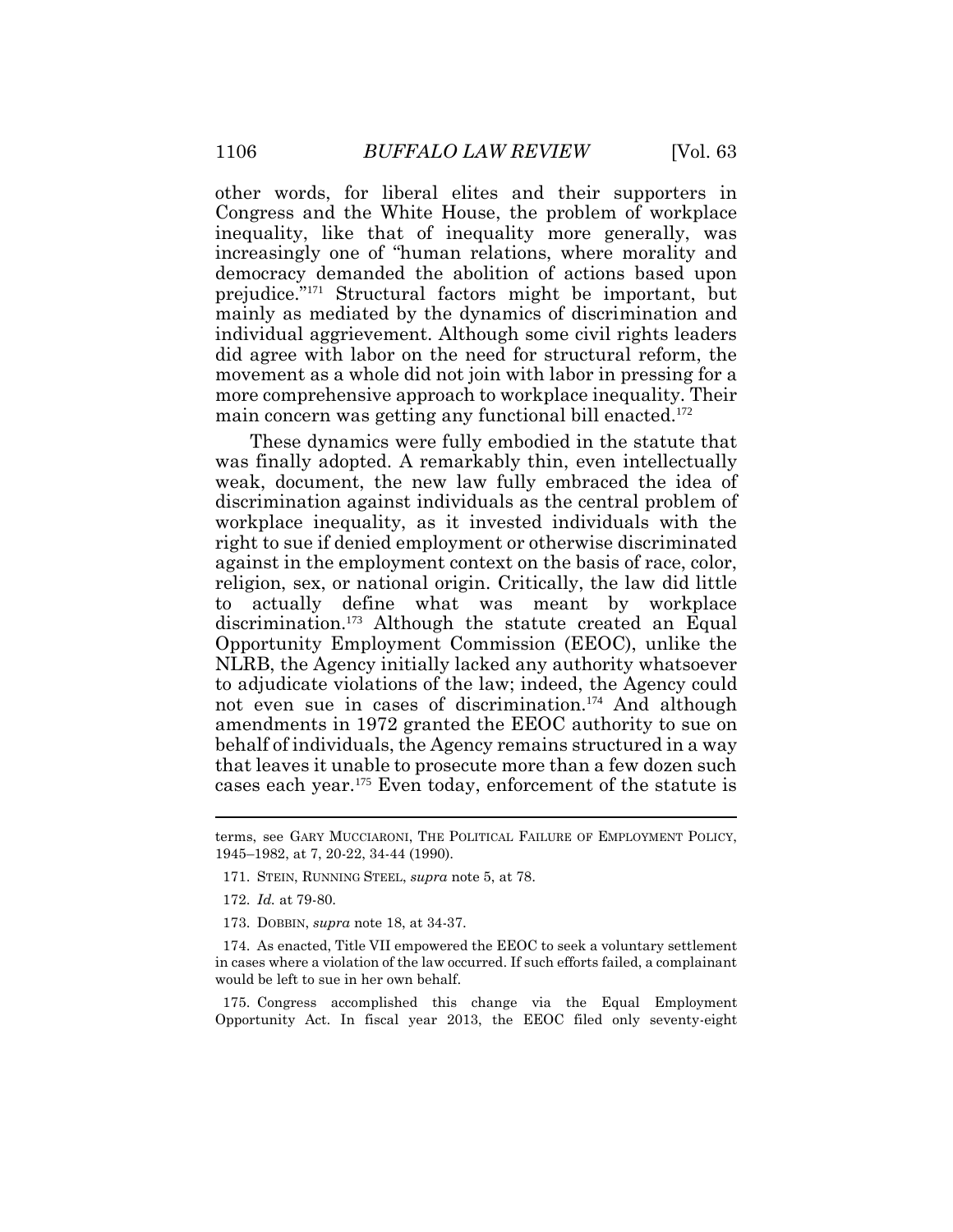other words, for liberal elites and their supporters in Congress and the White House, the problem of workplace inequality, like that of inequality more generally, was increasingly one of "human relations, where morality and democracy demanded the abolition of actions based upon prejudice."[171] Structural factors might be important, but mainly as mediated by the dynamics of discrimination and individual aggrievement. Although some civil rights leaders did agree with labor on the need for structural reform, the movement as a whole did not join with labor in pressing for a more comprehensive approach to workplace inequality. Their main concern was getting any functional bill enacted.[172]

These dynamics were fully embodied in the statute that was finally adopted. A remarkably thin, even intellectually weak, document, the new law fully embraced the idea of discrimination against individuals as the central problem of workplace inequality, as it invested individuals with the right to sue if denied employment or otherwise discriminated against in the employment context on the basis of race, color, religion, sex, or national origin. Critically, the law did little to actually define what was meant by workplace discrimination.[173] Although the statute created an Equal Opportunity Employment Commission (EEOC), unlike the NLRB, the Agency initially lacked any authority whatsoever to adjudicate violations of the law; indeed, the Agency could not even sue in cases of discrimination.[174] And although amendments in 1972 granted the EEOC authority to sue on behalf of individuals, the Agency remains structured in a way that leaves it unable to prosecute more than a few dozen such cases each year.[175] Even today, enforcement of the statute is

---

terms, see GARY MUCCIARONI, THE POLITICAL FAILURE OF EMPLOYMENT POLICY, 1945–1982, at 7, 20-22, 34-44 (1990).

171. STEIN, RUNNING STEEL, *supra* note 5, at 78.

172. *Id.* at 79-80.

173. DOBBIN, *supra* note 18, at 34-37.

174. As enacted, Title VII empowered the EEOC to seek a voluntary settlement in cases where a violation of the law occurred. If such efforts failed, a complainant would be left to sue in her own behalf.

175. Congress accomplished this change via the Equal Employment Opportunity Act. In fiscal year 2013, the EEOC filed only seventy-eight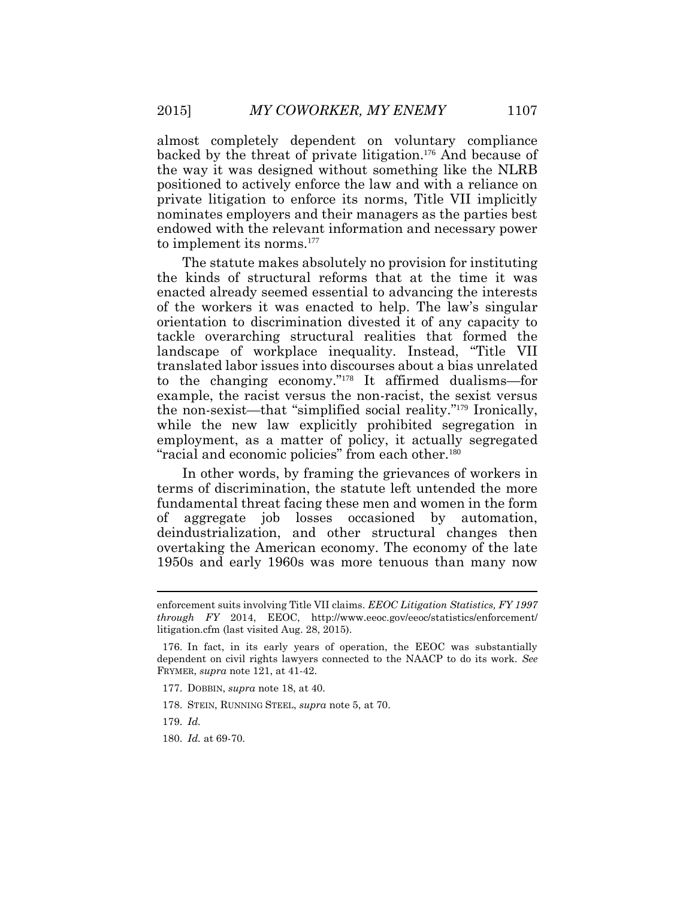almost completely dependent on voluntary compliance backed by the threat of private litigation.[176] And because of the way it was designed without something like the NLRB positioned to actively enforce the law and with a reliance on private litigation to enforce its norms, Title VII implicitly nominates employers and their managers as the parties best endowed with the relevant information and necessary power to implement its norms.[177]

The statute makes absolutely no provision for instituting the kinds of structural reforms that at the time it was enacted already seemed essential to advancing the interests of the workers it was enacted to help. The law's singular orientation to discrimination divested it of any capacity to tackle overarching structural realities that formed the landscape of workplace inequality. Instead, "Title VII translated labor issues into discourses about a bias unrelated to the changing economy."[178] It affirmed dualisms—for example, the racist versus the non-racist, the sexist versus the non-sexist—that "simplified social reality."[179] Ironically, while the new law explicitly prohibited segregation in employment, as a matter of policy, it actually segregated "racial and economic policies" from each other.[180]

In other words, by framing the grievances of workers in terms of discrimination, the statute left untended the more fundamental threat facing these men and women in the form of aggregate job losses occasioned by automation, deindustrialization, and other structural changes then overtaking the American economy. The economy of the late 1950s and early 1960s was more tenuous than many now

---

enforcement suits involving Title VII claims. *EEOC Litigation Statistics, FY 1997 through FY* 2014, EEOC, http://www.eeoc.gov/eeoc/statistics/enforcement/litigation.cfm (last visited Aug. 28, 2015).

176. In fact, in its early years of operation, the EEOC was substantially dependent on civil rights lawyers connected to the NAACP to do its work. *See* FRYMER, *supra* note 121, at 41-42.

177. DOBBIN, *supra* note 18, at 40.

178. STEIN, RUNNING STEEL, *supra* note 5, at 70.

179. *Id.*

180. *Id.* at 69-70.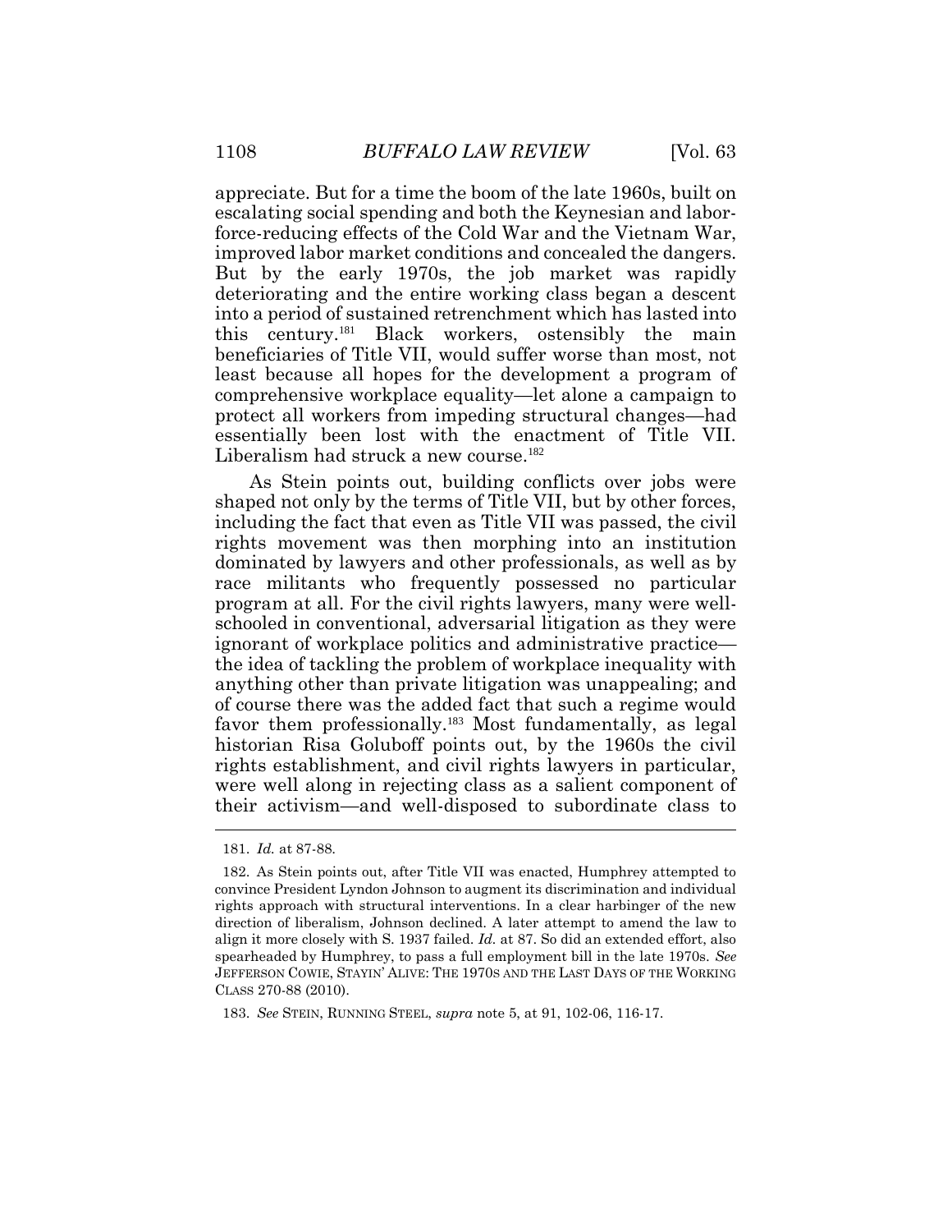appreciate. But for a time the boom of the late 1960s, built on escalating social spending and both the Keynesian and labor-force-reducing effects of the Cold War and the Vietnam War, improved labor market conditions and concealed the dangers. But by the early 1970s, the job market was rapidly deteriorating and the entire working class began a descent into a period of sustained retrenchment which has lasted into this century.[181] Black workers, ostensibly the main beneficiaries of Title VII, would suffer worse than most, not least because all hopes for the development a program of comprehensive workplace equality—let alone a campaign to protect all workers from impeding structural changes—had essentially been lost with the enactment of Title VII. Liberalism had struck a new course.[182]

As Stein points out, building conflicts over jobs were shaped not only by the terms of Title VII, but by other forces, including the fact that even as Title VII was passed, the civil rights movement was then morphing into an institution dominated by lawyers and other professionals, as well as by race militants who frequently possessed no particular program at all. For the civil rights lawyers, many were well-schooled in conventional, adversarial litigation as they were ignorant of workplace politics and administrative practice—the idea of tackling the problem of workplace inequality with anything other than private litigation was unappealing; and of course there was the added fact that such a regime would favor them professionally.[183] Most fundamentally, as legal historian Risa Goluboff points out, by the 1960s the civil rights establishment, and civil rights lawyers in particular, were well along in rejecting class as a salient component of their activism—and well-disposed to subordinate class to

---

181. *Id.* at 87-88.

182. As Stein points out, after Title VII was enacted, Humphrey attempted to convince President Lyndon Johnson to augment its discrimination and individual rights approach with structural interventions. In a clear harbinger of the new direction of liberalism, Johnson declined. A later attempt to amend the law to align it more closely with S. 1937 failed. *Id.* at 87. So did an extended effort, also spearheaded by Humphrey, to pass a full employment bill in the late 1970s. *See* JEFFERSON COWIE, STAYIN' ALIVE: THE 1970S AND THE LAST DAYS OF THE WORKING CLASS 270-88 (2010).

183. *See* STEIN, RUNNING STEEL, *supra* note 5, at 91, 102-06, 116-17.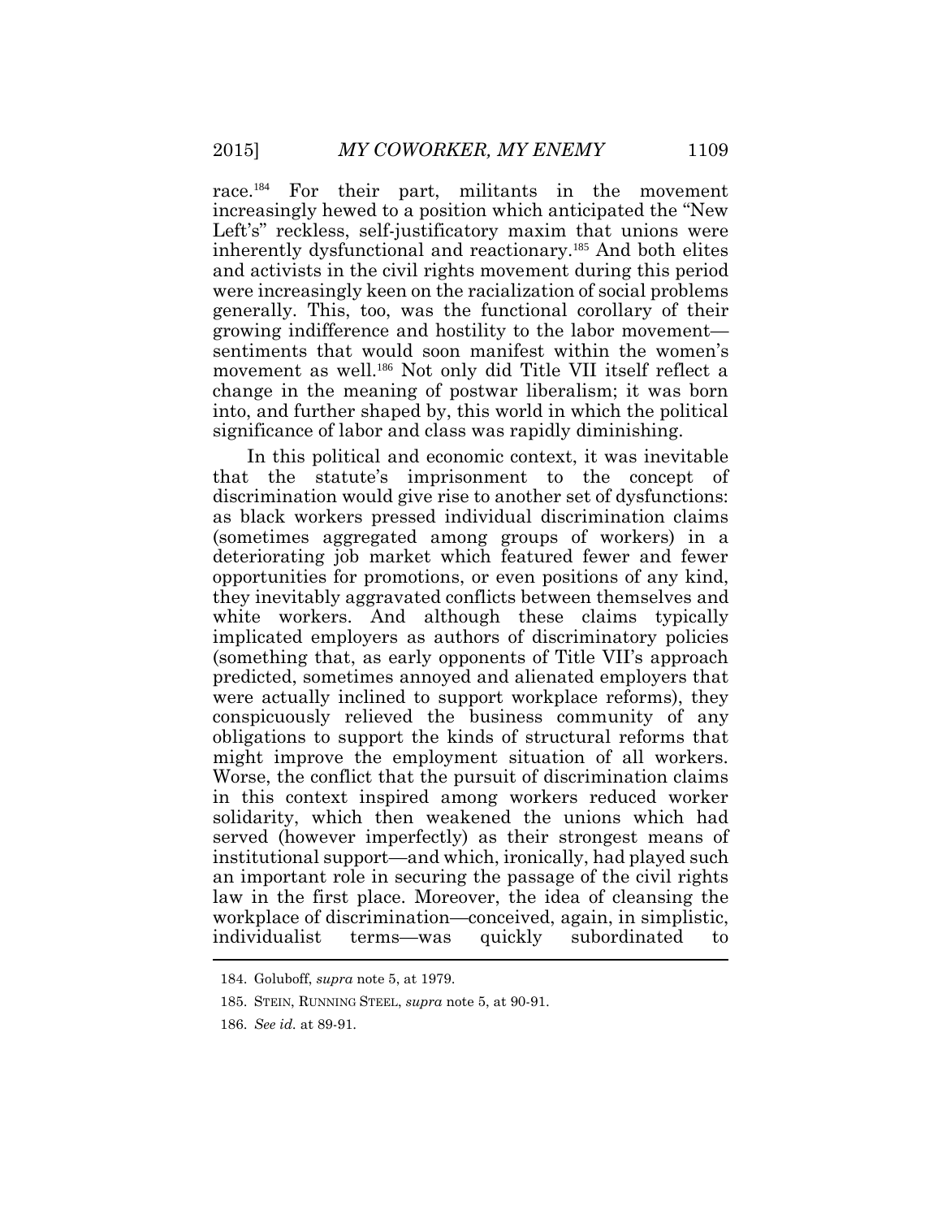race.[184] For their part, militants in the movement increasingly hewed to a position which anticipated the "New Left's" reckless, self-justificatory maxim that unions were inherently dysfunctional and reactionary.[185] And both elites and activists in the civil rights movement during this period were increasingly keen on the racialization of social problems generally. This, too, was the functional corollary of their growing indifference and hostility to the labor movement—sentiments that would soon manifest within the women's movement as well.[186] Not only did Title VII itself reflect a change in the meaning of postwar liberalism; it was born into, and further shaped by, this world in which the political significance of labor and class was rapidly diminishing.

In this political and economic context, it was inevitable that the statute's imprisonment to the concept of discrimination would give rise to another set of dysfunctions: as black workers pressed individual discrimination claims (sometimes aggregated among groups of workers) in a deteriorating job market which featured fewer and fewer opportunities for promotions, or even positions of any kind, they inevitably aggravated conflicts between themselves and white workers. And although these claims typically implicated employers as authors of discriminatory policies (something that, as early opponents of Title VII's approach predicted, sometimes annoyed and alienated employers that were actually inclined to support workplace reforms), they conspicuously relieved the business community of any obligations to support the kinds of structural reforms that might improve the employment situation of all workers. Worse, the conflict that the pursuit of discrimination claims in this context inspired among workers reduced worker solidarity, which then weakened the unions which had served (however imperfectly) as their strongest means of institutional support—and which, ironically, had played such an important role in securing the passage of the civil rights law in the first place. Moreover, the idea of cleansing the workplace of discrimination—conceived, again, in simplistic, individualist terms—was quickly subordinated to

184. Goluboff, *supra* note 5, at 1979.

185. STEIN, RUNNING STEEL, *supra* note 5, at 90-91.

186. *See id.* at 89-91.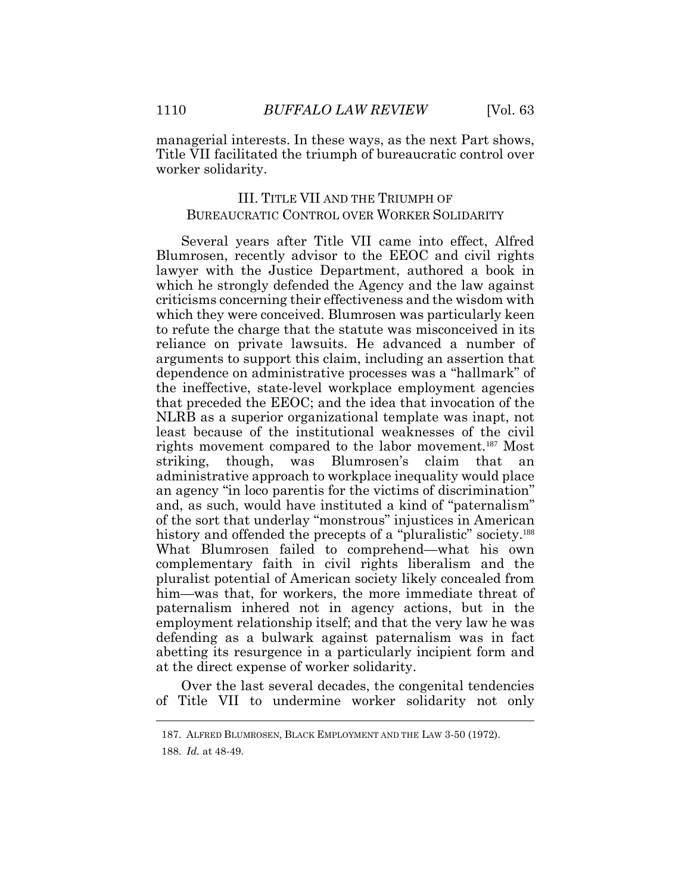managerial interests. In these ways, as the next Part shows, Title VII facilitated the triumph of bureaucratic control over worker solidarity.

## III. TITLE VII AND THE TRIUMPH OF BUREAUCRATIC CONTROL OVER WORKER SOLIDARITY

Several years after Title VII came into effect, Alfred Blumrosen, recently advisor to the EEOC and civil rights lawyer with the Justice Department, authored a book in which he strongly defended the Agency and the law against criticisms concerning their effectiveness and the wisdom with which they were conceived. Blumrosen was particularly keen to refute the charge that the statute was misconceived in its reliance on private lawsuits. He advanced a number of arguments to support this claim, including an assertion that dependence on administrative processes was a "hallmark" of the ineffective, state-level workplace employment agencies that preceded the EEOC; and the idea that invocation of the NLRB as a superior organizational template was inapt, not least because of the institutional weaknesses of the civil rights movement compared to the labor movement.[187] Most striking, though, was Blumrosen's claim that an administrative approach to workplace inequality would place an agency "in loco parentis for the victims of discrimination" and, as such, would have instituted a kind of "paternalism" of the sort that underlay "monstrous" injustices in American history and offended the precepts of a "pluralistic" society.[188] What Blumrosen failed to comprehend—what his own complementary faith in civil rights liberalism and the pluralist potential of American society likely concealed from him—was that, for workers, the more immediate threat of paternalism inhered not in agency actions, but in the employment relationship itself; and that the very law he was defending as a bulwark against paternalism was in fact abetting its resurgence in a particularly incipient form and at the direct expense of worker solidarity.

Over the last several decades, the congenital tendencies of Title VII to undermine worker solidarity not only

187. ALFRED BLUMROSEN, BLACK EMPLOYMENT AND THE LAW 3-50 (1972).

188. *Id.* at 48-49.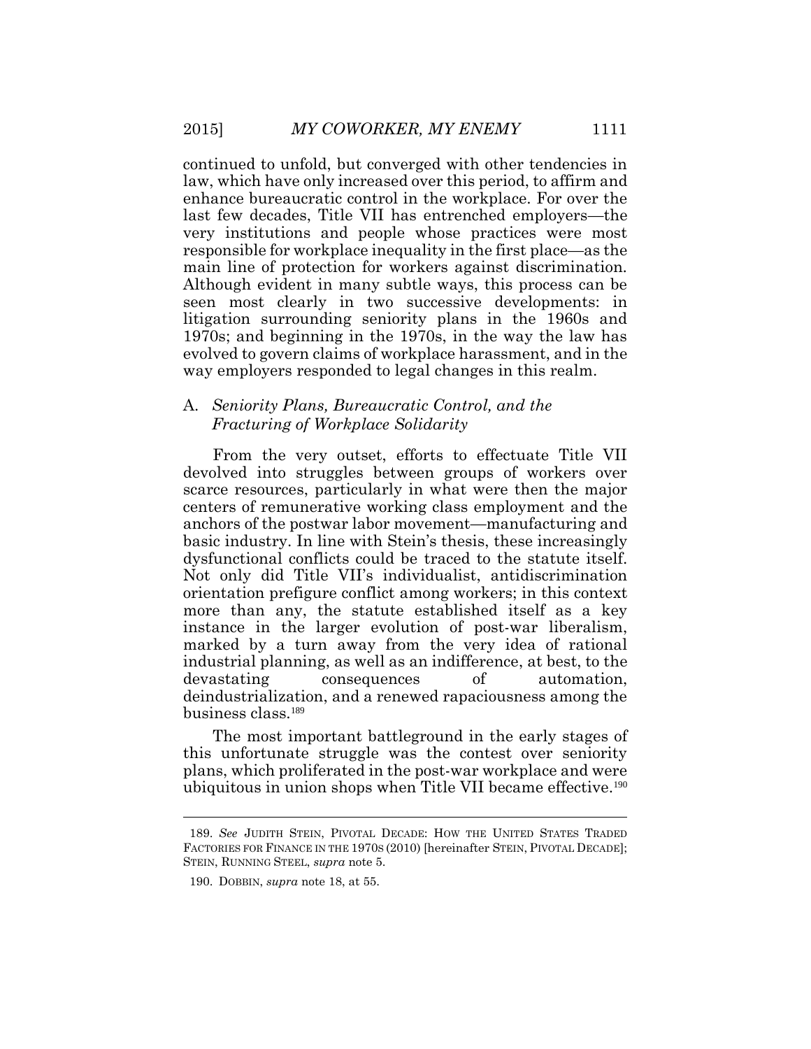continued to unfold, but converged with other tendencies in law, which have only increased over this period, to affirm and enhance bureaucratic control in the workplace. For over the last few decades, Title VII has entrenched employers—the very institutions and people whose practices were most responsible for workplace inequality in the first place—as the main line of protection for workers against discrimination. Although evident in many subtle ways, this process can be seen most clearly in two successive developments: in litigation surrounding seniority plans in the 1960s and 1970s; and beginning in the 1970s, in the way the law has evolved to govern claims of workplace harassment, and in the way employers responded to legal changes in this realm.

### A. *Seniority Plans, Bureaucratic Control, and the Fracturing of Workplace Solidarity*

From the very outset, efforts to effectuate Title VII devolved into struggles between groups of workers over scarce resources, particularly in what were then the major centers of remunerative working class employment and the anchors of the postwar labor movement—manufacturing and basic industry. In line with Stein's thesis, these increasingly dysfunctional conflicts could be traced to the statute itself. Not only did Title VII's individualist, antidiscrimination orientation prefigure conflict among workers; in this context more than any, the statute established itself as a key instance in the larger evolution of post-war liberalism, marked by a turn away from the very idea of rational industrial planning, as well as an indifference, at best, to the devastating consequences of automation, deindustrialization, and a renewed rapaciousness among the business class.[189]

The most important battleground in the early stages of this unfortunate struggle was the contest over seniority plans, which proliferated in the post-war workplace and were ubiquitous in union shops when Title VII became effective.[190]

---

189. *See* JUDITH STEIN, PIVOTAL DECADE: HOW THE UNITED STATES TRADED FACTORIES FOR FINANCE IN THE 1970S (2010) [hereinafter STEIN, PIVOTAL DECADE]; STEIN, RUNNING STEEL, *supra* note 5.

190. DOBBIN, *supra* note 18, at 55.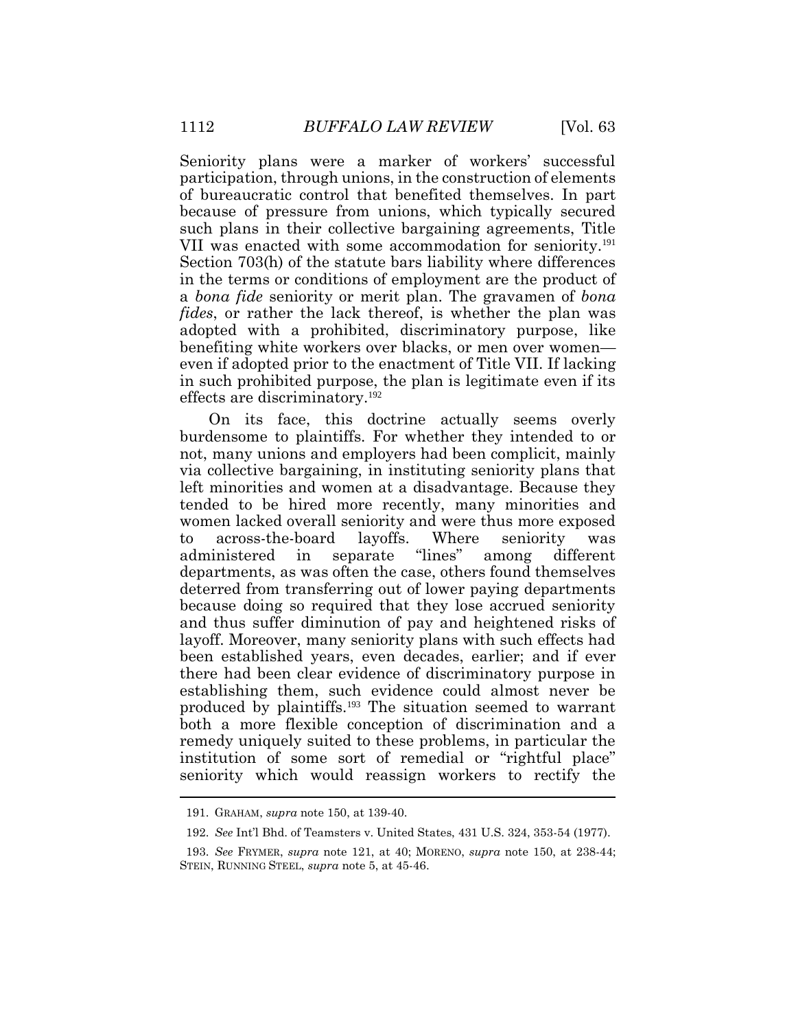Seniority plans were a marker of workers' successful participation, through unions, in the construction of elements of bureaucratic control that benefited themselves. In part because of pressure from unions, which typically secured such plans in their collective bargaining agreements, Title VII was enacted with some accommodation for seniority.[191] Section 703(h) of the statute bars liability where differences in the terms or conditions of employment are the product of a *bona fide* seniority or merit plan. The gravamen of *bona fides*, or rather the lack thereof, is whether the plan was adopted with a prohibited, discriminatory purpose, like benefiting white workers over blacks, or men over women—even if adopted prior to the enactment of Title VII. If lacking in such prohibited purpose, the plan is legitimate even if its effects are discriminatory.[192]

On its face, this doctrine actually seems overly burdensome to plaintiffs. For whether they intended to or not, many unions and employers had been complicit, mainly via collective bargaining, in instituting seniority plans that left minorities and women at a disadvantage. Because they tended to be hired more recently, many minorities and women lacked overall seniority and were thus more exposed to across-the-board layoffs. Where seniority was administered in separate "lines" among different departments, as was often the case, others found themselves deterred from transferring out of lower paying departments because doing so required that they lose accrued seniority and thus suffer diminution of pay and heightened risks of layoff. Moreover, many seniority plans with such effects had been established years, even decades, earlier; and if ever there had been clear evidence of discriminatory purpose in establishing them, such evidence could almost never be produced by plaintiffs.[193] The situation seemed to warrant both a more flexible conception of discrimination and a remedy uniquely suited to these problems, in particular the institution of some sort of remedial or "rightful place" seniority which would reassign workers to rectify the

---

191. GRAHAM, *supra* note 150, at 139-40.

192. *See* Int'l Bhd. of Teamsters v. United States, 431 U.S. 324, 353-54 (1977).

193. *See* FRYMER, *supra* note 121, at 40; MORENO, *supra* note 150, at 238-44; STEIN, RUNNING STEEL, *supra* note 5, at 45-46.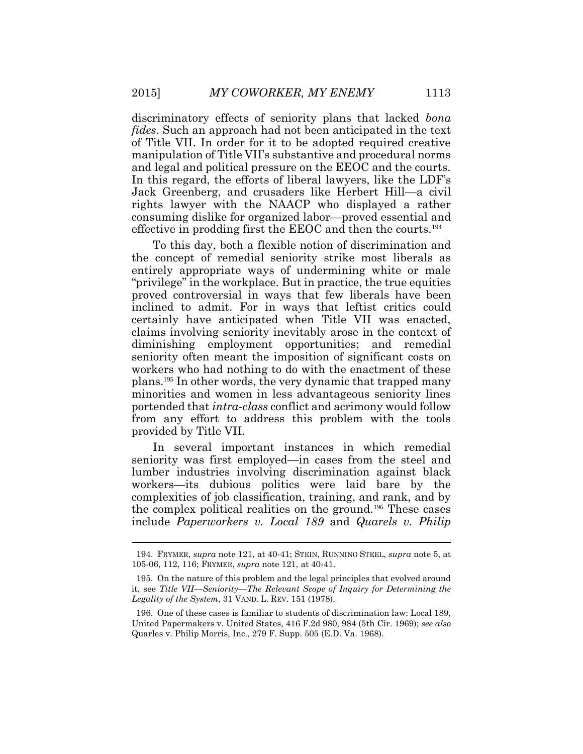discriminatory effects of seniority plans that lacked *bona fides*. Such an approach had not been anticipated in the text of Title VII. In order for it to be adopted required creative manipulation of Title VII's substantive and procedural norms and legal and political pressure on the EEOC and the courts. In this regard, the efforts of liberal lawyers, like the LDF's Jack Greenberg, and crusaders like Herbert Hill—a civil rights lawyer with the NAACP who displayed a rather consuming dislike for organized labor—proved essential and effective in prodding first the EEOC and then the courts.[194]

To this day, both a flexible notion of discrimination and the concept of remedial seniority strike most liberals as entirely appropriate ways of undermining white or male "privilege" in the workplace. But in practice, the true equities proved controversial in ways that few liberals have been inclined to admit. For in ways that leftist critics could certainly have anticipated when Title VII was enacted, claims involving seniority inevitably arose in the context of diminishing employment opportunities; and remedial seniority often meant the imposition of significant costs on workers who had nothing to do with the enactment of these plans.[195] In other words, the very dynamic that trapped many minorities and women in less advantageous seniority lines portended that *intra-class* conflict and acrimony would follow from any effort to address this problem with the tools provided by Title VII.

In several important instances in which remedial seniority was first employed—in cases from the steel and lumber industries involving discrimination against black workers—its dubious politics were laid bare by the complexities of job classification, training, and rank, and by the complex political realities on the ground.[196] These cases include *Paperworkers v. Local 189* and *Quarels v. Philip*

---

194. FRYMER, *supra* note 121, at 40-41; STEIN, RUNNING STEEL, *supra* note 5, at 105-06, 112, 116; FRYMER, *supra* note 121, at 40-41.

195. On the nature of this problem and the legal principles that evolved around it, see *Title VII—Seniority—The Relevant Scope of Inquiry for Determining the Legality of the System*, 31 VAND. L. REV. 151 (1978).

196. One of these cases is familiar to students of discrimination law: Local 189, United Papermakers v. United States, 416 F.2d 980, 984 (5th Cir. 1969); *see also* Quarles v. Philip Morris, Inc., 279 F. Supp. 505 (E.D. Va. 1968).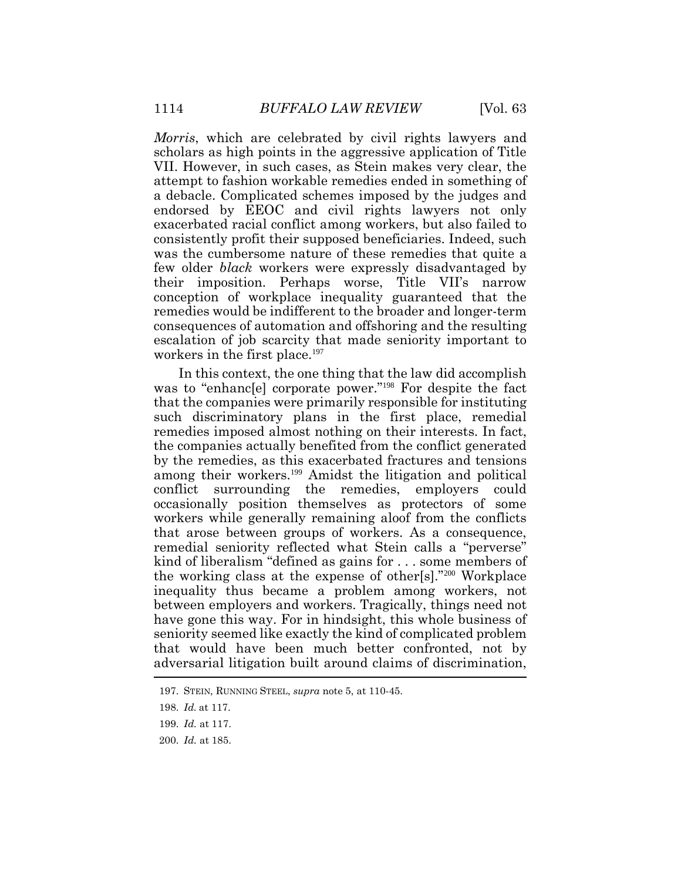*Morris*, which are celebrated by civil rights lawyers and scholars as high points in the aggressive application of Title VII. However, in such cases, as Stein makes very clear, the attempt to fashion workable remedies ended in something of a debacle. Complicated schemes imposed by the judges and endorsed by EEOC and civil rights lawyers not only exacerbated racial conflict among workers, but also failed to consistently profit their supposed beneficiaries. Indeed, such was the cumbersome nature of these remedies that quite a few older *black* workers were expressly disadvantaged by their imposition. Perhaps worse, Title VII's narrow conception of workplace inequality guaranteed that the remedies would be indifferent to the broader and longer-term consequences of automation and offshoring and the resulting escalation of job scarcity that made seniority important to workers in the first place.[197]

In this context, the one thing that the law did accomplish was to "enhanc[e] corporate power."[198] For despite the fact that the companies were primarily responsible for instituting such discriminatory plans in the first place, remedial remedies imposed almost nothing on their interests. In fact, the companies actually benefited from the conflict generated by the remedies, as this exacerbated fractures and tensions among their workers.[199] Amidst the litigation and political conflict surrounding the remedies, employers could occasionally position themselves as protectors of some workers while generally remaining aloof from the conflicts that arose between groups of workers. As a consequence, remedial seniority reflected what Stein calls a "perverse" kind of liberalism "defined as gains for . . . some members of the working class at the expense of other[s]."[200] Workplace inequality thus became a problem among workers, not between employers and workers. Tragically, things need not have gone this way. For in hindsight, this whole business of seniority seemed like exactly the kind of complicated problem that would have been much better confronted, not by adversarial litigation built around claims of discrimination,

---

197. STEIN, RUNNING STEEL, *supra* note 5, at 110-45.

198. *Id.* at 117.

199. *Id.* at 117.

200. *Id.* at 185.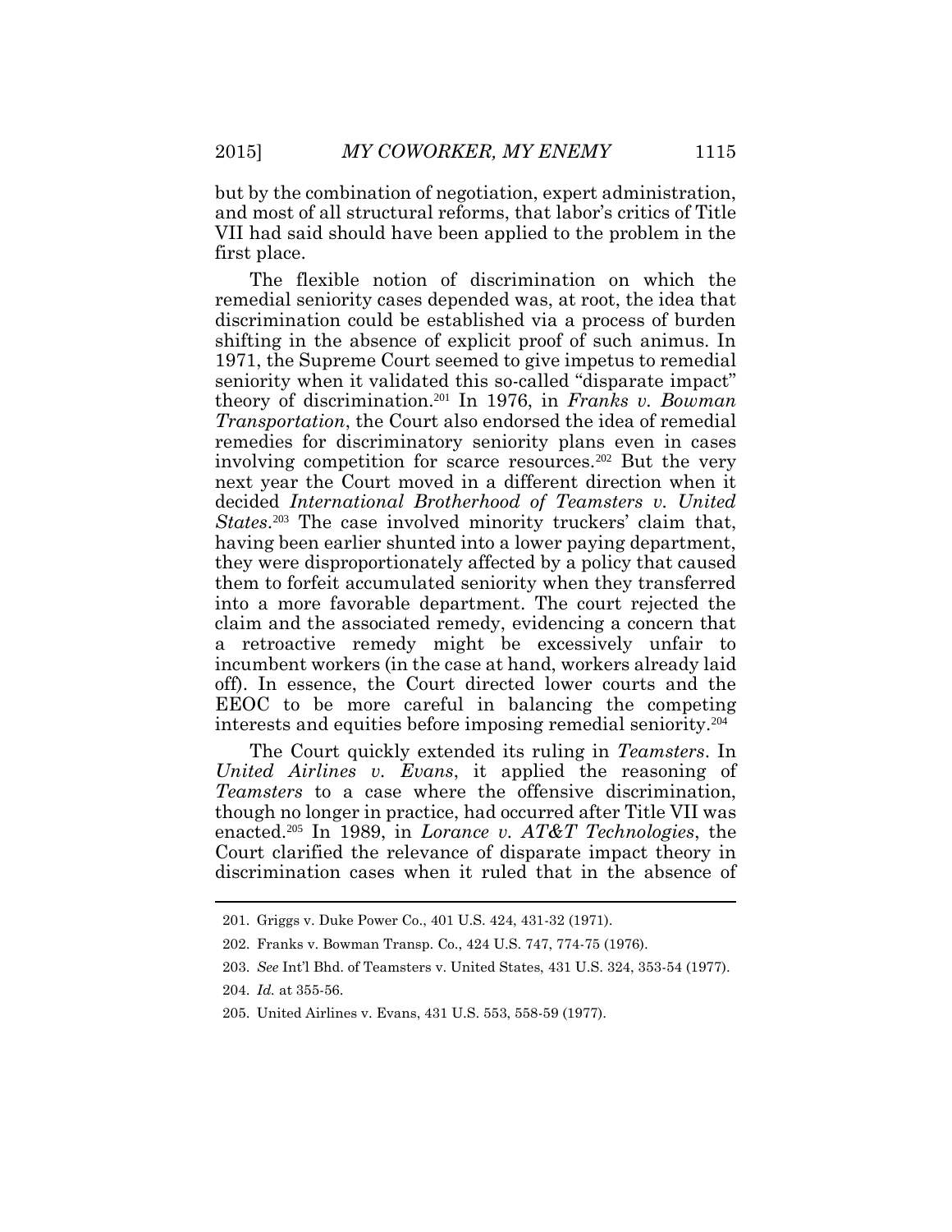but by the combination of negotiation, expert administration, and most of all structural reforms, that labor's critics of Title VII had said should have been applied to the problem in the first place.

The flexible notion of discrimination on which the remedial seniority cases depended was, at root, the idea that discrimination could be established via a process of burden shifting in the absence of explicit proof of such animus. In 1971, the Supreme Court seemed to give impetus to remedial seniority when it validated this so-called "disparate impact" theory of discrimination.[201] In 1976, in *Franks v. Bowman Transportation*, the Court also endorsed the idea of remedial remedies for discriminatory seniority plans even in cases involving competition for scarce resources.[202] But the very next year the Court moved in a different direction when it decided *International Brotherhood of Teamsters v. United States*.[203] The case involved minority truckers' claim that, having been earlier shunted into a lower paying department, they were disproportionately affected by a policy that caused them to forfeit accumulated seniority when they transferred into a more favorable department. The court rejected the claim and the associated remedy, evidencing a concern that a retroactive remedy might be excessively unfair to incumbent workers (in the case at hand, workers already laid off). In essence, the Court directed lower courts and the EEOC to be more careful in balancing the competing interests and equities before imposing remedial seniority.[204]

The Court quickly extended its ruling in *Teamsters*. In *United Airlines v. Evans*, it applied the reasoning of *Teamsters* to a case where the offensive discrimination, though no longer in practice, had occurred after Title VII was enacted.[205] In 1989, in *Lorance v. AT&T Technologies*, the Court clarified the relevance of disparate impact theory in discrimination cases when it ruled that in the absence of

---

201. Griggs v. Duke Power Co., 401 U.S. 424, 431-32 (1971).

202. Franks v. Bowman Transp. Co., 424 U.S. 747, 774-75 (1976).

203. *See* Int'l Bhd. of Teamsters v. United States, 431 U.S. 324, 353-54 (1977).

204. *Id.* at 355-56.

205. United Airlines v. Evans, 431 U.S. 553, 558-59 (1977).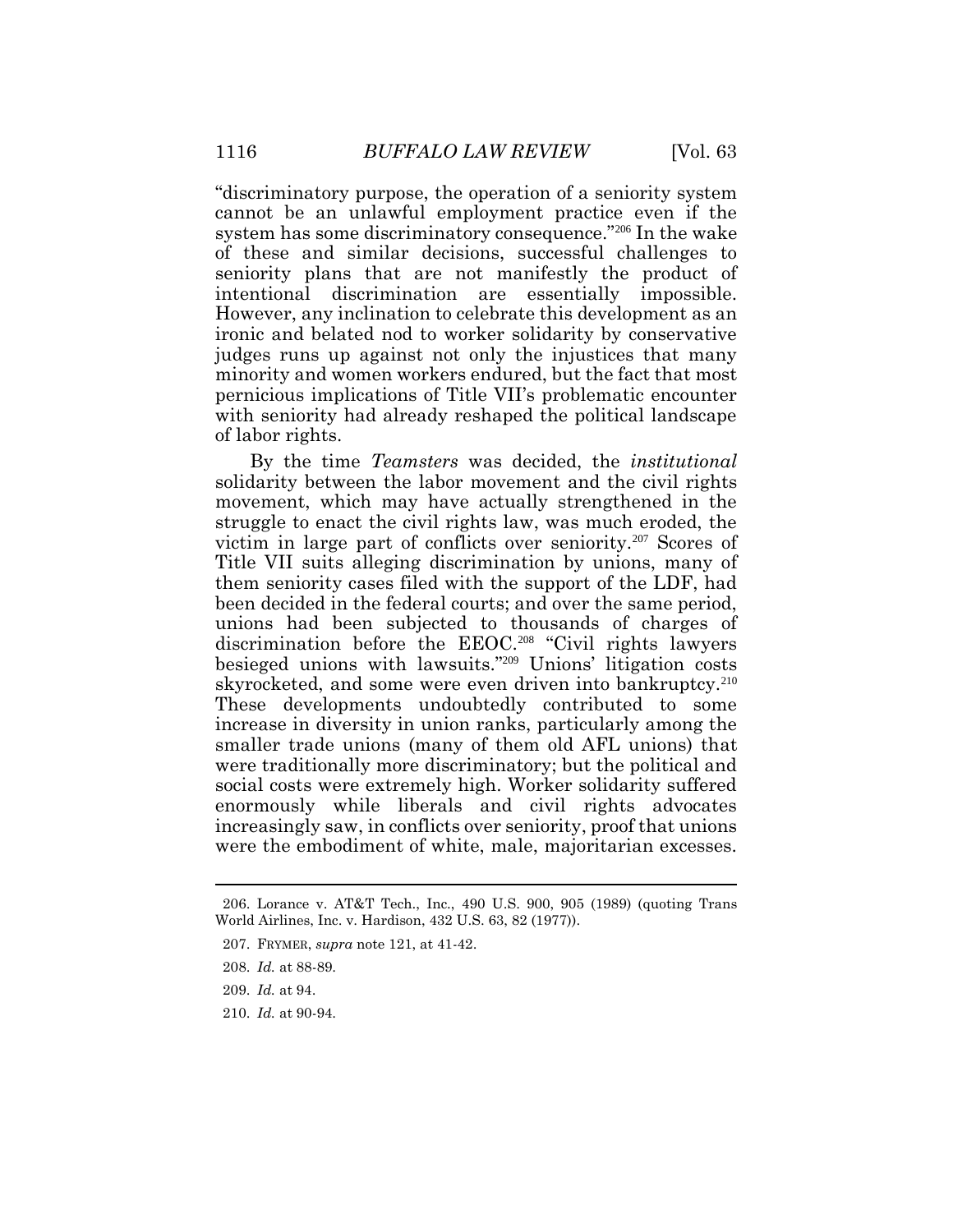"discriminatory purpose, the operation of a seniority system cannot be an unlawful employment practice even if the system has some discriminatory consequence."[206] In the wake of these and similar decisions, successful challenges to seniority plans that are not manifestly the product of intentional discrimination are essentially impossible. However, any inclination to celebrate this development as an ironic and belated nod to worker solidarity by conservative judges runs up against not only the injustices that many minority and women workers endured, but the fact that most pernicious implications of Title VII's problematic encounter with seniority had already reshaped the political landscape of labor rights.

By the time *Teamsters* was decided, the *institutional* solidarity between the labor movement and the civil rights movement, which may have actually strengthened in the struggle to enact the civil rights law, was much eroded, the victim in large part of conflicts over seniority.[207] Scores of Title VII suits alleging discrimination by unions, many of them seniority cases filed with the support of the LDF, had been decided in the federal courts; and over the same period, unions had been subjected to thousands of charges of discrimination before the EEOC.[208] "Civil rights lawyers besieged unions with lawsuits."[209] Unions' litigation costs skyrocketed, and some were even driven into bankruptcy.[210] These developments undoubtedly contributed to some increase in diversity in union ranks, particularly among the smaller trade unions (many of them old AFL unions) that were traditionally more discriminatory; but the political and social costs were extremely high. Worker solidarity suffered enormously while liberals and civil rights advocates increasingly saw, in conflicts over seniority, proof that unions were the embodiment of white, male, majoritarian excesses.

---

206. Lorance v. AT&T Tech., Inc., 490 U.S. 900, 905 (1989) (quoting Trans World Airlines, Inc. v. Hardison, 432 U.S. 63, 82 (1977)).

207. FRYMER, *supra* note 121, at 41-42.

208. *Id.* at 88-89.

209. *Id.* at 94.

210. *Id.* at 90-94.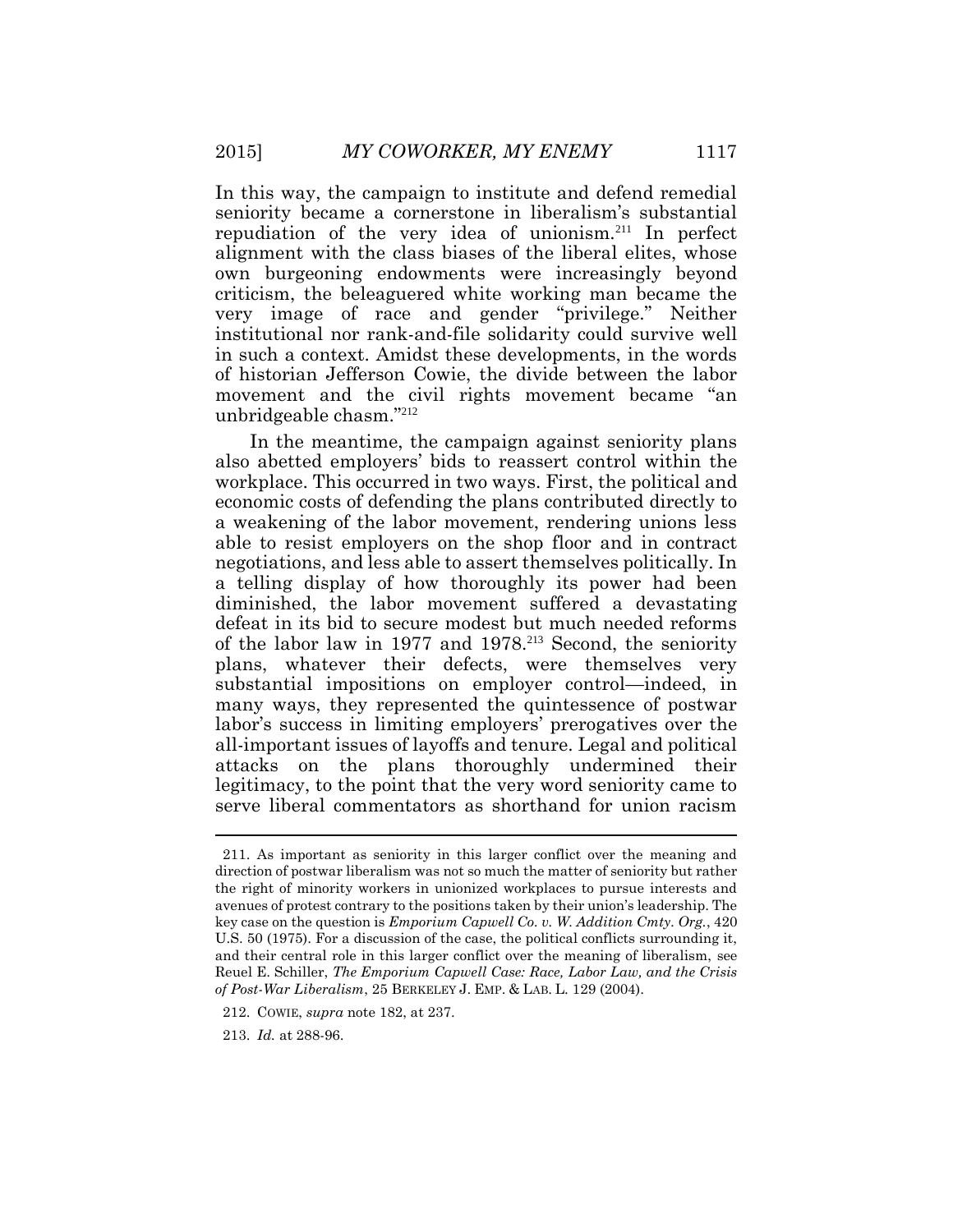In this way, the campaign to institute and defend remedial seniority became a cornerstone in liberalism's substantial repudiation of the very idea of unionism.[211] In perfect alignment with the class biases of the liberal elites, whose own burgeoning endowments were increasingly beyond criticism, the beleaguered white working man became the very image of race and gender "privilege." Neither institutional nor rank-and-file solidarity could survive well in such a context. Amidst these developments, in the words of historian Jefferson Cowie, the divide between the labor movement and the civil rights movement became "an unbridgeable chasm."[212]

In the meantime, the campaign against seniority plans also abetted employers' bids to reassert control within the workplace. This occurred in two ways. First, the political and economic costs of defending the plans contributed directly to a weakening of the labor movement, rendering unions less able to resist employers on the shop floor and in contract negotiations, and less able to assert themselves politically. In a telling display of how thoroughly its power had been diminished, the labor movement suffered a devastating defeat in its bid to secure modest but much needed reforms of the labor law in 1977 and 1978.[213] Second, the seniority plans, whatever their defects, were themselves very substantial impositions on employer control—indeed, in many ways, they represented the quintessence of postwar labor's success in limiting employers' prerogatives over the all-important issues of layoffs and tenure. Legal and political attacks on the plans thoroughly undermined their legitimacy, to the point that the very word seniority came to serve liberal commentators as shorthand for union racism

---

211. As important as seniority in this larger conflict over the meaning and direction of postwar liberalism was not so much the matter of seniority but rather the right of minority workers in unionized workplaces to pursue interests and avenues of protest contrary to the positions taken by their union's leadership. The key case on the question is *Emporium Capwell Co. v. W. Addition Cmty. Org.*, 420 U.S. 50 (1975). For a discussion of the case, the political conflicts surrounding it, and their central role in this larger conflict over the meaning of liberalism, see Reuel E. Schiller, *The Emporium Capwell Case: Race, Labor Law, and the Crisis of Post-War Liberalism*, 25 BERKELEY J. EMP. & LAB. L. 129 (2004).

212. COWIE, *supra* note 182, at 237.

213. *Id.* at 288-96.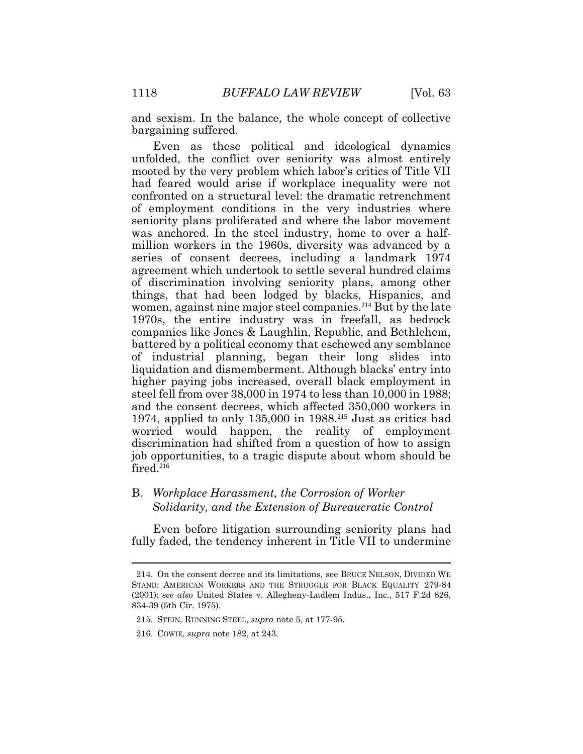and sexism. In the balance, the whole concept of collective bargaining suffered.

Even as these political and ideological dynamics unfolded, the conflict over seniority was almost entirely mooted by the very problem which labor's critics of Title VII had feared would arise if workplace inequality were not confronted on a structural level: the dramatic retrenchment of employment conditions in the very industries where seniority plans proliferated and where the labor movement was anchored. In the steel industry, home to over a half-million workers in the 1960s, diversity was advanced by a series of consent decrees, including a landmark 1974 agreement which undertook to settle several hundred claims of discrimination involving seniority plans, among other things, that had been lodged by blacks, Hispanics, and women, against nine major steel companies.[214] But by the late 1970s, the entire industry was in freefall, as bedrock companies like Jones & Laughlin, Republic, and Bethlehem, battered by a political economy that eschewed any semblance of industrial planning, began their long slides into liquidation and dismemberment. Although blacks' entry into higher paying jobs increased, overall black employment in steel fell from over 38,000 in 1974 to less than 10,000 in 1988; and the consent decrees, which affected 350,000 workers in 1974, applied to only 135,000 in 1988.[215] Just as critics had worried would happen, the reality of employment discrimination had shifted from a question of how to assign job opportunities, to a tragic dispute about whom should be fired.[216]

## B. *Workplace Harassment, the Corrosion of Worker Solidarity, and the Extension of Bureaucratic Control*

Even before litigation surrounding seniority plans had fully faded, the tendency inherent in Title VII to undermine

---

214. On the consent decree and its limitations, see BRUCE NELSON, DIVIDED WE STAND: AMERICAN WORKERS AND THE STRUGGLE FOR BLACK EQUALITY 279-84 (2001); *see also* United States v. Allegheny-Ludlem Indus., Inc., 517 F.2d 826, 834-39 (5th Cir. 1975).

215. STEIN, RUNNING STEEL, *supra* note 5, at 177-95.

216. COWIE, *supra* note 182, at 243.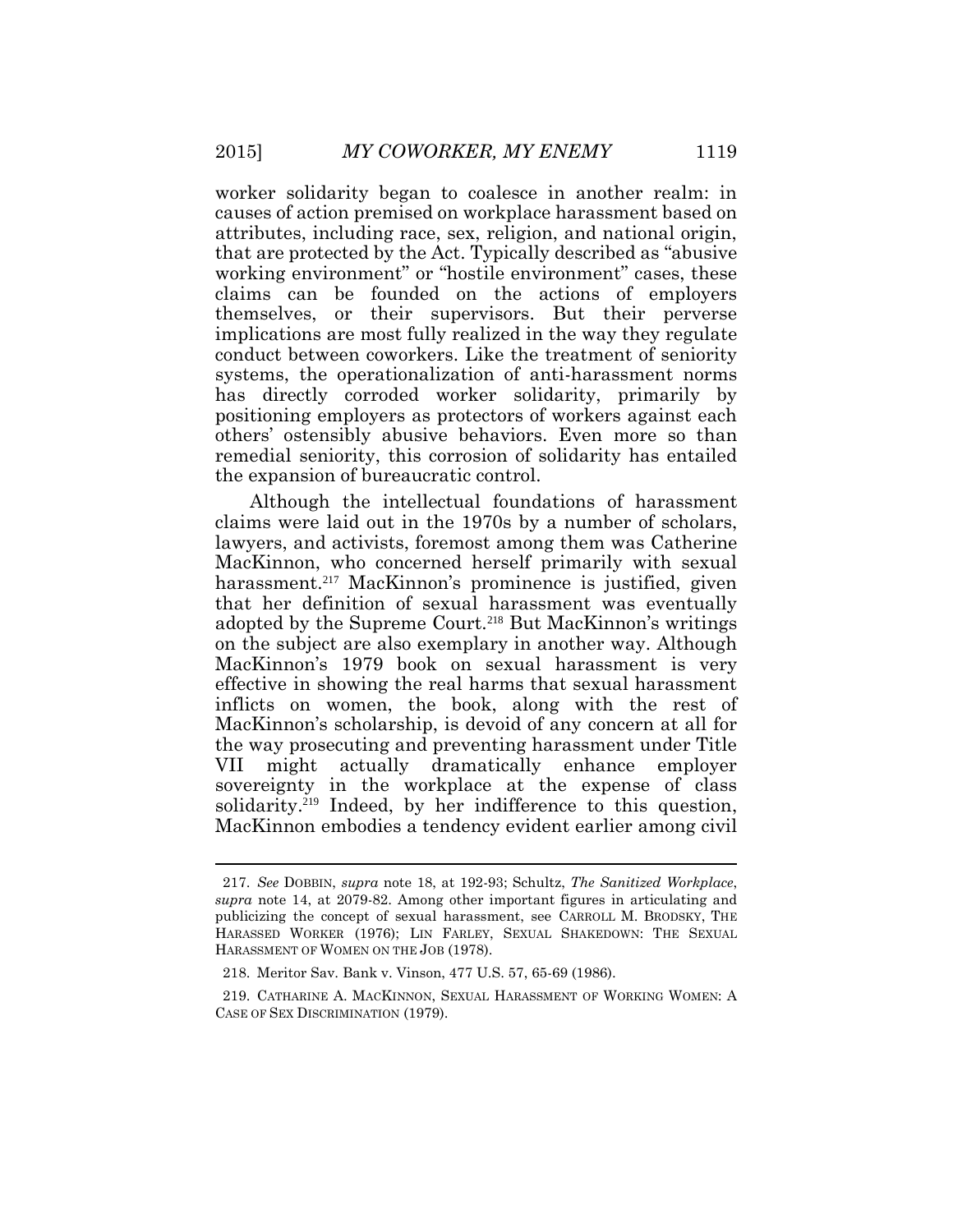worker solidarity began to coalesce in another realm: in causes of action premised on workplace harassment based on attributes, including race, sex, religion, and national origin, that are protected by the Act. Typically described as "abusive working environment" or "hostile environment" cases, these claims can be founded on the actions of employers themselves, or their supervisors. But their perverse implications are most fully realized in the way they regulate conduct between coworkers. Like the treatment of seniority systems, the operationalization of anti-harassment norms has directly corroded worker solidarity, primarily by positioning employers as protectors of workers against each others' ostensibly abusive behaviors. Even more so than remedial seniority, this corrosion of solidarity has entailed the expansion of bureaucratic control.

Although the intellectual foundations of harassment claims were laid out in the 1970s by a number of scholars, lawyers, and activists, foremost among them was Catherine MacKinnon, who concerned herself primarily with sexual harassment.[217] MacKinnon's prominence is justified, given that her definition of sexual harassment was eventually adopted by the Supreme Court.[218] But MacKinnon's writings on the subject are also exemplary in another way. Although MacKinnon's 1979 book on sexual harassment is very effective in showing the real harms that sexual harassment inflicts on women, the book, along with the rest of MacKinnon's scholarship, is devoid of any concern at all for the way prosecuting and preventing harassment under Title VII might actually dramatically enhance employer sovereignty in the workplace at the expense of class solidarity.[219] Indeed, by her indifference to this question, MacKinnon embodies a tendency evident earlier among civil

---

217. *See* DOBBIN, *supra* note 18, at 192-93; Schultz, *The Sanitized Workplace*, *supra* note 14, at 2079-82. Among other important figures in articulating and publicizing the concept of sexual harassment, see CARROLL M. BRODSKY, THE HARASSED WORKER (1976); LIN FARLEY, SEXUAL SHAKEDOWN: THE SEXUAL HARASSMENT OF WOMEN ON THE JOB (1978).

218. Meritor Sav. Bank v. Vinson, 477 U.S. 57, 65-69 (1986).

219. CATHARINE A. MACKINNON, SEXUAL HARASSMENT OF WORKING WOMEN: A CASE OF SEX DISCRIMINATION (1979).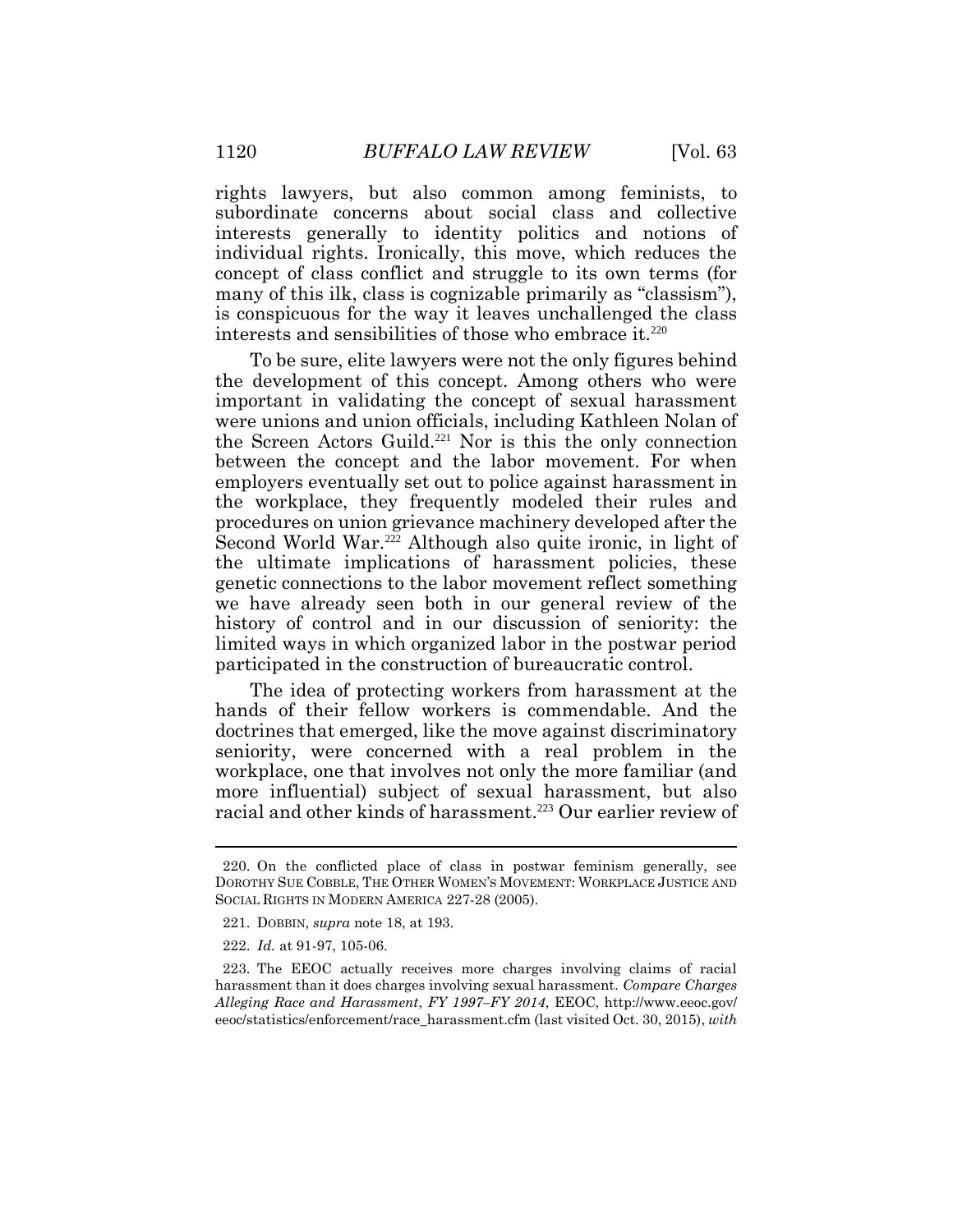rights lawyers, but also common among feminists, to subordinate concerns about social class and collective interests generally to identity politics and notions of individual rights. Ironically, this move, which reduces the concept of class conflict and struggle to its own terms (for many of this ilk, class is cognizable primarily as "classism"), is conspicuous for the way it leaves unchallenged the class interests and sensibilities of those who embrace it.[220]

To be sure, elite lawyers were not the only figures behind the development of this concept. Among others who were important in validating the concept of sexual harassment were unions and union officials, including Kathleen Nolan of the Screen Actors Guild.[221] Nor is this the only connection between the concept and the labor movement. For when employers eventually set out to police against harassment in the workplace, they frequently modeled their rules and procedures on union grievance machinery developed after the Second World War.[222] Although also quite ironic, in light of the ultimate implications of harassment policies, these genetic connections to the labor movement reflect something we have already seen both in our general review of the history of control and in our discussion of seniority: the limited ways in which organized labor in the postwar period participated in the construction of bureaucratic control.

The idea of protecting workers from harassment at the hands of their fellow workers is commendable. And the doctrines that emerged, like the move against discriminatory seniority, were concerned with a real problem in the workplace, one that involves not only the more familiar (and more influential) subject of sexual harassment, but also racial and other kinds of harassment.[223] Our earlier review of

---

220. On the conflicted place of class in postwar feminism generally, see DOROTHY SUE COBBLE, THE OTHER WOMEN'S MOVEMENT: WORKPLACE JUSTICE AND SOCIAL RIGHTS IN MODERN AMERICA 227-28 (2005).

221. DOBBIN, *supra* note 18, at 193.

222. *Id.* at 91-97, 105-06.

223. The EEOC actually receives more charges involving claims of racial harassment than it does charges involving sexual harassment. *Compare Charges Alleging Race and Harassment*, *FY 1997–FY 2014*, EEOC, http://www.eeoc.gov/eeoc/statistics/enforcement/race_harassment.cfm (last visited Oct. 30, 2015), *with*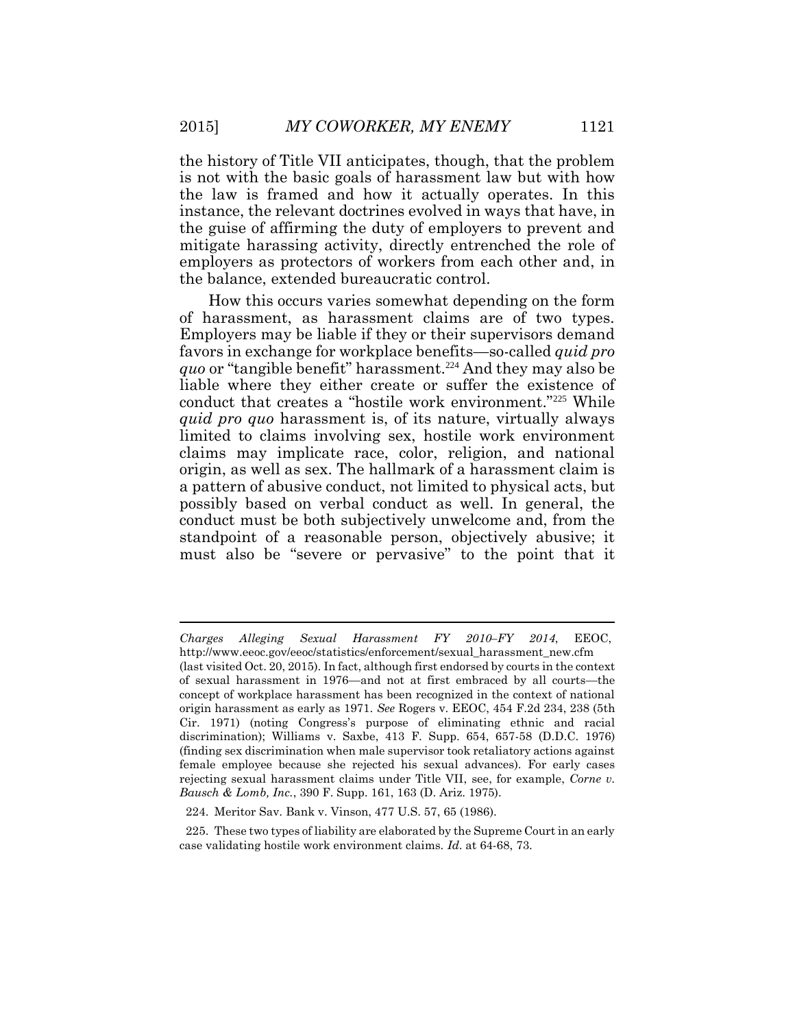the history of Title VII anticipates, though, that the problem is not with the basic goals of harassment law but with how the law is framed and how it actually operates. In this instance, the relevant doctrines evolved in ways that have, in the guise of affirming the duty of employers to prevent and mitigate harassing activity, directly entrenched the role of employers as protectors of workers from each other and, in the balance, extended bureaucratic control.

How this occurs varies somewhat depending on the form of harassment, as harassment claims are of two types. Employers may be liable if they or their supervisors demand favors in exchange for workplace benefits—so-called *quid pro quo* or "tangible benefit" harassment.[224] And they may also be liable where they either create or suffer the existence of conduct that creates a "hostile work environment."[225] While *quid pro quo* harassment is, of its nature, virtually always limited to claims involving sex, hostile work environment claims may implicate race, color, religion, and national origin, as well as sex. The hallmark of a harassment claim is a pattern of abusive conduct, not limited to physical acts, but possibly based on verbal conduct as well. In general, the conduct must be both subjectively unwelcome and, from the standpoint of a reasonable person, objectively abusive; it must also be "severe or pervasive" to the point that it

---

*Charges Alleging Sexual Harassment FY 2010–FY 2014*, EEOC, http://www.eeoc.gov/eeoc/statistics/enforcement/sexual_harassment_new.cfm (last visited Oct. 20, 2015). In fact, although first endorsed by courts in the context of sexual harassment in 1976—and not at first embraced by all courts—the concept of workplace harassment has been recognized in the context of national origin harassment as early as 1971. *See* Rogers v. EEOC, 454 F.2d 234, 238 (5th Cir. 1971) (noting Congress's purpose of eliminating ethnic and racial discrimination); Williams v. Saxbe, 413 F. Supp. 654, 657-58 (D.D.C. 1976) (finding sex discrimination when male supervisor took retaliatory actions against female employee because she rejected his sexual advances). For early cases rejecting sexual harassment claims under Title VII, see, for example, *Corne v. Bausch & Lomb, Inc.*, 390 F. Supp. 161, 163 (D. Ariz. 1975).

224. Meritor Sav. Bank v. Vinson, 477 U.S. 57, 65 (1986).

225. These two types of liability are elaborated by the Supreme Court in an early case validating hostile work environment claims. *Id.* at 64-68, 73.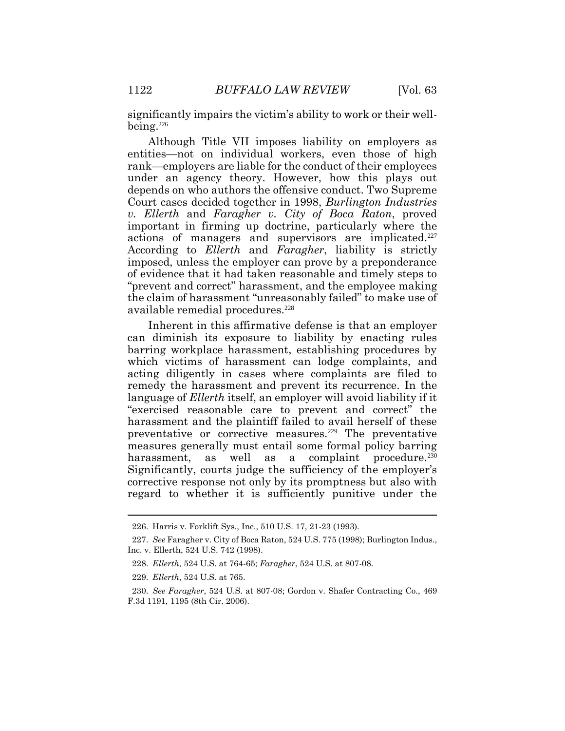significantly impairs the victim's ability to work or their well-being.[226]

Although Title VII imposes liability on employers as entities—not on individual workers, even those of high rank—employers are liable for the conduct of their employees under an agency theory. However, how this plays out depends on who authors the offensive conduct. Two Supreme Court cases decided together in 1998, *Burlington Industries v. Ellerth* and *Faragher v. City of Boca Raton*, proved important in firming up doctrine, particularly where the actions of managers and supervisors are implicated.[227] According to *Ellerth* and *Faragher*, liability is strictly imposed, unless the employer can prove by a preponderance of evidence that it had taken reasonable and timely steps to "prevent and correct" harassment, and the employee making the claim of harassment "unreasonably failed" to make use of available remedial procedures.[228]

Inherent in this affirmative defense is that an employer can diminish its exposure to liability by enacting rules barring workplace harassment, establishing procedures by which victims of harassment can lodge complaints, and acting diligently in cases where complaints are filed to remedy the harassment and prevent its recurrence. In the language of *Ellerth* itself, an employer will avoid liability if it "exercised reasonable care to prevent and correct" the harassment and the plaintiff failed to avail herself of these preventative or corrective measures.[229] The preventative measures generally must entail some formal policy barring harassment, as well as a complaint procedure.[230] Significantly, courts judge the sufficiency of the employer's corrective response not only by its promptness but also with regard to whether it is sufficiently punitive under the

---

226. Harris v. Forklift Sys., Inc., 510 U.S. 17, 21-23 (1993).

227. *See* Faragher v. City of Boca Raton, 524 U.S. 775 (1998); Burlington Indus., Inc. v. Ellerth, 524 U.S. 742 (1998).

228. *Ellerth*, 524 U.S. at 764-65; *Faragher*, 524 U.S. at 807-08.

229. *Ellerth*, 524 U.S. at 765.

230. *See Faragher*, 524 U.S. at 807-08; Gordon v. Shafer Contracting Co., 469 F.3d 1191, 1195 (8th Cir. 2006).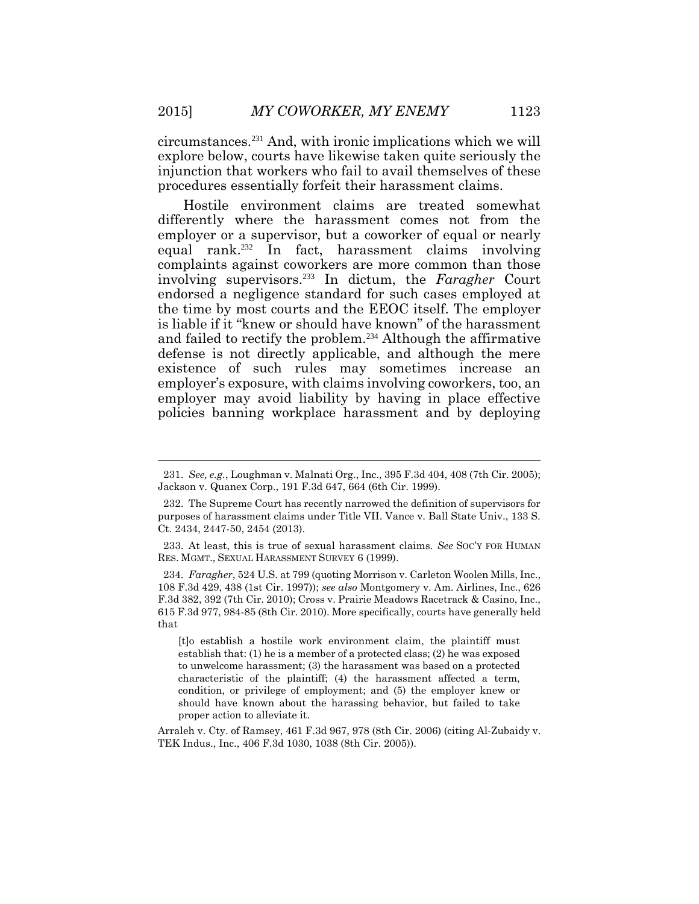circumstances.[231] And, with ironic implications which we will explore below, courts have likewise taken quite seriously the injunction that workers who fail to avail themselves of these procedures essentially forfeit their harassment claims.

Hostile environment claims are treated somewhat differently where the harassment comes not from the employer or a supervisor, but a coworker of equal or nearly equal rank.[232] In fact, harassment claims involving complaints against coworkers are more common than those involving supervisors.[233] In dictum, the *Faragher* Court endorsed a negligence standard for such cases employed at the time by most courts and the EEOC itself. The employer is liable if it "knew or should have known" of the harassment and failed to rectify the problem.[234] Although the affirmative defense is not directly applicable, and although the mere existence of such rules may sometimes increase an employer's exposure, with claims involving coworkers, too, an employer may avoid liability by having in place effective policies banning workplace harassment and by deploying

---

231. *See, e.g.*, Loughman v. Malnati Org., Inc., 395 F.3d 404, 408 (7th Cir. 2005); Jackson v. Quanex Corp., 191 F.3d 647, 664 (6th Cir. 1999).

232. The Supreme Court has recently narrowed the definition of supervisors for purposes of harassment claims under Title VII. Vance v. Ball State Univ., 133 S. Ct. 2434, 2447-50, 2454 (2013).

233. At least, this is true of sexual harassment claims. *See* SOC'Y FOR HUMAN RES. MGMT., SEXUAL HARASSMENT SURVEY 6 (1999).

234. *Faragher*, 524 U.S. at 799 (quoting Morrison v. Carleton Woolen Mills, Inc., 108 F.3d 429, 438 (1st Cir. 1997)); *see also* Montgomery v. Am. Airlines, Inc., 626 F.3d 382, 392 (7th Cir. 2010); Cross v. Prairie Meadows Racetrack & Casino, Inc., 615 F.3d 977, 984-85 (8th Cir. 2010). More specifically, courts have generally held that

> [t]o establish a hostile work environment claim, the plaintiff must establish that: (1) he is a member of a protected class; (2) he was exposed to unwelcome harassment; (3) the harassment was based on a protected characteristic of the plaintiff; (4) the harassment affected a term, condition, or privilege of employment; and (5) the employer knew or should have known about the harassing behavior, but failed to take proper action to alleviate it.

Arraleh v. Cty. of Ramsey, 461 F.3d 967, 978 (8th Cir. 2006) (citing Al-Zubaidy v. TEK Indus., Inc., 406 F.3d 1030, 1038 (8th Cir. 2005)).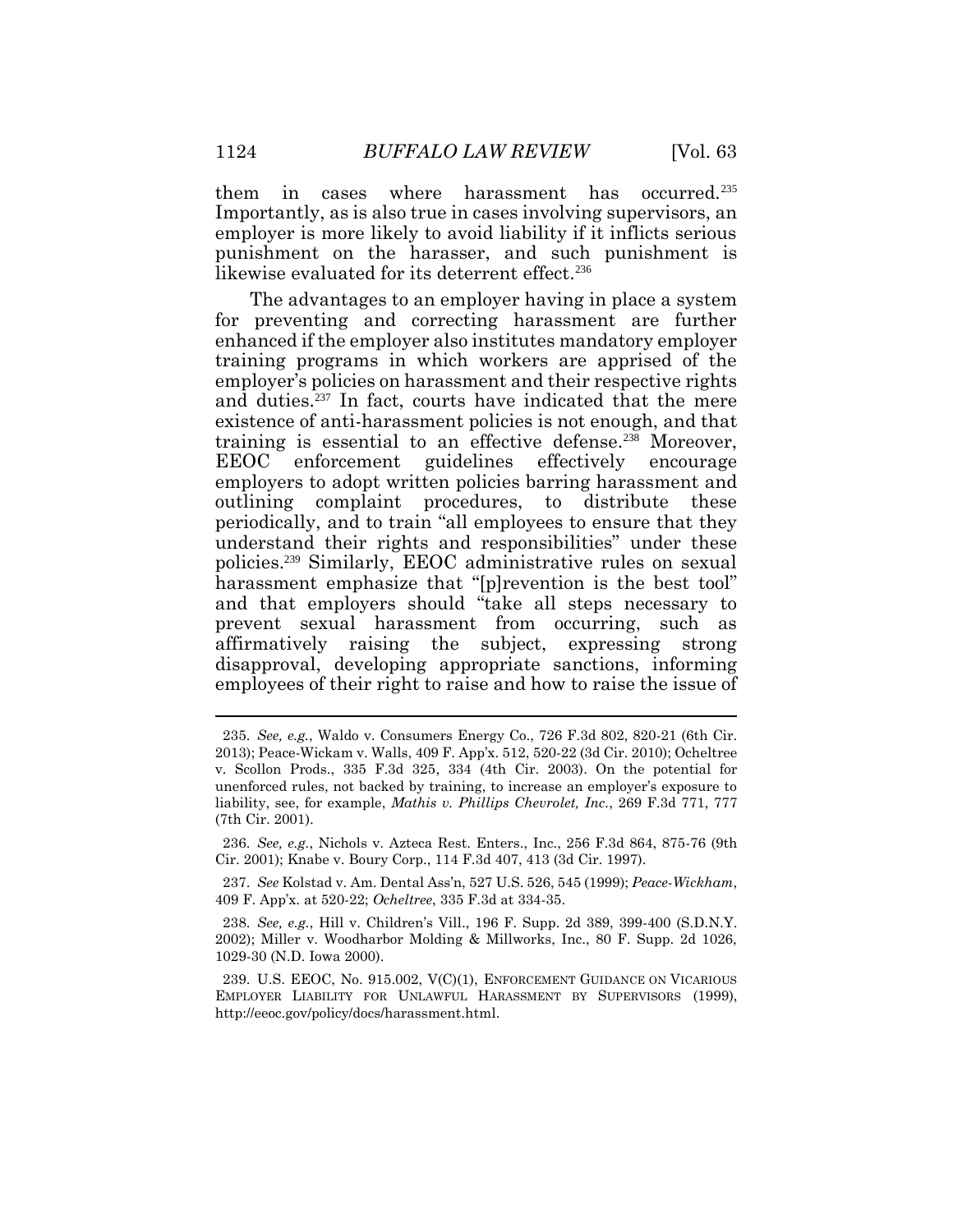them in cases where harassment has occurred.[235] Importantly, as is also true in cases involving supervisors, an employer is more likely to avoid liability if it inflicts serious punishment on the harasser, and such punishment is likewise evaluated for its deterrent effect.[236]

The advantages to an employer having in place a system for preventing and correcting harassment are further enhanced if the employer also institutes mandatory employer training programs in which workers are apprised of the employer's policies on harassment and their respective rights and duties.[237] In fact, courts have indicated that the mere existence of anti-harassment policies is not enough, and that training is essential to an effective defense.[238] Moreover, EEOC enforcement guidelines effectively encourage employers to adopt written policies barring harassment and outlining complaint procedures, to distribute these periodically, and to train "all employees to ensure that they understand their rights and responsibilities" under these policies.[239] Similarly, EEOC administrative rules on sexual harassment emphasize that "[p]revention is the best tool" and that employers should "take all steps necessary to prevent sexual harassment from occurring, such as affirmatively raising the subject, expressing strong disapproval, developing appropriate sanctions, informing employees of their right to raise and how to raise the issue of

---

235. *See, e.g.*, Waldo v. Consumers Energy Co., 726 F.3d 802, 820-21 (6th Cir. 2013); Peace-Wickam v. Walls, 409 F. App'x. 512, 520-22 (3d Cir. 2010); Ocheltree v. Scollon Prods., 335 F.3d 325, 334 (4th Cir. 2003). On the potential for unenforced rules, not backed by training, to increase an employer's exposure to liability, see, for example, *Mathis v. Phillips Chevrolet, Inc.*, 269 F.3d 771, 777 (7th Cir. 2001).

236. *See, e.g.*, Nichols v. Azteca Rest. Enters., Inc., 256 F.3d 864, 875-76 (9th Cir. 2001); Knabe v. Boury Corp., 114 F.3d 407, 413 (3d Cir. 1997).

237. *See* Kolstad v. Am. Dental Ass'n, 527 U.S. 526, 545 (1999); *Peace-Wickham*, 409 F. App'x. at 520-22; *Ocheltree*, 335 F.3d at 334-35.

238. *See, e.g.*, Hill v. Children's Vill., 196 F. Supp. 2d 389, 399-400 (S.D.N.Y. 2002); Miller v. Woodharbor Molding & Millworks, Inc., 80 F. Supp. 2d 1026, 1029-30 (N.D. Iowa 2000).

239. U.S. EEOC, No. 915.002, V(C)(1), ENFORCEMENT GUIDANCE ON VICARIOUS EMPLOYER LIABILITY FOR UNLAWFUL HARASSMENT BY SUPERVISORS (1999), http://eeoc.gov/policy/docs/harassment.html.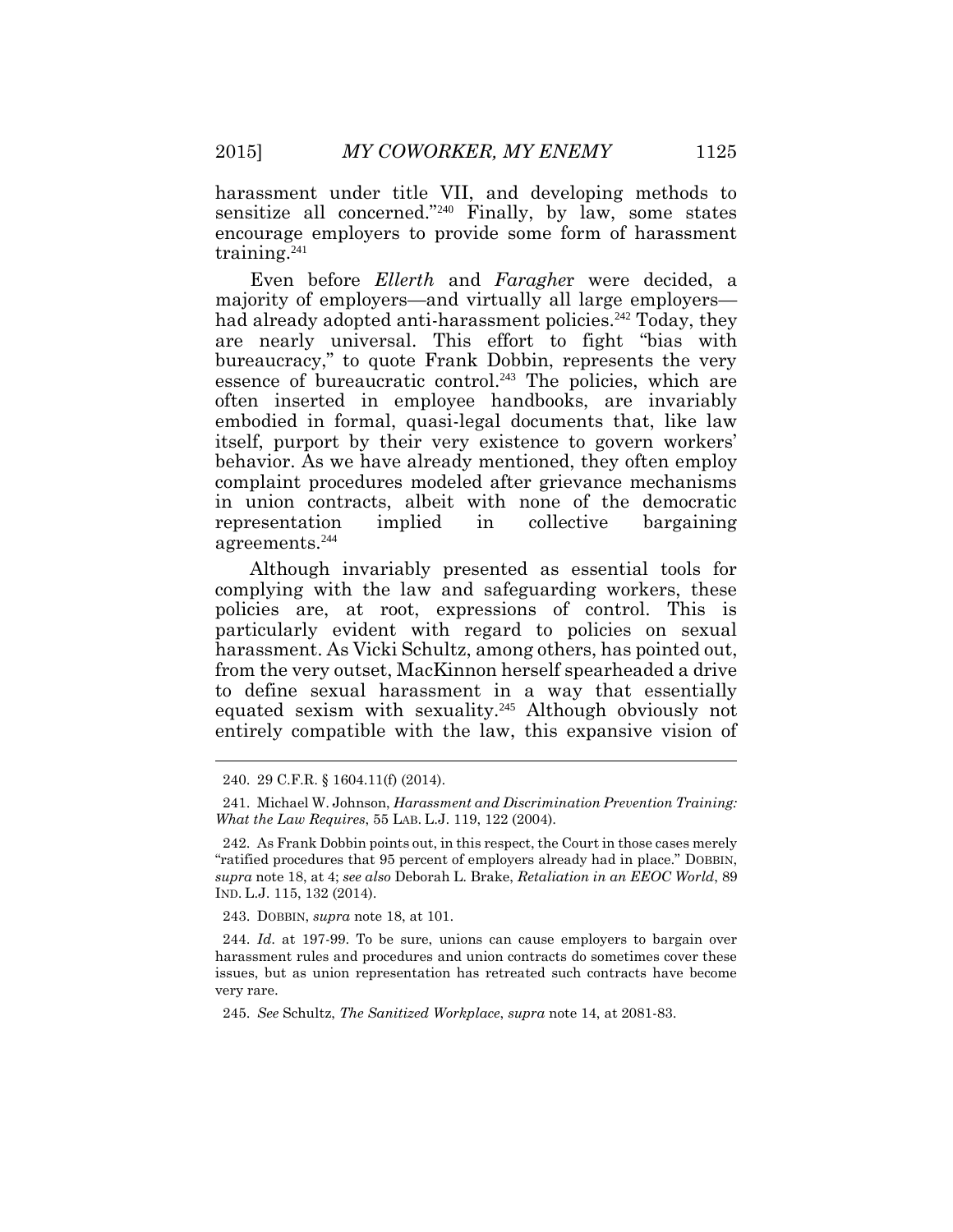harassment under title VII, and developing methods to sensitize all concerned."[240] Finally, by law, some states encourage employers to provide some form of harassment training.[241]

Even before *Ellerth* and *Faragher* were decided, a majority of employers—and virtually all large employers—had already adopted anti-harassment policies.[242] Today, they are nearly universal. This effort to fight "bias with bureaucracy," to quote Frank Dobbin, represents the very essence of bureaucratic control.[243] The policies, which are often inserted in employee handbooks, are invariably embodied in formal, quasi-legal documents that, like law itself, purport by their very existence to govern workers' behavior. As we have already mentioned, they often employ complaint procedures modeled after grievance mechanisms in union contracts, albeit with none of the democratic representation implied in collective bargaining agreements.[244]

Although invariably presented as essential tools for complying with the law and safeguarding workers, these policies are, at root, expressions of control. This is particularly evident with regard to policies on sexual harassment. As Vicki Schultz, among others, has pointed out, from the very outset, MacKinnon herself spearheaded a drive to define sexual harassment in a way that essentially equated sexism with sexuality.[245] Although obviously not entirely compatible with the law, this expansive vision of

---

240. 29 C.F.R. § 1604.11(f) (2014).

241. Michael W. Johnson, *Harassment and Discrimination Prevention Training: What the Law Requires*, 55 LAB. L.J. 119, 122 (2004).

242. As Frank Dobbin points out, in this respect, the Court in those cases merely "ratified procedures that 95 percent of employers already had in place." DOBBIN, *supra* note 18, at 4; *see also* Deborah L. Brake, *Retaliation in an EEOC World*, 89 IND. L.J. 115, 132 (2014).

243. DOBBIN, *supra* note 18, at 101.

244. *Id.* at 197-99. To be sure, unions can cause employers to bargain over harassment rules and procedures and union contracts do sometimes cover these issues, but as union representation has retreated such contracts have become very rare.

245. *See* Schultz, *The Sanitized Workplace*, *supra* note 14, at 2081-83.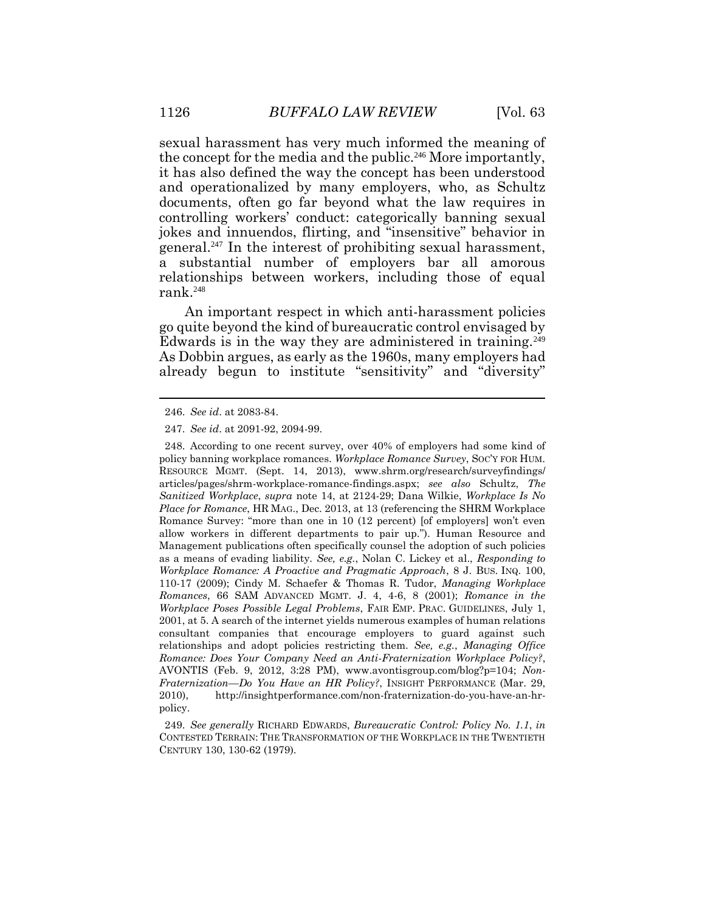sexual harassment has very much informed the meaning of the concept for the media and the public.[246] More importantly, it has also defined the way the concept has been understood and operationalized by many employers, who, as Schultz documents, often go far beyond what the law requires in controlling workers' conduct: categorically banning sexual jokes and innuendos, flirting, and "insensitive" behavior in general.[247] In the interest of prohibiting sexual harassment, a substantial number of employers bar all amorous relationships between workers, including those of equal rank.[248]

An important respect in which anti-harassment policies go quite beyond the kind of bureaucratic control envisaged by Edwards is in the way they are administered in training.[249] As Dobbin argues, as early as the 1960s, many employers had already begun to institute "sensitivity" and "diversity"

---

246. *See id*. at 2083-84.

247. *See id*. at 2091-92, 2094-99.

248. According to one recent survey, over 40% of employers had some kind of policy banning workplace romances. *Workplace Romance Survey*, SOC'Y FOR HUM. RESOURCE MGMT. (Sept. 14, 2013), www.shrm.org/research/surveyfindings/articles/pages/shrm-workplace-romance-findings.aspx; *see also* Schultz, *The Sanitized Workplace*, *supra* note 14, at 2124-29; Dana Wilkie, *Workplace Is No Place for Romance*, HR MAG., Dec. 2013, at 13 (referencing the SHRM Workplace Romance Survey: "more than one in 10 (12 percent) [of employers] won't even allow workers in different departments to pair up."). Human Resource and Management publications often specifically counsel the adoption of such policies as a means of evading liability. *See, e.g.*, Nolan C. Lickey et al., *Responding to Workplace Romance: A Proactive and Pragmatic Approach*, 8 J. BUS. INQ. 100, 110-17 (2009); Cindy M. Schaefer & Thomas R. Tudor, *Managing Workplace Romances*, 66 SAM ADVANCED MGMT. J. 4, 4-6, 8 (2001); *Romance in the Workplace Poses Possible Legal Problems*, FAIR EMP. PRAC. GUIDELINES, July 1, 2001, at 5. A search of the internet yields numerous examples of human relations consultant companies that encourage employers to guard against such relationships and adopt policies restricting them. *See, e.g.*, *Managing Office Romance: Does Your Company Need an Anti-Fraternization Workplace Policy?*, AVONTIS (Feb. 9, 2012, 3:28 PM), www.avontisgroup.com/blog?p=104; *Non-Fraternization—Do You Have an HR Policy?*, INSIGHT PERFORMANCE (Mar. 29, 2010), http://insightperformance.com/non-fraternization-do-you-have-an-hr-policy.

249. *See generally* RICHARD EDWARDS, *Bureaucratic Control: Policy No. 1.1*, *in* CONTESTED TERRAIN: THE TRANSFORMATION OF THE WORKPLACE IN THE TWENTIETH CENTURY 130, 130-62 (1979).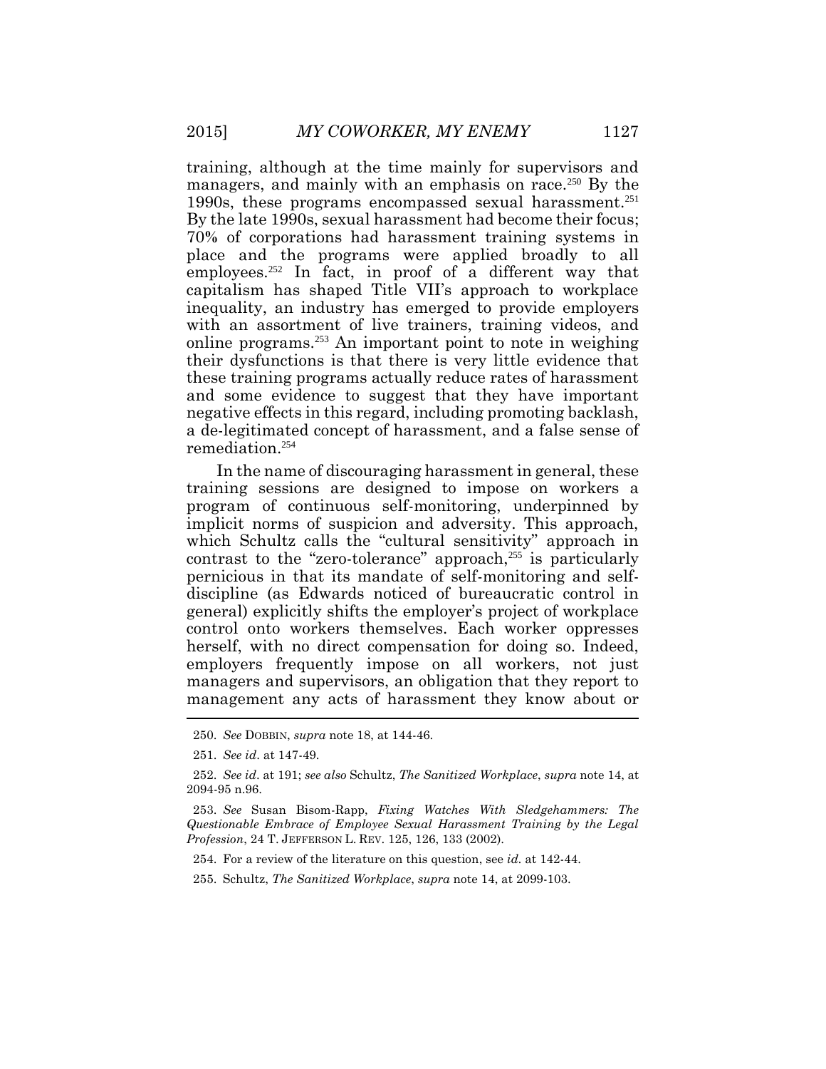training, although at the time mainly for supervisors and managers, and mainly with an emphasis on race.[250] By the 1990s, these programs encompassed sexual harassment.[251] By the late 1990s, sexual harassment had become their focus; 70% of corporations had harassment training systems in place and the programs were applied broadly to all employees.[252] In fact, in proof of a different way that capitalism has shaped Title VII's approach to workplace inequality, an industry has emerged to provide employers with an assortment of live trainers, training videos, and online programs.[253] An important point to note in weighing their dysfunctions is that there is very little evidence that these training programs actually reduce rates of harassment and some evidence to suggest that they have important negative effects in this regard, including promoting backlash, a de-legitimated concept of harassment, and a false sense of remediation.[254]

In the name of discouraging harassment in general, these training sessions are designed to impose on workers a program of continuous self-monitoring, underpinned by implicit norms of suspicion and adversity. This approach, which Schultz calls the "cultural sensitivity" approach in contrast to the "zero-tolerance" approach,[255] is particularly pernicious in that its mandate of self-monitoring and self-discipline (as Edwards noticed of bureaucratic control in general) explicitly shifts the employer's project of workplace control onto workers themselves. Each worker oppresses herself, with no direct compensation for doing so. Indeed, employers frequently impose on all workers, not just managers and supervisors, an obligation that they report to management any acts of harassment they know about or

---

250. *See* DOBBIN, *supra* note 18, at 144-46.

251. *See id*. at 147-49.

252. *See id*. at 191; *see also* Schultz, *The Sanitized Workplace*, *supra* note 14, at 2094-95 n.96.

253. *See* Susan Bisom-Rapp, *Fixing Watches With Sledgehammers: The Questionable Embrace of Employee Sexual Harassment Training by the Legal Profession*, 24 T. JEFFERSON L. REV. 125, 126, 133 (2002).

254. For a review of the literature on this question, see *id.* at 142-44.

255. Schultz, *The Sanitized Workplace*, *supra* note 14, at 2099-103.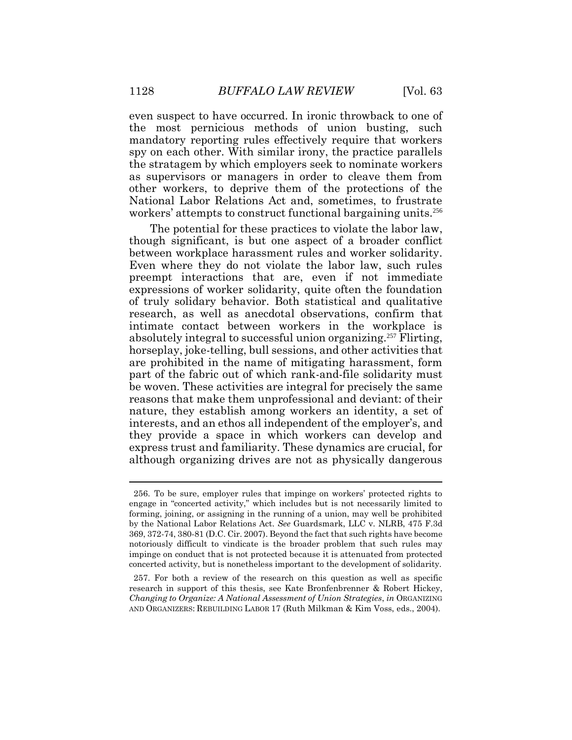even suspect to have occurred. In ironic throwback to one of the most pernicious methods of union busting, such mandatory reporting rules effectively require that workers spy on each other. With similar irony, the practice parallels the stratagem by which employers seek to nominate workers as supervisors or managers in order to cleave them from other workers, to deprive them of the protections of the National Labor Relations Act and, sometimes, to frustrate workers' attempts to construct functional bargaining units.[256]

The potential for these practices to violate the labor law, though significant, is but one aspect of a broader conflict between workplace harassment rules and worker solidarity. Even where they do not violate the labor law, such rules preempt interactions that are, even if not immediate expressions of worker solidarity, quite often the foundation of truly solidary behavior. Both statistical and qualitative research, as well as anecdotal observations, confirm that intimate contact between workers in the workplace is absolutely integral to successful union organizing.[257] Flirting, horseplay, joke-telling, bull sessions, and other activities that are prohibited in the name of mitigating harassment, form part of the fabric out of which rank-and-file solidarity must be woven. These activities are integral for precisely the same reasons that make them unprofessional and deviant: of their nature, they establish among workers an identity, a set of interests, and an ethos all independent of the employer's, and they provide a space in which workers can develop and express trust and familiarity. These dynamics are crucial, for although organizing drives are not as physically dangerous

---

256. To be sure, employer rules that impinge on workers' protected rights to engage in "concerted activity," which includes but is not necessarily limited to forming, joining, or assigning in the running of a union, may well be prohibited by the National Labor Relations Act. *See* Guardsmark, LLC v. NLRB, 475 F.3d 369, 372-74, 380-81 (D.C. Cir. 2007). Beyond the fact that such rights have become notoriously difficult to vindicate is the broader problem that such rules may impinge on conduct that is not protected because it is attenuated from protected concerted activity, but is nonetheless important to the development of solidarity.

257. For both a review of the research on this question as well as specific research in support of this thesis, see Kate Bronfenbrenner & Robert Hickey, *Changing to Organize: A National Assessment of Union Strategies*, *in* ORGANIZING AND ORGANIZERS: REBUILDING LABOR 17 (Ruth Milkman & Kim Voss, eds., 2004).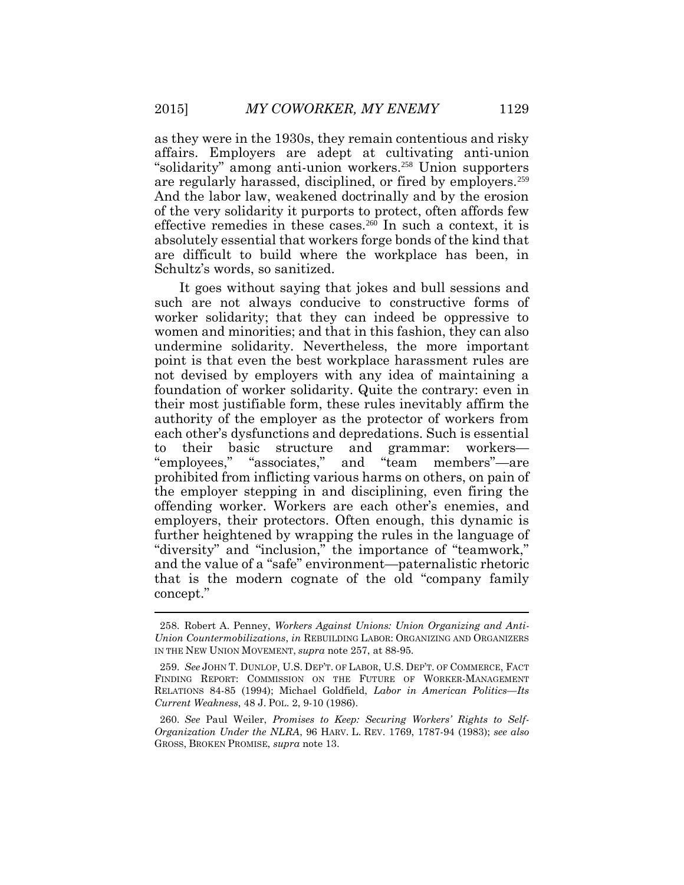as they were in the 1930s, they remain contentious and risky affairs. Employers are adept at cultivating anti-union "solidarity" among anti-union workers.[258] Union supporters are regularly harassed, disciplined, or fired by employers.[259] And the labor law, weakened doctrinally and by the erosion of the very solidarity it purports to protect, often affords few effective remedies in these cases.[260] In such a context, it is absolutely essential that workers forge bonds of the kind that are difficult to build where the workplace has been, in Schultz's words, so sanitized.

It goes without saying that jokes and bull sessions and such are not always conducive to constructive forms of worker solidarity; that they can indeed be oppressive to women and minorities; and that in this fashion, they can also undermine solidarity. Nevertheless, the more important point is that even the best workplace harassment rules are not devised by employers with any idea of maintaining a foundation of worker solidarity. Quite the contrary: even in their most justifiable form, these rules inevitably affirm the authority of the employer as the protector of workers from each other's dysfunctions and depredations. Such is essential to their basic structure and grammar: workers—"employees," "associates," and "team members"—are prohibited from inflicting various harms on others, on pain of the employer stepping in and disciplining, even firing the offending worker. Workers are each other's enemies, and employers, their protectors. Often enough, this dynamic is further heightened by wrapping the rules in the language of "diversity" and "inclusion," the importance of "teamwork," and the value of a "safe" environment—paternalistic rhetoric that is the modern cognate of the old "company family concept."

---

258. Robert A. Penney, *Workers Against Unions: Union Organizing and Anti-Union Countermobilizations*, *in* REBUILDING LABOR: ORGANIZING AND ORGANIZERS IN THE NEW UNION MOVEMENT, *supra* note 257, at 88-95.

259. *See* JOHN T. DUNLOP, U.S. DEP'T. OF LABOR, U.S. DEP'T. OF COMMERCE, FACT FINDING REPORT: COMMISSION ON THE FUTURE OF WORKER-MANAGEMENT RELATIONS 84-85 (1994); Michael Goldfield, *Labor in American Politics—Its Current Weakness*, 48 J. POL. 2, 9-10 (1986).

260. *See* Paul Weiler, *Promises to Keep: Securing Workers' Rights to Self-Organization Under the NLRA*, 96 HARV. L. REV. 1769, 1787-94 (1983); *see also* GROSS, BROKEN PROMISE, *supra* note 13.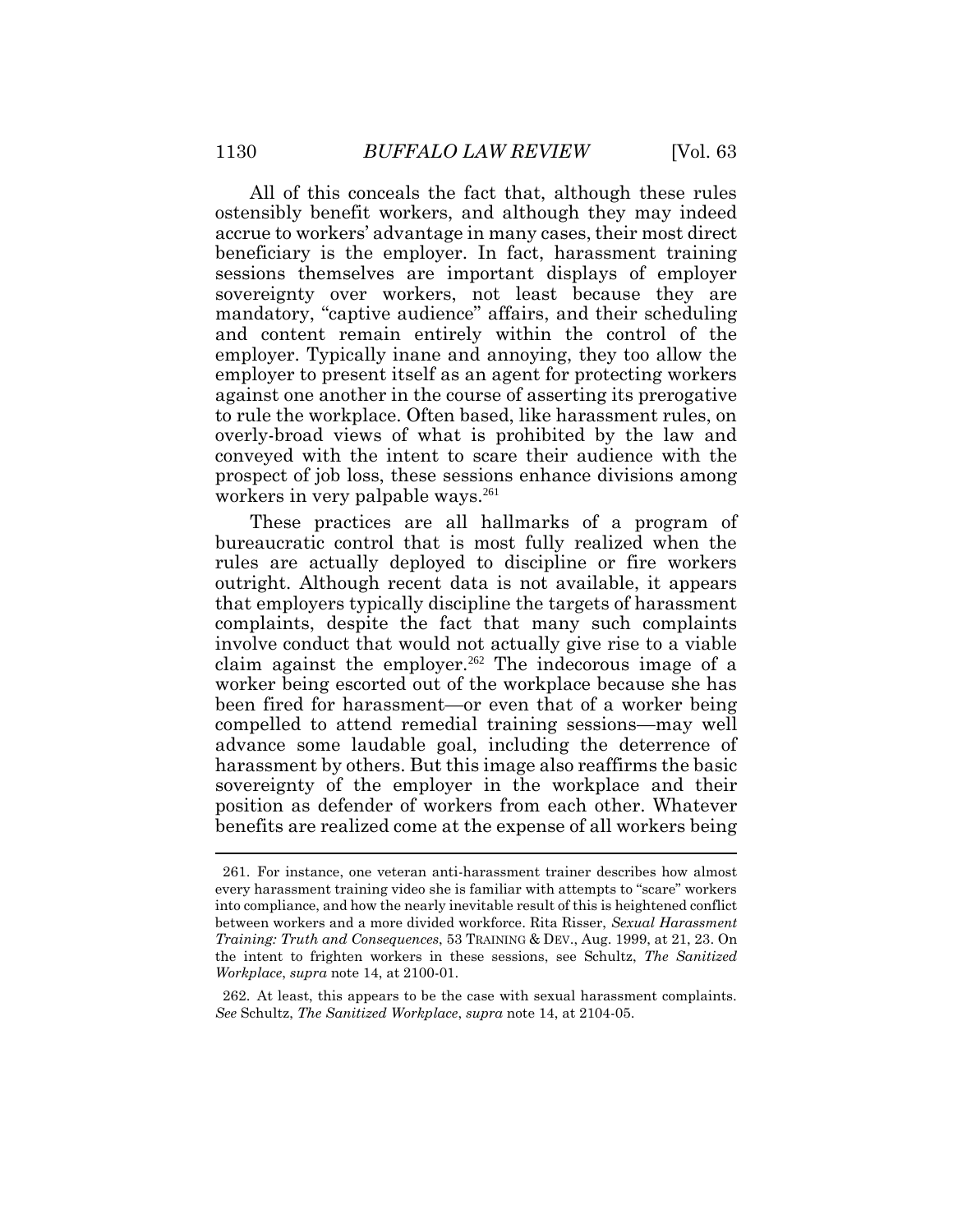All of this conceals the fact that, although these rules ostensibly benefit workers, and although they may indeed accrue to workers' advantage in many cases, their most direct beneficiary is the employer. In fact, harassment training sessions themselves are important displays of employer sovereignty over workers, not least because they are mandatory, "captive audience" affairs, and their scheduling and content remain entirely within the control of the employer. Typically inane and annoying, they too allow the employer to present itself as an agent for protecting workers against one another in the course of asserting its prerogative to rule the workplace. Often based, like harassment rules, on overly-broad views of what is prohibited by the law and conveyed with the intent to scare their audience with the prospect of job loss, these sessions enhance divisions among workers in very palpable ways.[261]

These practices are all hallmarks of a program of bureaucratic control that is most fully realized when the rules are actually deployed to discipline or fire workers outright. Although recent data is not available, it appears that employers typically discipline the targets of harassment complaints, despite the fact that many such complaints involve conduct that would not actually give rise to a viable claim against the employer.[262] The indecorous image of a worker being escorted out of the workplace because she has been fired for harassment—or even that of a worker being compelled to attend remedial training sessions—may well advance some laudable goal, including the deterrence of harassment by others. But this image also reaffirms the basic sovereignty of the employer in the workplace and their position as defender of workers from each other. Whatever benefits are realized come at the expense of all workers being

---

261. For instance, one veteran anti-harassment trainer describes how almost every harassment training video she is familiar with attempts to "scare" workers into compliance, and how the nearly inevitable result of this is heightened conflict between workers and a more divided workforce. Rita Risser, *Sexual Harassment Training: Truth and Consequences*, 53 TRAINING & DEV., Aug. 1999, at 21, 23. On the intent to frighten workers in these sessions, see Schultz, *The Sanitized Workplace*, *supra* note 14, at 2100-01.

262. At least, this appears to be the case with sexual harassment complaints. *See* Schultz, *The Sanitized Workplace*, *supra* note 14, at 2104-05.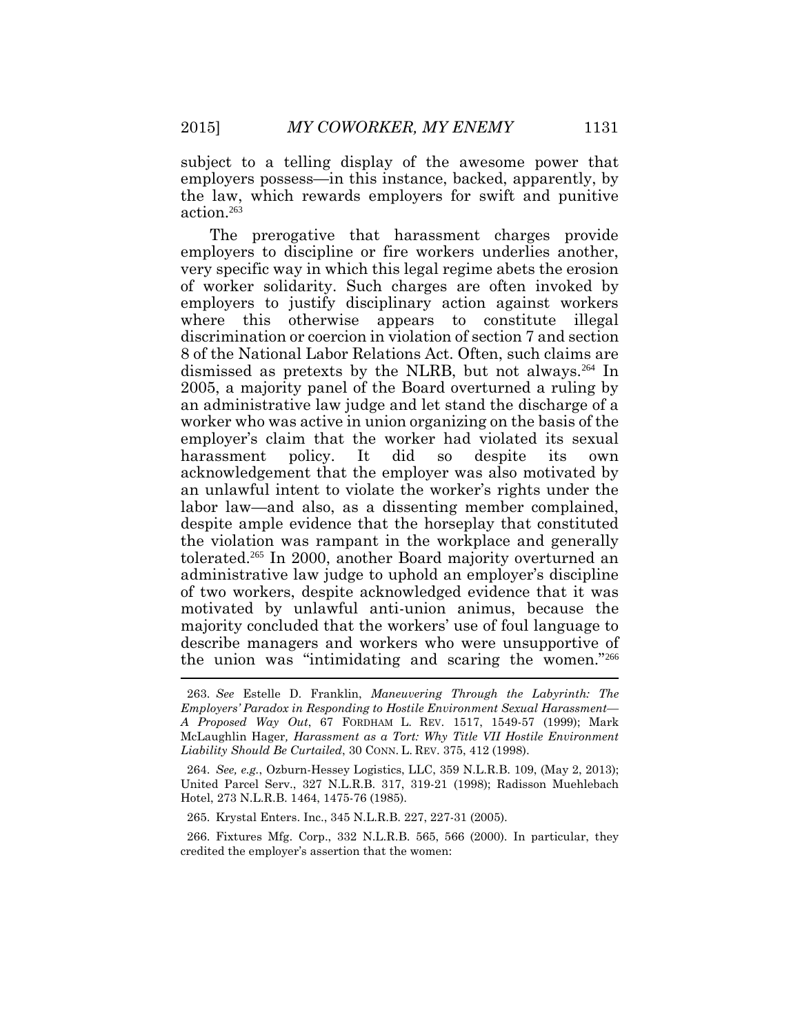subject to a telling display of the awesome power that employers possess—in this instance, backed, apparently, by the law, which rewards employers for swift and punitive action.[263]

The prerogative that harassment charges provide employers to discipline or fire workers underlies another, very specific way in which this legal regime abets the erosion of worker solidarity. Such charges are often invoked by employers to justify disciplinary action against workers where this otherwise appears to constitute illegal discrimination or coercion in violation of section 7 and section 8 of the National Labor Relations Act. Often, such claims are dismissed as pretexts by the NLRB, but not always.[264] In 2005, a majority panel of the Board overturned a ruling by an administrative law judge and let stand the discharge of a worker who was active in union organizing on the basis of the employer's claim that the worker had violated its sexual harassment policy. It did so despite its own acknowledgement that the employer was also motivated by an unlawful intent to violate the worker's rights under the labor law—and also, as a dissenting member complained, despite ample evidence that the horseplay that constituted the violation was rampant in the workplace and generally tolerated.[265] In 2000, another Board majority overturned an administrative law judge to uphold an employer's discipline of two workers, despite acknowledged evidence that it was motivated by unlawful anti-union animus, because the majority concluded that the workers' use of foul language to describe managers and workers who were unsupportive of the union was "intimidating and scaring the women."[266]

---

263. *See* Estelle D. Franklin, *Maneuvering Through the Labyrinth: The Employers' Paradox in Responding to Hostile Environment Sexual Harassment—A Proposed Way Out*, 67 FORDHAM L. REV. 1517, 1549-57 (1999); Mark McLaughlin Hager, *Harassment as a Tort: Why Title VII Hostile Environment Liability Should Be Curtailed*, 30 CONN. L. REV. 375, 412 (1998).

264. *See, e.g.*, Ozburn-Hessey Logistics, LLC, 359 N.L.R.B. 109, (May 2, 2013); United Parcel Serv., 327 N.L.R.B. 317, 319-21 (1998); Radisson Muehlebach Hotel, 273 N.L.R.B. 1464, 1475-76 (1985).

265. Krystal Enters. Inc., 345 N.L.R.B. 227, 227-31 (2005).

266. Fixtures Mfg. Corp., 332 N.L.R.B. 565, 566 (2000). In particular, they credited the employer's assertion that the women: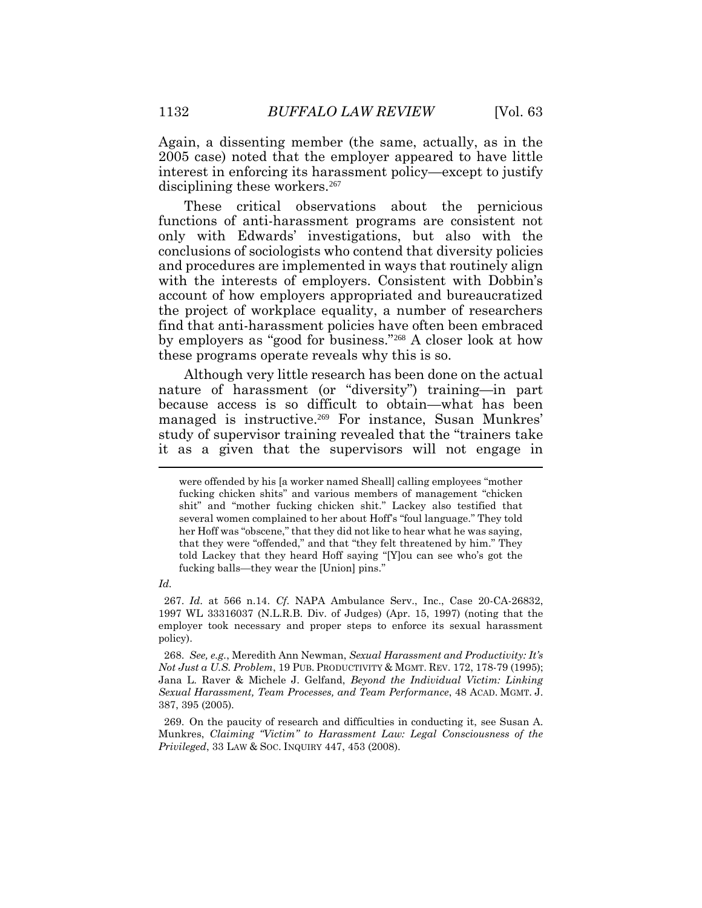Again, a dissenting member (the same, actually, as in the 2005 case) noted that the employer appeared to have little interest in enforcing its harassment policy—except to justify disciplining these workers.[267]

These critical observations about the pernicious functions of anti-harassment programs are consistent not only with Edwards' investigations, but also with the conclusions of sociologists who contend that diversity policies and procedures are implemented in ways that routinely align with the interests of employers. Consistent with Dobbin's account of how employers appropriated and bureaucratized the project of workplace equality, a number of researchers find that anti-harassment policies have often been embraced by employers as "good for business."[268] A closer look at how these programs operate reveals why this is so.

Although very little research has been done on the actual nature of harassment (or "diversity") training—in part because access is so difficult to obtain—what has been managed is instructive.[269] For instance, Susan Munkres' study of supervisor training revealed that the "trainers take it as a given that the supervisors will not engage in

---

> were offended by his [a worker named Sheall] calling employees "mother fucking chicken shits" and various members of management "chicken shit" and "mother fucking chicken shit." Lackey also testified that several women complained to her about Hoff's "foul language." They told her Hoff was "obscene," that they did not like to hear what he was saying, that they were "offended," and that "they felt threatened by him." They told Lackey that they heard Hoff saying "[Y]ou can see who's got the fucking balls—they wear the [Union] pins."

*Id.*

267. *Id.* at 566 n.14. *Cf.* NAPA Ambulance Serv., Inc., Case 20-CA-26832, 1997 WL 33316037 (N.L.R.B. Div. of Judges) (Apr. 15, 1997) (noting that the employer took necessary and proper steps to enforce its sexual harassment policy).

268. *See, e.g.*, Meredith Ann Newman, *Sexual Harassment and Productivity: It's Not Just a U.S. Problem*, 19 PUB. PRODUCTIVITY & MGMT. REV. 172, 178-79 (1995); Jana L. Raver & Michele J. Gelfand, *Beyond the Individual Victim: Linking Sexual Harassment, Team Processes, and Team Performance*, 48 ACAD. MGMT. J. 387, 395 (2005).

269. On the paucity of research and difficulties in conducting it, see Susan A. Munkres, *Claiming "Victim" to Harassment Law: Legal Consciousness of the Privileged*, 33 LAW & SOC. INQUIRY 447, 453 (2008).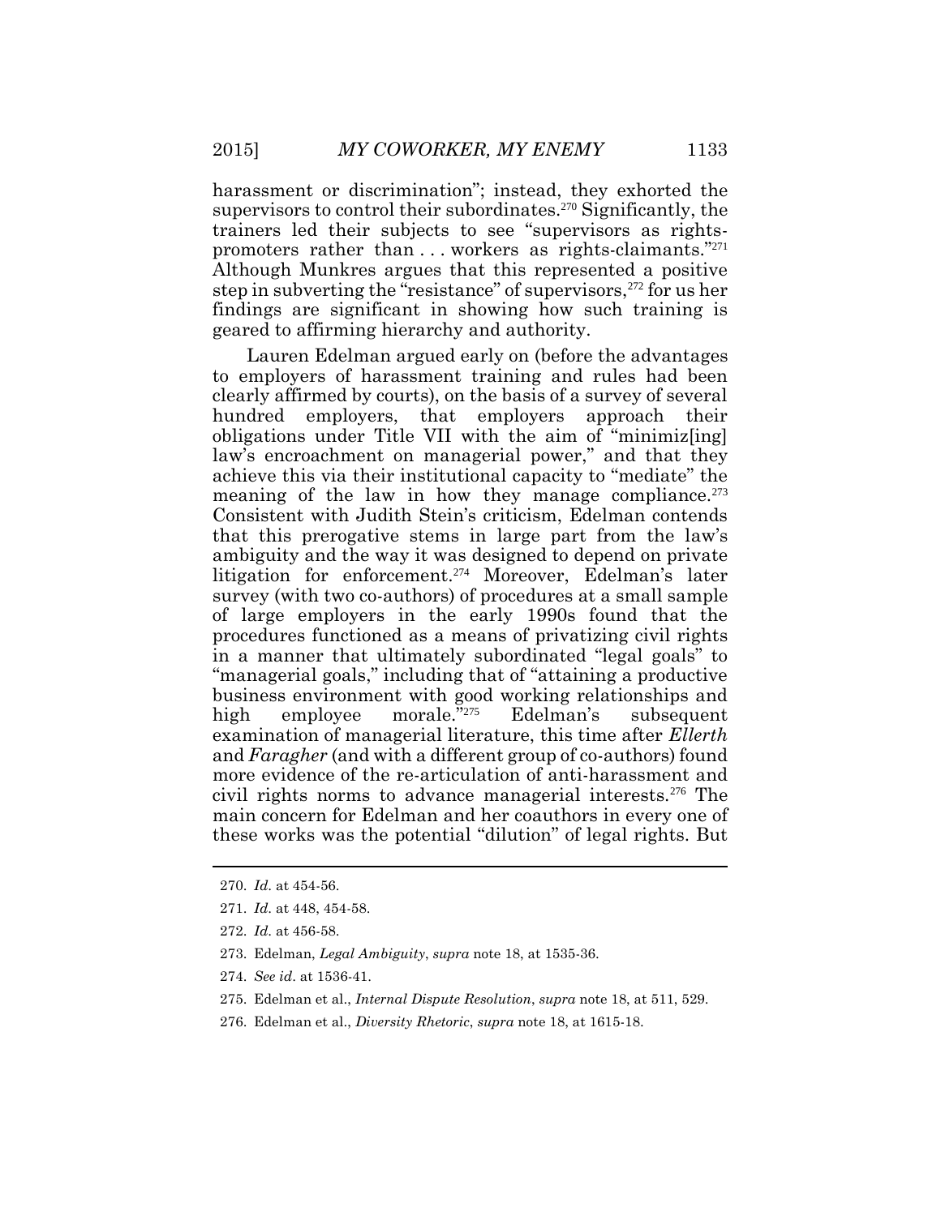harassment or discrimination"; instead, they exhorted the supervisors to control their subordinates.[270] Significantly, the trainers led their subjects to see "supervisors as rights-promoters rather than . . . workers as rights-claimants."[271] Although Munkres argues that this represented a positive step in subverting the "resistance" of supervisors,[272] for us her findings are significant in showing how such training is geared to affirming hierarchy and authority.

Lauren Edelman argued early on (before the advantages to employers of harassment training and rules had been clearly affirmed by courts), on the basis of a survey of several hundred employers, that employers approach their obligations under Title VII with the aim of "minimiz[ing] law's encroachment on managerial power," and that they achieve this via their institutional capacity to "mediate" the meaning of the law in how they manage compliance.[273] Consistent with Judith Stein's criticism, Edelman contends that this prerogative stems in large part from the law's ambiguity and the way it was designed to depend on private litigation for enforcement.[274] Moreover, Edelman's later survey (with two co-authors) of procedures at a small sample of large employers in the early 1990s found that the procedures functioned as a means of privatizing civil rights in a manner that ultimately subordinated "legal goals" to "managerial goals," including that of "attaining a productive business environment with good working relationships and high employee morale."[275] Edelman's subsequent examination of managerial literature, this time after *Ellerth* and *Faragher* (and with a different group of co-authors) found more evidence of the re-articulation of anti-harassment and civil rights norms to advance managerial interests.[276] The main concern for Edelman and her coauthors in every one of these works was the potential "dilution" of legal rights. But

---

270. *Id*. at 454-56.

271. *Id*. at 448, 454-58.

272. *Id*. at 456-58.

273. Edelman, *Legal Ambiguity*, *supra* note 18, at 1535-36.

274. *See id*. at 1536-41.

275. Edelman et al., *Internal Dispute Resolution*, *supra* note 18, at 511, 529.

276. Edelman et al., *Diversity Rhetoric*, *supra* note 18, at 1615-18.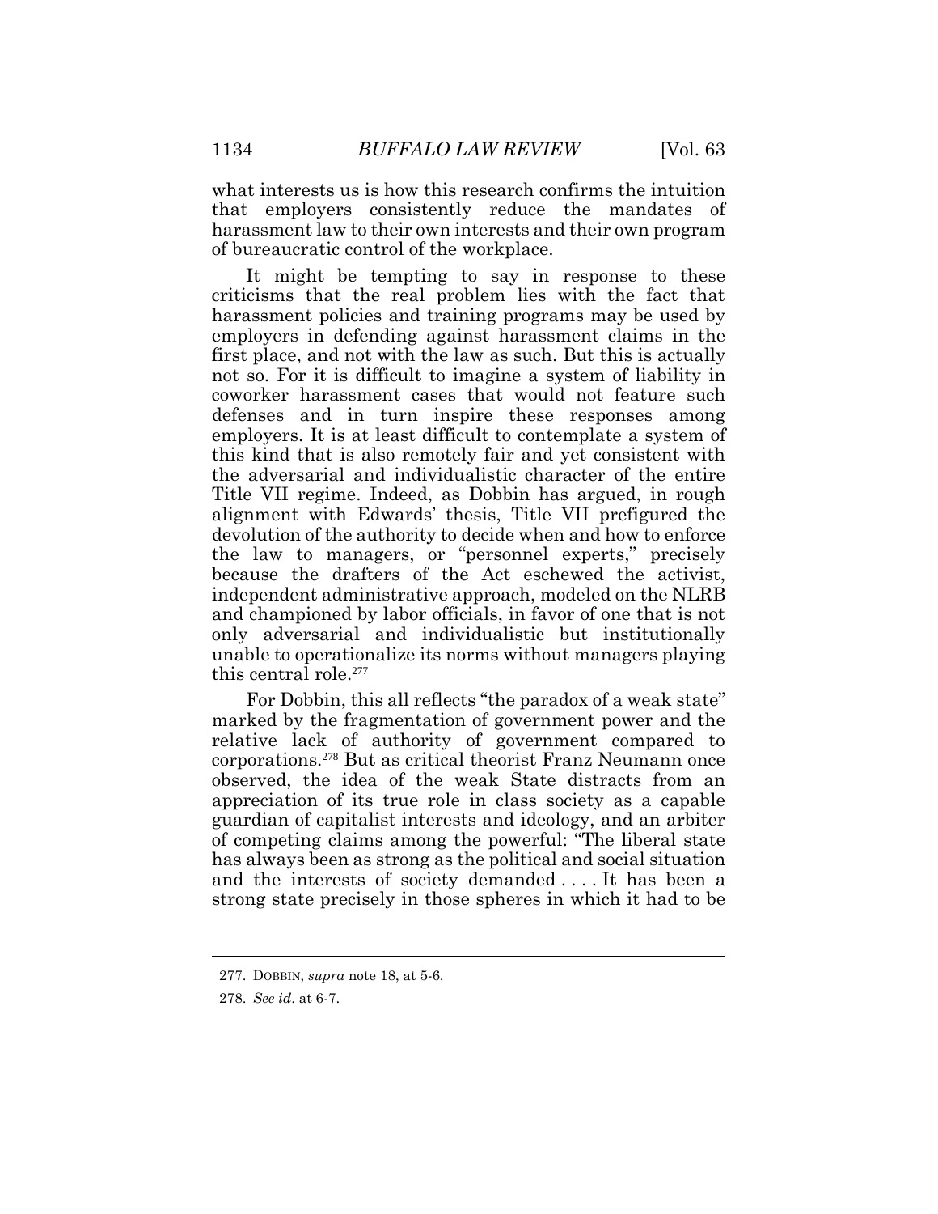what interests us is how this research confirms the intuition that employers consistently reduce the mandates of harassment law to their own interests and their own program of bureaucratic control of the workplace.

It might be tempting to say in response to these criticisms that the real problem lies with the fact that harassment policies and training programs may be used by employers in defending against harassment claims in the first place, and not with the law as such. But this is actually not so. For it is difficult to imagine a system of liability in coworker harassment cases that would not feature such defenses and in turn inspire these responses among employers. It is at least difficult to contemplate a system of this kind that is also remotely fair and yet consistent with the adversarial and individualistic character of the entire Title VII regime. Indeed, as Dobbin has argued, in rough alignment with Edwards' thesis, Title VII prefigured the devolution of the authority to decide when and how to enforce the law to managers, or "personnel experts," precisely because the drafters of the Act eschewed the activist, independent administrative approach, modeled on the NLRB and championed by labor officials, in favor of one that is not only adversarial and individualistic but institutionally unable to operationalize its norms without managers playing this central role.[277]

For Dobbin, this all reflects "the paradox of a weak state" marked by the fragmentation of government power and the relative lack of authority of government compared to corporations.[278] But as critical theorist Franz Neumann once observed, the idea of the weak State distracts from an appreciation of its true role in class society as a capable guardian of capitalist interests and ideology, and an arbiter of competing claims among the powerful: "The liberal state has always been as strong as the political and social situation and the interests of society demanded . . . . It has been a strong state precisely in those spheres in which it had to be

---

277. DOBBIN, *supra* note 18, at 5-6.

278. *See id*. at 6-7.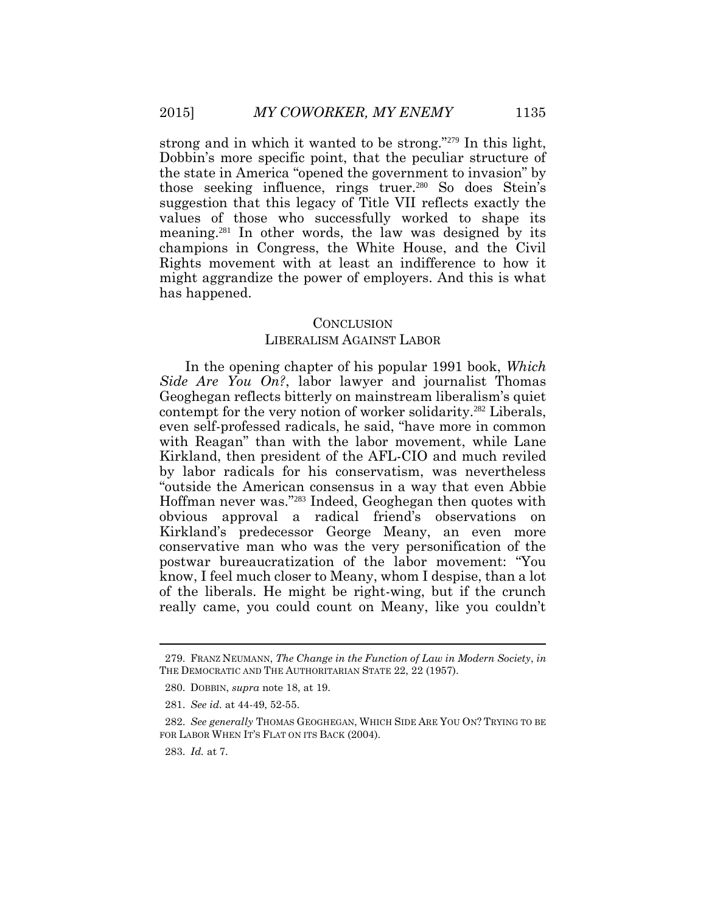strong and in which it wanted to be strong."[279] In this light, Dobbin's more specific point, that the peculiar structure of the state in America "opened the government to invasion" by those seeking influence, rings truer.[280] So does Stein's suggestion that this legacy of Title VII reflects exactly the values of those who successfully worked to shape its meaning.[281] In other words, the law was designed by its champions in Congress, the White House, and the Civil Rights movement with at least an indifference to how it might aggrandize the power of employers. And this is what has happened.

## CONCLUSION
## LIBERALISM AGAINST LABOR

In the opening chapter of his popular 1991 book, *Which Side Are You On?*, labor lawyer and journalist Thomas Geoghegan reflects bitterly on mainstream liberalism's quiet contempt for the very notion of worker solidarity.[282] Liberals, even self-professed radicals, he said, "have more in common with Reagan" than with the labor movement, while Lane Kirkland, then president of the AFL-CIO and much reviled by labor radicals for his conservatism, was nevertheless "outside the American consensus in a way that even Abbie Hoffman never was."[283] Indeed, Geoghegan then quotes with obvious approval a radical friend's observations on Kirkland's predecessor George Meany, an even more conservative man who was the very personification of the postwar bureaucratization of the labor movement: "You know, I feel much closer to Meany, whom I despise, than a lot of the liberals. He might be right-wing, but if the crunch really came, you could count on Meany, like you couldn't

---

279. FRANZ NEUMANN, *The Change in the Function of Law in Modern Society*, *in* THE DEMOCRATIC AND THE AUTHORITARIAN STATE 22, 22 (1957).

280. DOBBIN, *supra* note 18, at 19.

281. *See id.* at 44-49, 52-55.

282. *See generally* THOMAS GEOGHEGAN, WHICH SIDE ARE YOU ON? TRYING TO BE FOR LABOR WHEN IT'S FLAT ON ITS BACK (2004).

283. *Id.* at 7.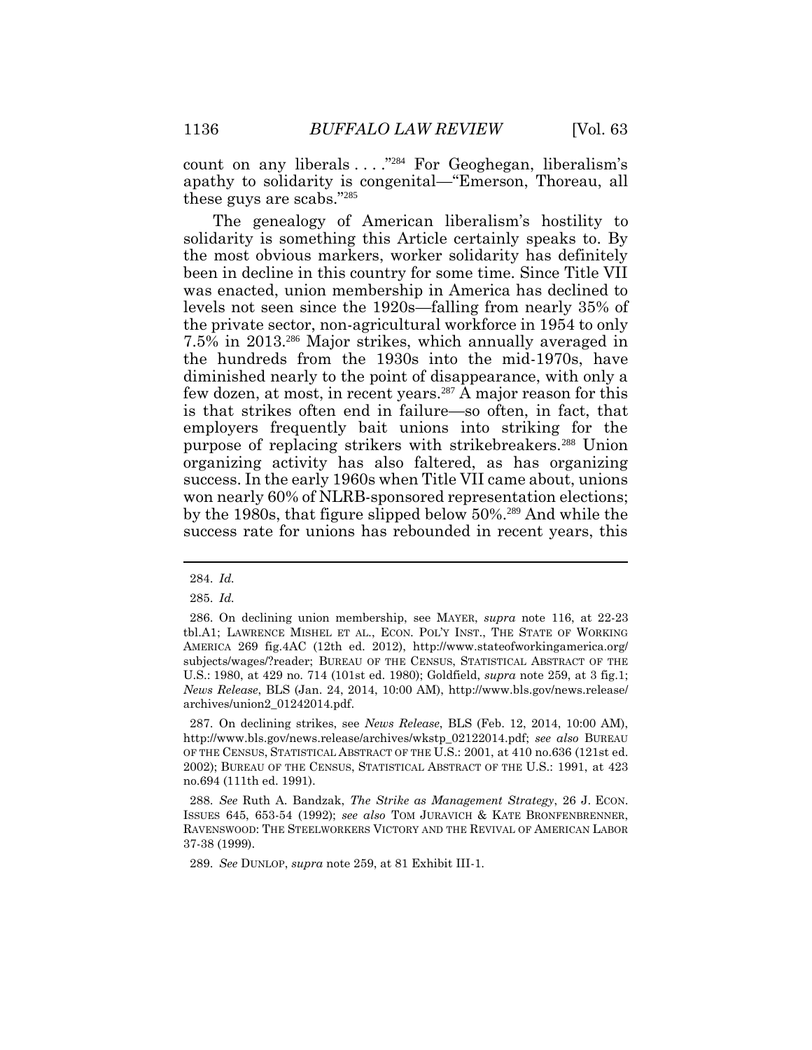count on any liberals . . . ."[284] For Geoghegan, liberalism's apathy to solidarity is congenital—"Emerson, Thoreau, all these guys are scabs."[285]

The genealogy of American liberalism's hostility to solidarity is something this Article certainly speaks to. By the most obvious markers, worker solidarity has definitely been in decline in this country for some time. Since Title VII was enacted, union membership in America has declined to levels not seen since the 1920s—falling from nearly 35% of the private sector, non-agricultural workforce in 1954 to only 7.5% in 2013.[286] Major strikes, which annually averaged in the hundreds from the 1930s into the mid-1970s, have diminished nearly to the point of disappearance, with only a few dozen, at most, in recent years.[287] A major reason for this is that strikes often end in failure—so often, in fact, that employers frequently bait unions into striking for the purpose of replacing strikers with strikebreakers.[288] Union organizing activity has also faltered, as has organizing success. In the early 1960s when Title VII came about, unions won nearly 60% of NLRB-sponsored representation elections; by the 1980s, that figure slipped below 50%.[289] And while the success rate for unions has rebounded in recent years, this

---

284. *Id.*

285. *Id.*

286. On declining union membership, see MAYER, *supra* note 116, at 22-23 tbl.A1; LAWRENCE MISHEL ET AL., ECON. POL'Y INST., THE STATE OF WORKING AMERICA 269 fig.4AC (12th ed. 2012), http://www.stateofworkingamerica.org/subjects/wages/?reader; BUREAU OF THE CENSUS, STATISTICAL ABSTRACT OF THE U.S.: 1980, at 429 no. 714 (101st ed. 1980); Goldfield, *supra* note 259, at 3 fig.1; *News Release*, BLS (Jan. 24, 2014, 10:00 AM), http://www.bls.gov/news.release/archives/union2_01242014.pdf.

287. On declining strikes, see *News Release*, BLS (Feb. 12, 2014, 10:00 AM), http://www.bls.gov/news.release/archives/wkstp_02122014.pdf; *see also* BUREAU OF THE CENSUS, STATISTICAL ABSTRACT OF THE U.S.: 2001, at 410 no.636 (121st ed. 2002); BUREAU OF THE CENSUS, STATISTICAL ABSTRACT OF THE U.S.: 1991, at 423 no.694 (111th ed. 1991).

288. *See* Ruth A. Bandzak, *The Strike as Management Strategy*, 26 J. ECON. ISSUES 645, 653-54 (1992); *see also* TOM JURAVICH & KATE BRONFENBRENNER, RAVENSWOOD: THE STEELWORKERS VICTORY AND THE REVIVAL OF AMERICAN LABOR 37-38 (1999).

289. *See* DUNLOP, *supra* note 259, at 81 Exhibit III-1.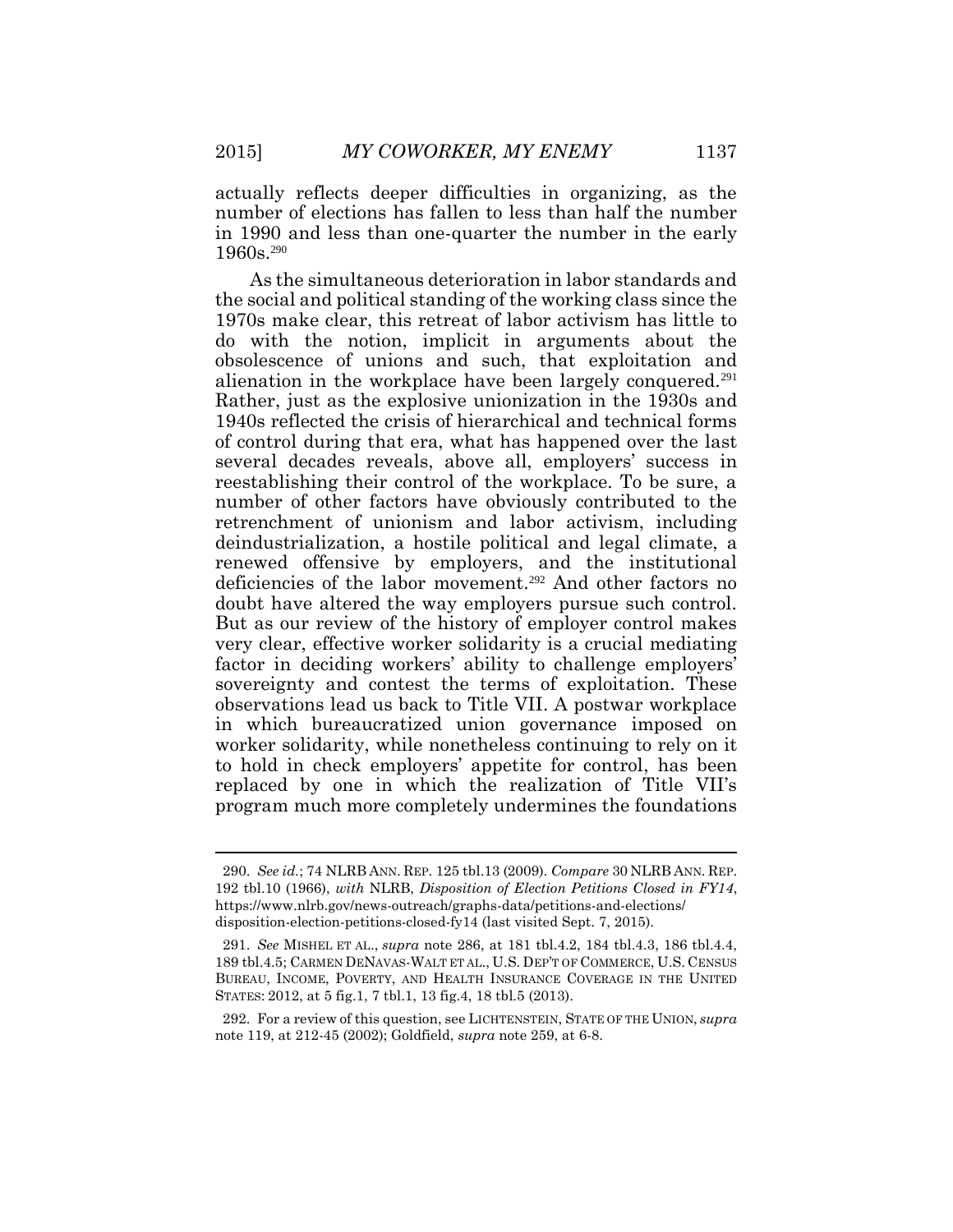actually reflects deeper difficulties in organizing, as the number of elections has fallen to less than half the number in 1990 and less than one-quarter the number in the early 1960s.[290]

As the simultaneous deterioration in labor standards and the social and political standing of the working class since the 1970s make clear, this retreat of labor activism has little to do with the notion, implicit in arguments about the obsolescence of unions and such, that exploitation and alienation in the workplace have been largely conquered.[291] Rather, just as the explosive unionization in the 1930s and 1940s reflected the crisis of hierarchical and technical forms of control during that era, what has happened over the last several decades reveals, above all, employers' success in reestablishing their control of the workplace. To be sure, a number of other factors have obviously contributed to the retrenchment of unionism and labor activism, including deindustrialization, a hostile political and legal climate, a renewed offensive by employers, and the institutional deficiencies of the labor movement.[292] And other factors no doubt have altered the way employers pursue such control. But as our review of the history of employer control makes very clear, effective worker solidarity is a crucial mediating factor in deciding workers' ability to challenge employers' sovereignty and contest the terms of exploitation. These observations lead us back to Title VII. A postwar workplace in which bureaucratized union governance imposed on worker solidarity, while nonetheless continuing to rely on it to hold in check employers' appetite for control, has been replaced by one in which the realization of Title VII's program much more completely undermines the foundations

---

290. *See id.*; 74 NLRB ANN. REP. 125 tbl.13 (2009). *Compare* 30 NLRB ANN. REP. 192 tbl.10 (1966), *with* NLRB, *Disposition of Election Petitions Closed in FY14*, https://www.nlrb.gov/news-outreach/graphs-data/petitions-and-elections/disposition-election-petitions-closed-fy14 (last visited Sept. 7, 2015).

291. *See* MISHEL ET AL., *supra* note 286, at 181 tbl.4.2, 184 tbl.4.3, 186 tbl.4.4, 189 tbl.4.5; CARMEN DENAVAS-WALT ET AL., U.S. DEP'T OF COMMERCE, U.S. CENSUS BUREAU, INCOME, POVERTY, AND HEALTH INSURANCE COVERAGE IN THE UNITED STATES: 2012, at 5 fig.1, 7 tbl.1, 13 fig.4, 18 tbl.5 (2013).

292. For a review of this question, see LICHTENSTEIN, STATE OF THE UNION, *supra* note 119, at 212-45 (2002); Goldfield, *supra* note 259, at 6-8.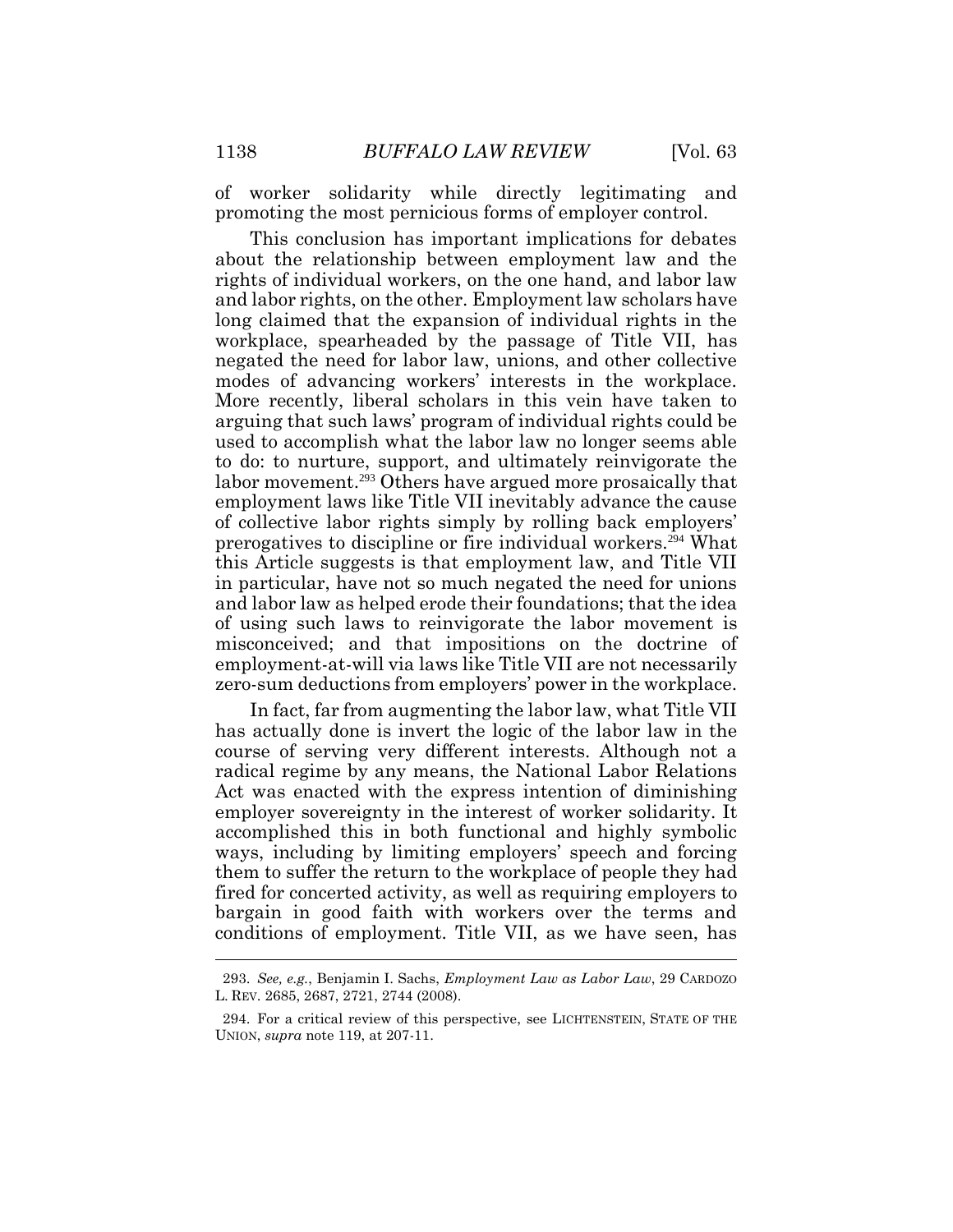of worker solidarity while directly legitimating and promoting the most pernicious forms of employer control.

This conclusion has important implications for debates about the relationship between employment law and the rights of individual workers, on the one hand, and labor law and labor rights, on the other. Employment law scholars have long claimed that the expansion of individual rights in the workplace, spearheaded by the passage of Title VII, has negated the need for labor law, unions, and other collective modes of advancing workers' interests in the workplace. More recently, liberal scholars in this vein have taken to arguing that such laws' program of individual rights could be used to accomplish what the labor law no longer seems able to do: to nurture, support, and ultimately reinvigorate the labor movement.[293] Others have argued more prosaically that employment laws like Title VII inevitably advance the cause of collective labor rights simply by rolling back employers' prerogatives to discipline or fire individual workers.[294] What this Article suggests is that employment law, and Title VII in particular, have not so much negated the need for unions and labor law as helped erode their foundations; that the idea of using such laws to reinvigorate the labor movement is misconceived; and that impositions on the doctrine of employment-at-will via laws like Title VII are not necessarily zero-sum deductions from employers' power in the workplace.

In fact, far from augmenting the labor law, what Title VII has actually done is invert the logic of the labor law in the course of serving very different interests. Although not a radical regime by any means, the National Labor Relations Act was enacted with the express intention of diminishing employer sovereignty in the interest of worker solidarity. It accomplished this in both functional and highly symbolic ways, including by limiting employers' speech and forcing them to suffer the return to the workplace of people they had fired for concerted activity, as well as requiring employers to bargain in good faith with workers over the terms and conditions of employment. Title VII, as we have seen, has

---

293. *See, e.g.*, Benjamin I. Sachs, *Employment Law as Labor Law*, 29 CARDOZO L. REV. 2685, 2687, 2721, 2744 (2008).

294. For a critical review of this perspective, see LICHTENSTEIN, STATE OF THE UNION, *supra* note 119, at 207-11.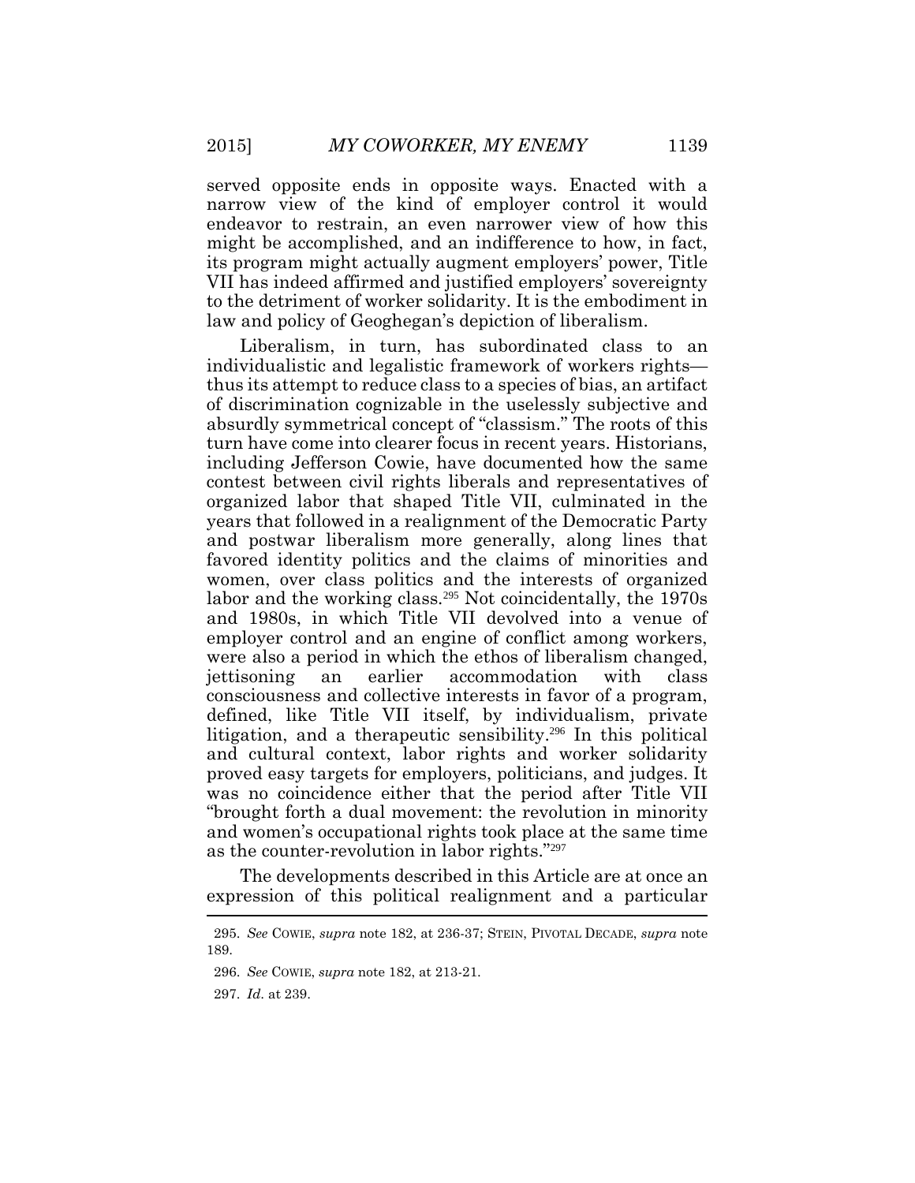served opposite ends in opposite ways. Enacted with a narrow view of the kind of employer control it would endeavor to restrain, an even narrower view of how this might be accomplished, and an indifference to how, in fact, its program might actually augment employers' power, Title VII has indeed affirmed and justified employers' sovereignty to the detriment of worker solidarity. It is the embodiment in law and policy of Geoghegan's depiction of liberalism.

Liberalism, in turn, has subordinated class to an individualistic and legalistic framework of workers rights—thus its attempt to reduce class to a species of bias, an artifact of discrimination cognizable in the uselessly subjective and absurdly symmetrical concept of "classism." The roots of this turn have come into clearer focus in recent years. Historians, including Jefferson Cowie, have documented how the same contest between civil rights liberals and representatives of organized labor that shaped Title VII, culminated in the years that followed in a realignment of the Democratic Party and postwar liberalism more generally, along lines that favored identity politics and the claims of minorities and women, over class politics and the interests of organized labor and the working class.[295] Not coincidentally, the 1970s and 1980s, in which Title VII devolved into a venue of employer control and an engine of conflict among workers, were also a period in which the ethos of liberalism changed, jettisoning an earlier accommodation with class consciousness and collective interests in favor of a program, defined, like Title VII itself, by individualism, private litigation, and a therapeutic sensibility.[296] In this political and cultural context, labor rights and worker solidarity proved easy targets for employers, politicians, and judges. It was no coincidence either that the period after Title VII "brought forth a dual movement: the revolution in minority and women's occupational rights took place at the same time as the counter-revolution in labor rights."[297]

The developments described in this Article are at once an expression of this political realignment and a particular

---

295. *See* COWIE, *supra* note 182, at 236-37; STEIN, PIVOTAL DECADE, *supra* note 189.

296. *See* COWIE, *supra* note 182, at 213-21.

297. *Id.* at 239.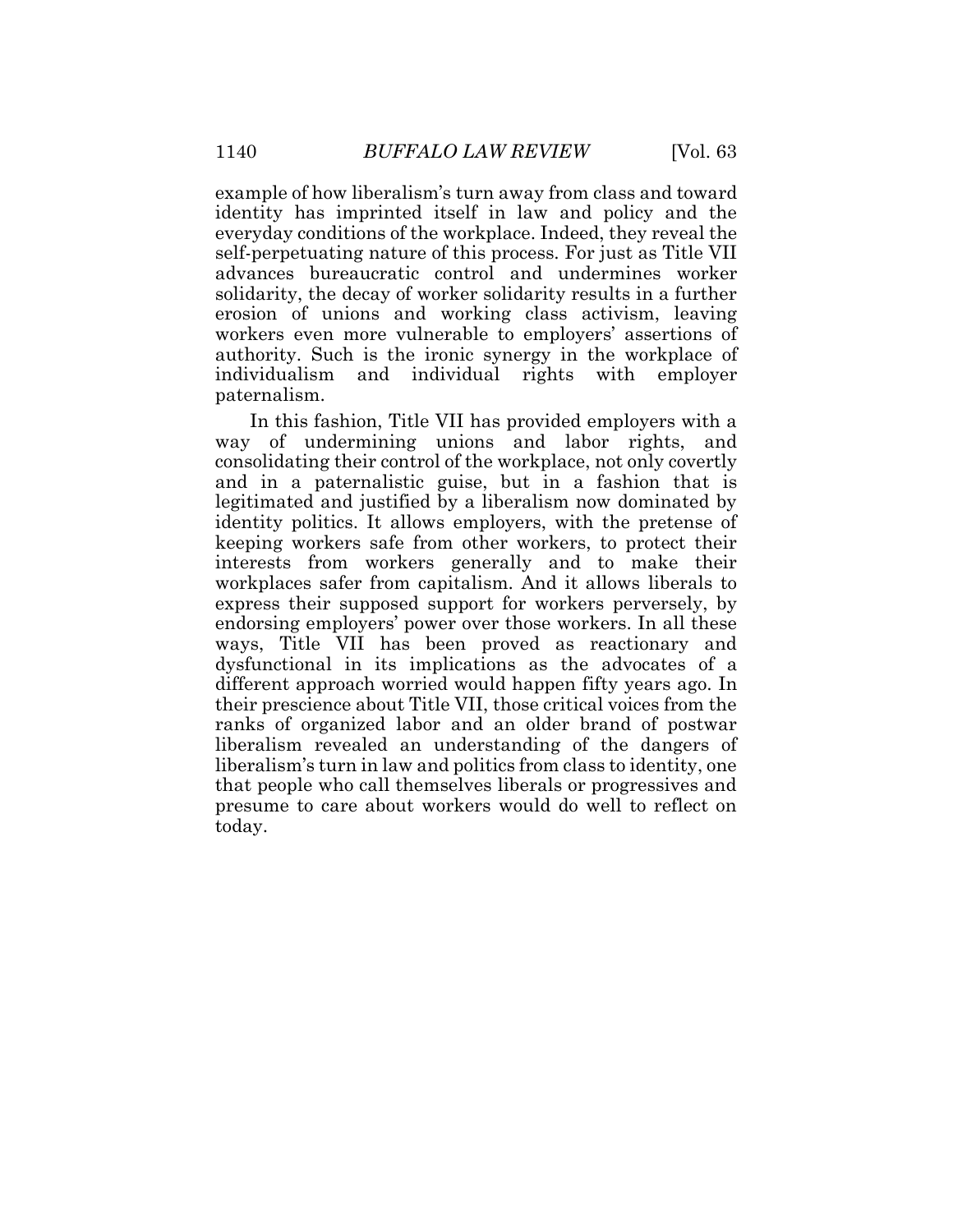example of how liberalism's turn away from class and toward identity has imprinted itself in law and policy and the everyday conditions of the workplace. Indeed, they reveal the self-perpetuating nature of this process. For just as Title VII advances bureaucratic control and undermines worker solidarity, the decay of worker solidarity results in a further erosion of unions and working class activism, leaving workers even more vulnerable to employers' assertions of authority. Such is the ironic synergy in the workplace of individualism and individual rights with employer paternalism.

In this fashion, Title VII has provided employers with a way of undermining unions and labor rights, and consolidating their control of the workplace, not only covertly and in a paternalistic guise, but in a fashion that is legitimated and justified by a liberalism now dominated by identity politics. It allows employers, with the pretense of keeping workers safe from other workers, to protect their interests from workers generally and to make their workplaces safer from capitalism. And it allows liberals to express their supposed support for workers perversely, by endorsing employers' power over those workers. In all these ways, Title VII has been proved as reactionary and dysfunctional in its implications as the advocates of a different approach worried would happen fifty years ago. In their prescience about Title VII, those critical voices from the ranks of organized labor and an older brand of postwar liberalism revealed an understanding of the dangers of liberalism's turn in law and politics from class to identity, one that people who call themselves liberals or progressives and presume to care about workers would do well to reflect on today.